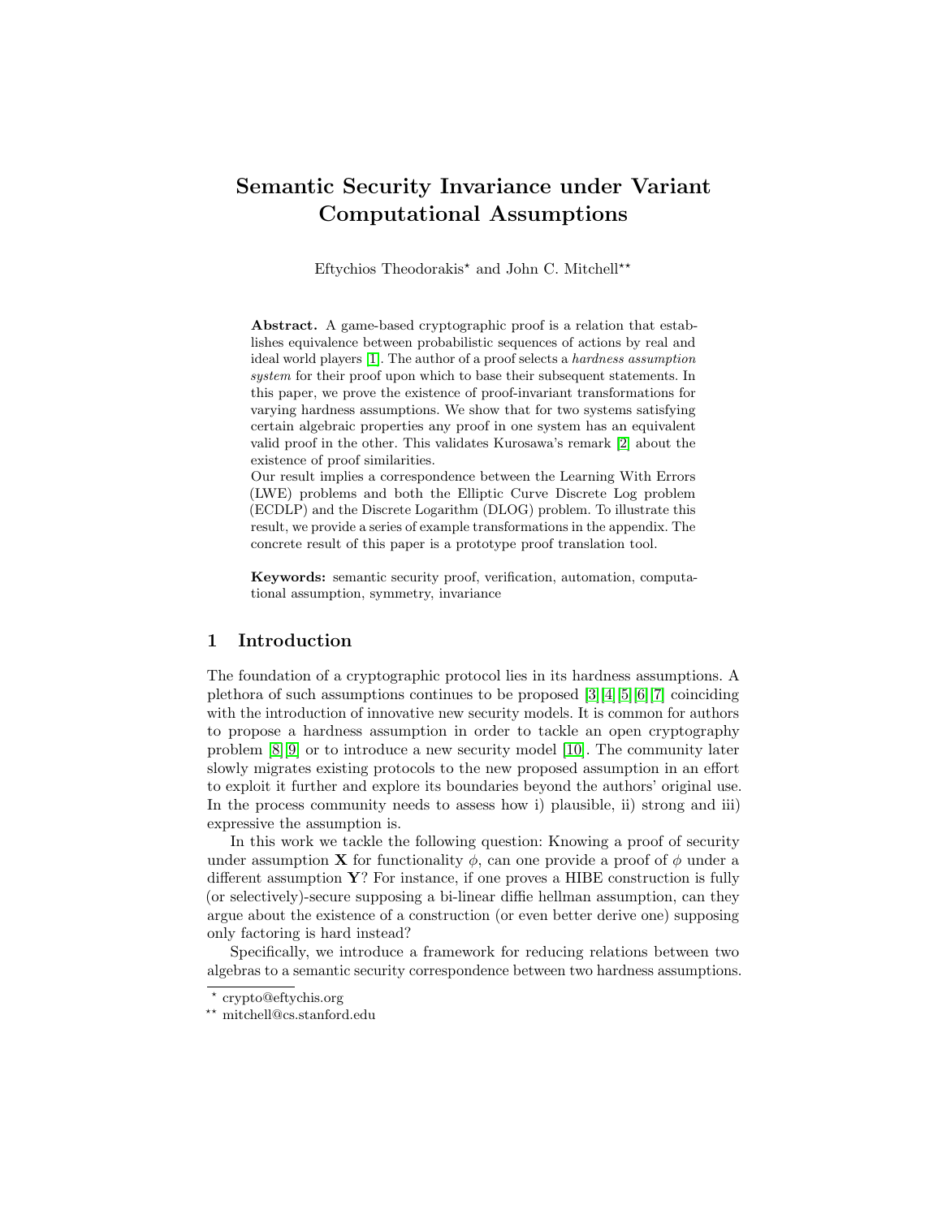# Semantic Security Invariance under Variant Computational Assumptions

Eftychios Theodorakis* and John C. Mitchell**

**Abstract.** A game-based cryptographic proof is a relation that establishes equivalence between probabilistic sequences of actions by real and ideal world players [1]. The author of a proof selects a *hardness assumption system* for their proof upon which to base their subsequent statements. In this paper, we prove the existence of proof-invariant transformations for varying hardness assumptions. We show that for two systems satisfying certain algebraic properties any proof in one system has an equivalent valid proof in the other. This validates Kurosawa's remark [2] about the existence of proof similarities.

Our result implies a correspondence between the Learning With Errors (LWE) problems and both the Elliptic Curve Discrete Log problem (ECDLP) and the Discrete Logarithm (DLOG) problem. To illustrate this result, we provide a series of example transformations in the appendix. The concrete result of this paper is a prototype proof translation tool.

**Keywords:** semantic security proof, verification, automation, computational assumption, symmetry, invariance

## 1 Introduction

The foundation of a cryptographic protocol lies in its hardness assumptions. A plethora of such assumptions continues to be proposed [3][4][5][6][7] coinciding with the introduction of innovative new security models. It is common for authors to propose a hardness assumption in order to tackle an open cryptography problem [8][9] or to introduce a new security model [10]. The community later slowly migrates existing protocols to the new proposed assumption in an effort to exploit it further and explore its boundaries beyond the authors' original use. In the process community needs to assess how i) plausible, ii) strong and iii) expressive the assumption is.

In this work we tackle the following question: Knowing a proof of security under assumption $\mathbf{X}$ for functionality $\phi$, can one provide a proof of $\phi$ under a different assumption $\mathbf{Y}$? For instance, if one proves a HIBE construction is fully (or selectively)-secure supposing a bi-linear diffie hellman assumption, can they argue about the existence of a construction (or even better derive one) supposing only factoring is hard instead?

Specifically, we introduce a framework for reducing relations between two algebras to a semantic security correspondence between two hardness assumptions.

* crypto@eftychis.org

** mitchell@cs.stanford.edu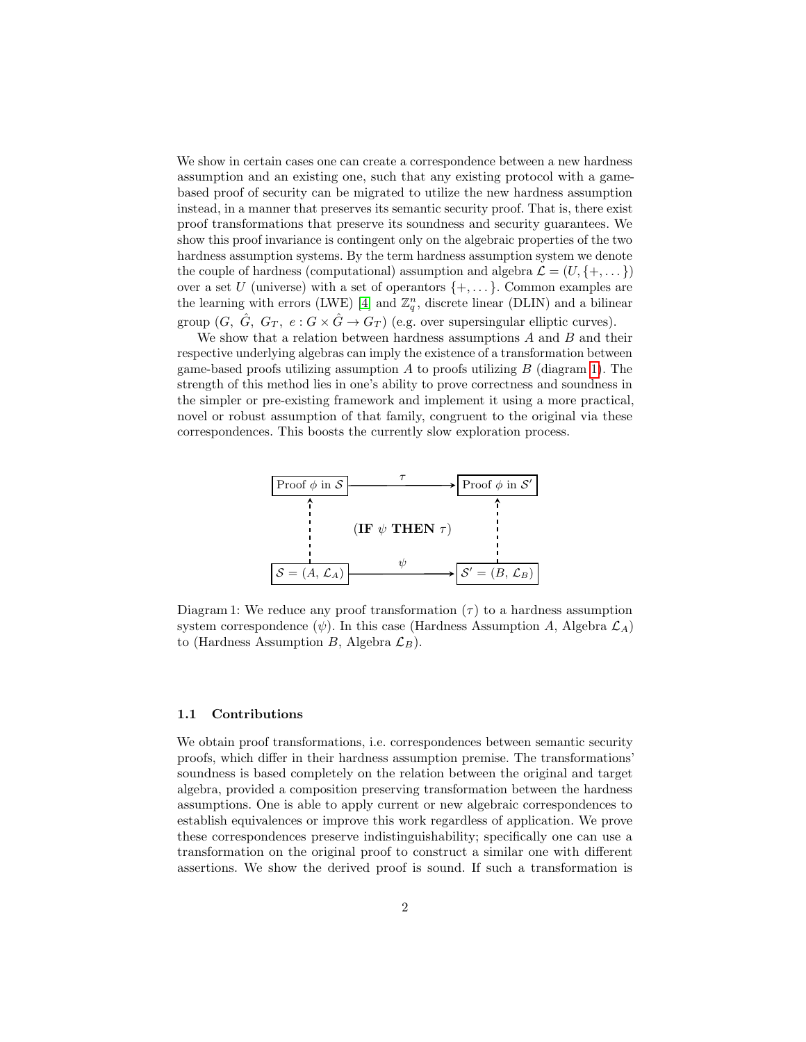We show in certain cases one can create a correspondence between a new hardness assumption and an existing one, such that any existing protocol with a game-based proof of security can be migrated to utilize the new hardness assumption instead, in a manner that preserves its semantic security proof. That is, there exist proof transformations that preserve its soundness and security guarantees. We show this proof invariance is contingent only on the algebraic properties of the two hardness assumption systems. By the term hardness assumption system we denote the couple of hardness (computational) assumption and algebra $\mathcal{L} = (U, \{+, \dots\})$ over a set $U$ (universe) with a set of operantors $\{+, \dots\}$. Common examples are the learning with errors (LWE) [4] and $\mathbb{Z}_q^n$, discrete linear (DLIN) and a bilinear group $(G,\ \hat{G},\ G_T,\ e : G \times \hat{G} \rightarrow G_T)$ (e.g. over supersingular elliptic curves).

We show that a relation between hardness assumptions $A$ and $B$ and their respective underlying algebras can imply the existence of a transformation between game-based proofs utilizing assumption $A$ to proofs utilizing $B$ (diagram 1). The strength of this method lies in one's ability to prove correctness and soundness in the simpler or pre-existing framework and implement it using a more practical, novel or robust assumption of that family, congruent to the original via these correspondences. This boosts the currently slow exploration process.

$$
\begin{array}{ccc}
\boxed{\text{Proof } \phi \text{ in } \mathcal{S}} & \xrightarrow{\quad\tau\quad} & \boxed{\text{Proof } \phi \text{ in } \mathcal{S}'} \\
\Uparrow & (\textbf{IF } \psi \textbf{ THEN } \tau) & \Uparrow \\
\boxed{\mathcal{S} = (A,\, \mathcal{L}_A)} & \xrightarrow{\quad\psi\quad} & \boxed{\mathcal{S}' = (B,\, \mathcal{L}_B)}
\end{array}
$$

Diagram 1: We reduce any proof transformation ($\tau$) to a hardness assumption system correspondence ($\psi$). In this case (Hardness Assumption $A$, Algebra $\mathcal{L}_A$) to (Hardness Assumption $B$, Algebra $\mathcal{L}_B$).

### 1.1 Contributions

We obtain proof transformations, i.e. correspondences between semantic security proofs, which differ in their hardness assumption premise. The transformations' soundness is based completely on the relation between the original and target algebra, provided a composition preserving transformation between the hardness assumptions. One is able to apply current or new algebraic correspondences to establish equivalences or improve this work regardless of application. We prove these correspondences preserve indistinguishability; specifically one can use a transformation on the original proof to construct a similar one with different assertions. We show the derived proof is sound. If such a transformation is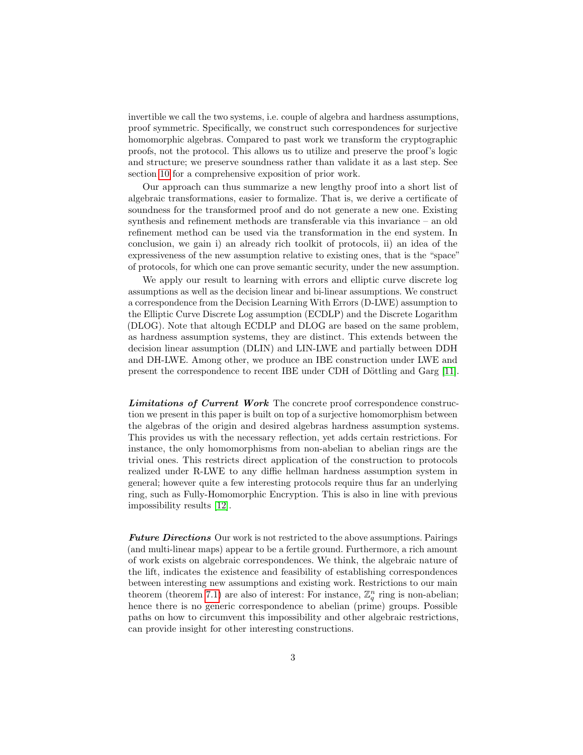invertible we call the two systems, i.e. couple of algebra and hardness assumptions, proof symmetric. Specifically, we construct such correspondences for surjective homomorphic algebras. Compared to past work we transform the cryptographic proofs, not the protocol. This allows us to utilize and preserve the proof's logic and structure; we preserve soundness rather than validate it as a last step. See section 10 for a comprehensive exposition of prior work.

Our approach can thus summarize a new lengthy proof into a short list of algebraic transformations, easier to formalize. That is, we derive a certificate of soundness for the transformed proof and do not generate a new one. Existing synthesis and refinement methods are transferable via this invariance – an old refinement method can be used via the transformation in the end system. In conclusion, we gain i) an already rich toolkit of protocols, ii) an idea of the expressiveness of the new assumption relative to existing ones, that is the "space" of protocols, for which one can prove semantic security, under the new assumption.

We apply our result to learning with errors and elliptic curve discrete log assumptions as well as the decision linear and bi-linear assumptions. We construct a correspondence from the Decision Learning With Errors (D-LWE) assumption to the Elliptic Curve Discrete Log assumption (ECDLP) and the Discrete Logarithm (DLOG). Note that altough ECDLP and DLOG are based on the same problem, as hardness assumption systems, they are distinct. This extends between the decision linear assumption (DLIN) and LIN-LWE and partially between DDH and DH-LWE. Among other, we produce an IBE construction under LWE and present the correspondence to recent IBE under CDH of Döttling and Garg [11].

***Limitations of Current Work*** The concrete proof correspondence construction we present in this paper is built on top of a surjective homomorphism between the algebras of the origin and desired algebras hardness assumption systems. This provides us with the necessary reflection, yet adds certain restrictions. For instance, the only homomorphisms from non-abelian to abelian rings are the trivial ones. This restricts direct application of the construction to protocols realized under R-LWE to any diffie hellman hardness assumption system in general; however quite a few interesting protocols require thus far an underlying ring, such as Fully-Homomorphic Encryption. This is also in line with previous impossibility results [12].

***Future Directions*** Our work is not restricted to the above assumptions. Pairings (and multi-linear maps) appear to be a fertile ground. Furthermore, a rich amount of work exists on algebraic correspondences. We think, the algebraic nature of the lift, indicates the existence and feasibility of establishing correspondences between interesting new assumptions and existing work. Restrictions to our main theorem (theorem 7.1) are also of interest: For instance, $\mathbb{Z}_q^n$ ring is non-abelian; hence there is no generic correspondence to abelian (prime) groups. Possible paths on how to circumvent this impossibility and other algebraic restrictions, can provide insight for other interesting constructions.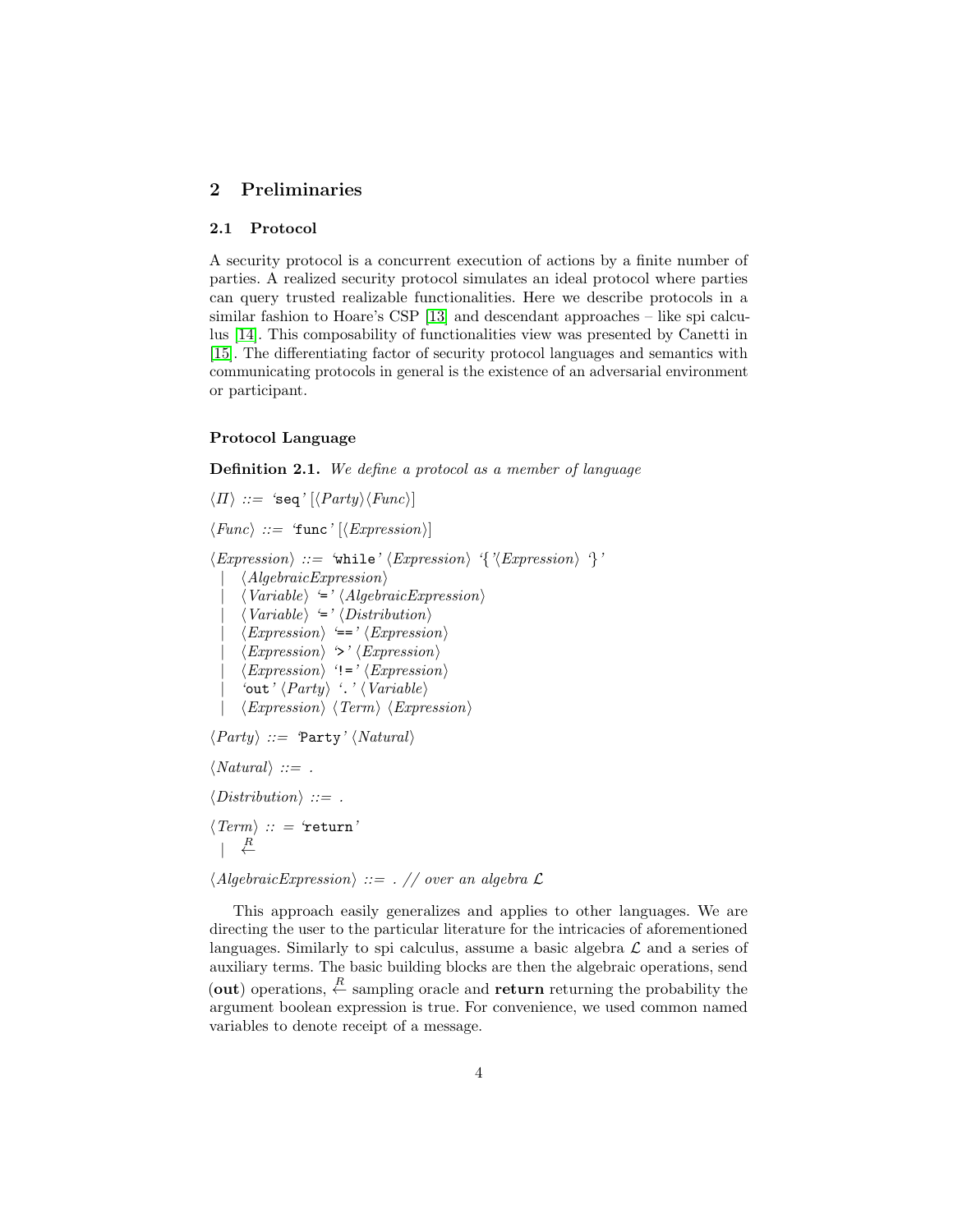## 2 Preliminaries

### 2.1 Protocol

A security protocol is a concurrent execution of actions by a finite number of parties. A realized security protocol simulates an ideal protocol where parties can query trusted realizable functionalities. Here we describe protocols in a similar fashion to Hoare's CSP [13] and descendant approaches – like spi calculus [14]. This composability of functionalities view was presented by Canetti in [15]. The differentiating factor of security protocol languages and semantics with communicating protocols in general is the existence of an adversarial environment or participant.

#### Protocol Language

**Definition 2.1.** *We define a protocol as a member of language*

$\langle \Pi \rangle$ ::= '`seq`' [$\langle$*Party*$\rangle\langle$*Func*$\rangle$]

$\langle$*Func*$\rangle$ ::= '`func`' [$\langle$*Expression*$\rangle$]

$\langle$*Expression*$\rangle$ ::= '`while`' $\langle$*Expression*$\rangle$ '{'$\langle$*Expression*$\rangle$ '}'
  | $\langle$*AlgebraicExpression*$\rangle$
  | $\langle$*Variable*$\rangle$ '`=`' $\langle$*AlgebraicExpression*$\rangle$
  | $\langle$*Variable*$\rangle$ '`=`' $\langle$*Distribution*$\rangle$
  | $\langle$*Expression*$\rangle$ '`==`' $\langle$*Expression*$\rangle$
  | $\langle$*Expression*$\rangle$ '`>`' $\langle$*Expression*$\rangle$
  | $\langle$*Expression*$\rangle$ '`!=`' $\langle$*Expression*$\rangle$
  | '`out`' $\langle$*Party*$\rangle$ '`.`' $\langle$*Variable*$\rangle$
  | $\langle$*Expression*$\rangle$ $\langle$*Term*$\rangle$ $\langle$*Expression*$\rangle$

$\langle$*Party*$\rangle$ ::= '`Party`' $\langle$*Natural*$\rangle$

$\langle$*Natural*$\rangle$ ::= .

$\langle$*Distribution*$\rangle$ ::= .

$\langle$*Term*$\rangle$ :: = '`return`'
  | $\xleftarrow{R}$

$\langle$*AlgebraicExpression*$\rangle$ ::= . // *over an algebra* $\mathcal{L}$

This approach easily generalizes and applies to other languages. We are directing the user to the particular literature for the intricacies of aforementioned languages. Similarly to spi calculus, assume a basic algebra $\mathcal{L}$ and a series of auxiliary terms. The basic building blocks are then the algebraic operations, send (**out**) operations, $\xleftarrow{R}$ sampling oracle and **return** returning the probability the argument boolean expression is true. For convenience, we used common named variables to denote receipt of a message.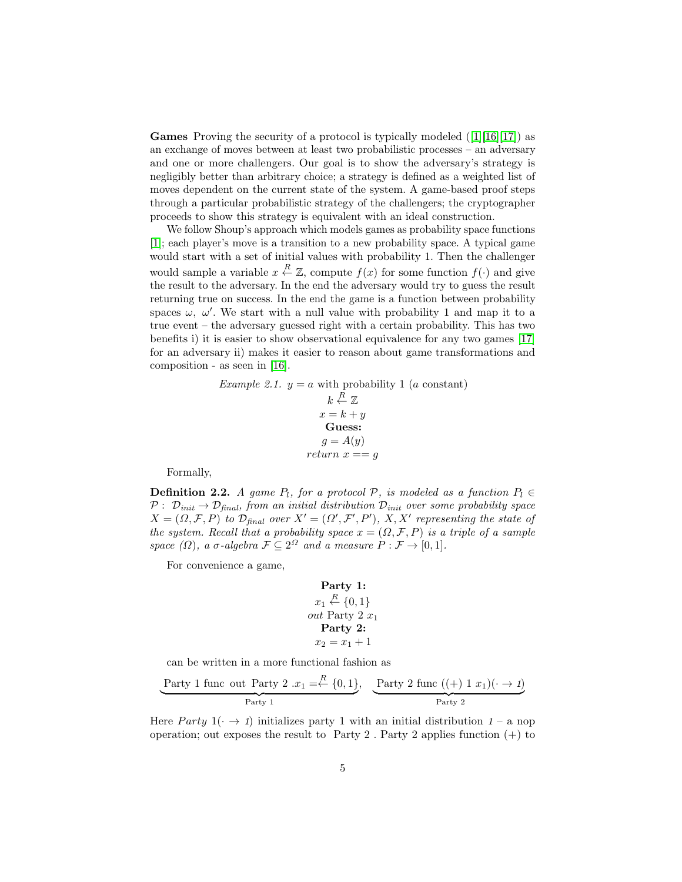**Games** Proving the security of a protocol is typically modeled ([1][16][17]) as an exchange of moves between at least two probabilistic processes – an adversary and one or more challengers. Our goal is to show the adversary's strategy is negligibly better than arbitrary choice; a strategy is defined as a weighted list of moves dependent on the current state of the system. A game-based proof steps through a particular probabilistic strategy of the challengers; the cryptographer proceeds to show this strategy is equivalent with an ideal construction.

We follow Shoup's approach which models games as probability space functions [1]; each player's move is a transition to a new probability space. A typical game would start with a set of initial values with probability 1. Then the challenger would sample a variable $x \stackrel{R}{\leftarrow} \mathbb{Z}$, compute $f(x)$ for some function $f(\cdot)$ and give the result to the adversary. In the end the adversary would try to guess the result returning true on success. In the end the game is a function between probability spaces $\omega,\ \omega'$. We start with a null value with probability 1 and map it to a true event – the adversary guessed right with a certain probability. This has two benefits i) it is easier to show observational equivalence for any two games [17] for an adversary ii) makes it easier to reason about game transformations and composition - as seen in [16].

*Example 2.1.* $y = a$ with probability 1 ($a$ constant)

$$k \stackrel{R}{\leftarrow} \mathbb{Z}$$
$$x = k + y$$

**Guess:**

$$g = A(y)$$
$$return\ x == g$$

Formally,

**Definition 2.2.** *A game $P_l$, for a protocol $\mathcal{P}$, is modeled as a function $P_l \in \mathcal{P}:\ \mathcal{D}_{init} \rightarrow \mathcal{D}_{final}$, from an initial distribution $\mathcal{D}_{init}$ over some probability space $X = (\Omega, \mathcal{F}, P)$ to $\mathcal{D}_{final}$ over $X' = (\Omega', \mathcal{F}', P')$, $X, X'$ representing the state of the system. Recall that a probability space $x = (\Omega, \mathcal{F}, P)$ is a triple of a sample space ($\Omega$), a $\sigma$-algebra $\mathcal{F} \subseteq 2^{\Omega}$ and a measure $P : \mathcal{F} \rightarrow [0,1]$.*

For convenience a game,

**Party 1:**

$$x_1 \stackrel{R}{\leftarrow} \{0,1\}$$
$$out \text{ Party 2 } x_1$$

**Party 2:**

$$x_2 = x_1 + 1$$

can be written in a more functional fashion as

$$\underbrace{\text{Party 1 func out Party 2 }.x_1 = \stackrel{R}{\leftarrow} \{0,1\}}_{\text{Party 1}},\quad \underbrace{\text{Party 2 func } ((+)\ 1\ x_1)(\cdot \rightarrow \mathit{1})}_{\text{Party 2}}$$

Here $Party\ 1(\cdot \rightarrow \mathit{1})$ initializes party 1 with an initial distribution $\mathit{1}$ – a nop operation; out exposes the result to Party 2 . Party 2 applies function $(+)$ to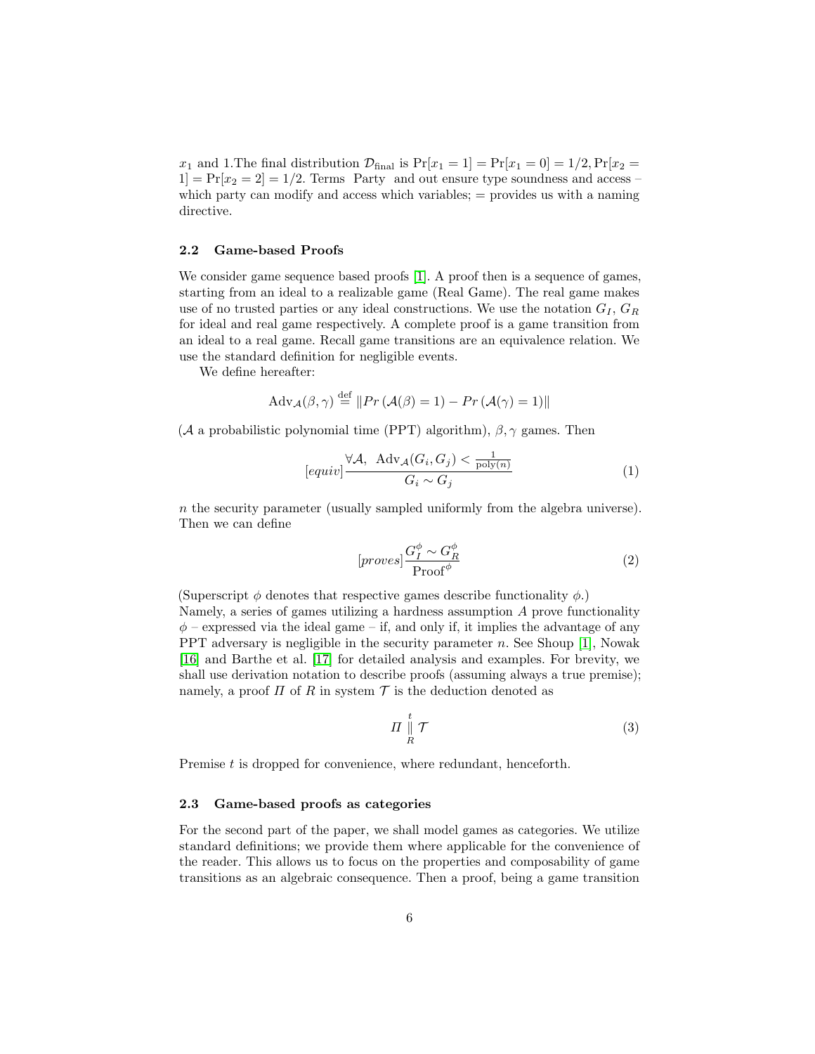$x_1$ and 1.The final distribution $\mathcal{D}_{\text{final}}$ is $\Pr[x_1 = 1] = \Pr[x_1 = 0] = 1/2, \Pr[x_2 = 1] = \Pr[x_2 = 2] = 1/2$. Terms Party and out ensure type soundness and access – which party can modify and access which variables; = provides us with a naming directive.

### 2.2 Game-based Proofs

We consider game sequence based proofs [1]. A proof then is a sequence of games, starting from an ideal to a realizable game (Real Game). The real game makes use of no trusted parties or any ideal constructions. We use the notation $G_I$, $G_R$ for ideal and real game respectively. A complete proof is a game transition from an ideal to a real game. Recall game transitions are an equivalence relation. We use the standard definition for negligible events.

We define hereafter:

$$\text{Adv}_{\mathcal{A}}(\beta, \gamma) \stackrel{\text{def}}{=} \| Pr\left(\mathcal{A}(\beta) = 1\right) - Pr\left(\mathcal{A}(\gamma) = 1\right) \|$$

($\mathcal{A}$ a probabilistic polynomial time (PPT) algorithm), $\beta, \gamma$ games. Then

$$[equiv] \frac{\forall \mathcal{A},\ \text{Adv}_{\mathcal{A}}(G_i, G_j) < \frac{1}{\text{poly}(n)}}{G_i \sim G_j} \tag{1}$$

$n$ the security parameter (usually sampled uniformly from the algebra universe). Then we can define

$$[proves] \frac{G_I^{\phi} \sim G_R^{\phi}}{\text{Proof}^{\phi}} \tag{2}$$

(Superscript $\phi$ denotes that respective games describe functionality $\phi$.)
Namely, a series of games utilizing a hardness assumption $A$ prove functionality $\phi$ – expressed via the ideal game – if, and only if, it implies the advantage of any PPT adversary is negligible in the security parameter $n$. See Shoup [1], Nowak [16] and Barthe et al. [17] for detailed analysis and examples. For brevity, we shall use derivation notation to describe proofs (assuming always a true premise); namely, a proof $\Pi$ of $R$ in system $\mathcal{T}$ is the deduction denoted as

$$\Pi \overset{t}{\underset{R}{\|}} \mathcal{T} \tag{3}$$

Premise $t$ is dropped for convenience, where redundant, henceforth.

### 2.3 Game-based proofs as categories

For the second part of the paper, we shall model games as categories. We utilize standard definitions; we provide them where applicable for the convenience of the reader. This allows us to focus on the properties and composability of game transitions as an algebraic consequence. Then a proof, being a game transition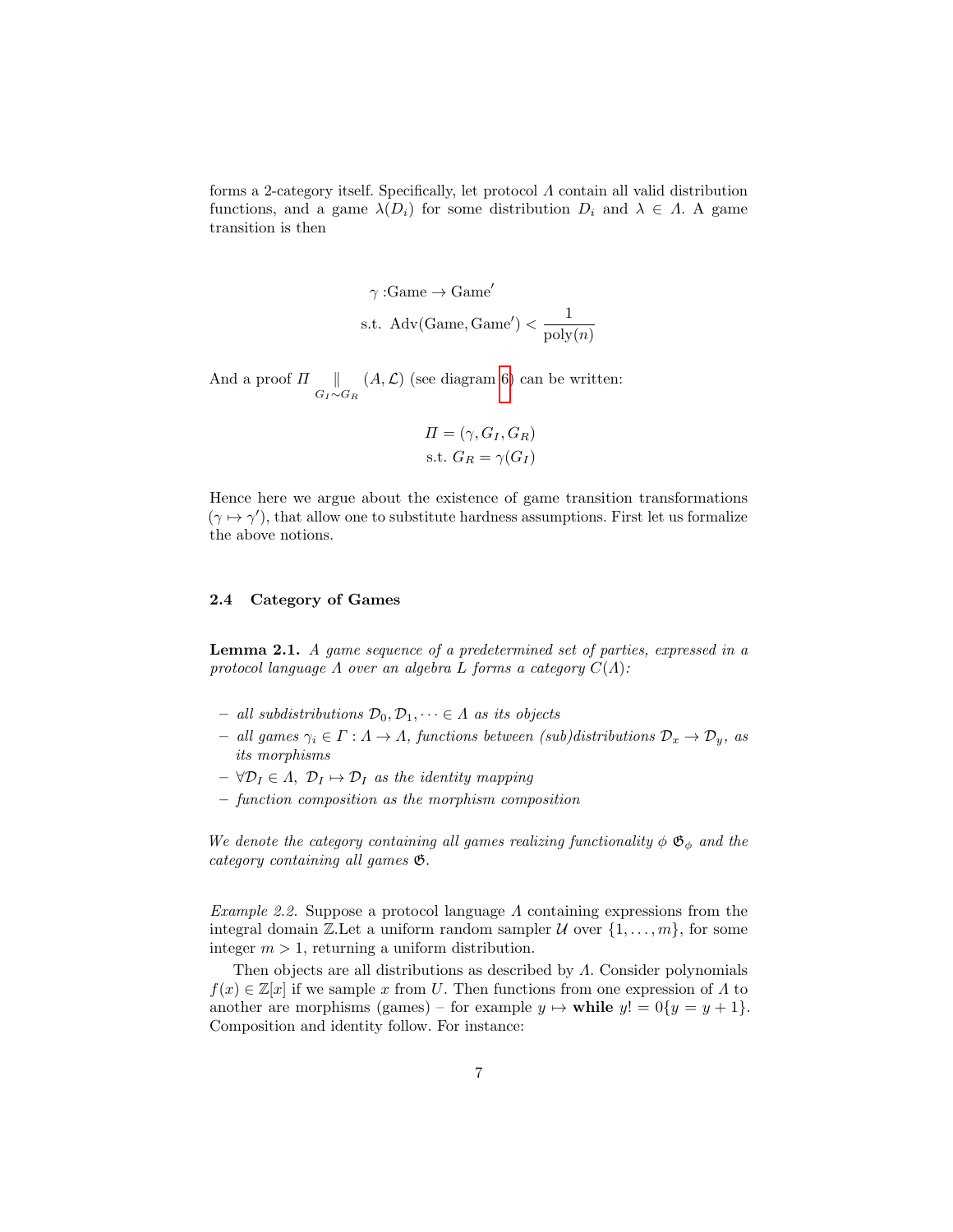forms a 2-category itself. Specifically, let protocol $\Lambda$ contain all valid distribution functions, and a game $\lambda(D_i)$ for some distribution $D_i$ and $\lambda \in \Lambda$. A game transition is then

$$
\begin{aligned}
&\gamma : \text{Game} \to \text{Game}' \\
&\text{s.t. } \text{Adv}(\text{Game}, \text{Game}') < \frac{1}{\text{poly}(n)}
\end{aligned}
$$

And a proof $\Pi \underset{G_I \sim G_R}{\parallel} (A, \mathcal{L})$ (see diagram 6) can be written:

$$
\begin{aligned}
&\Pi = (\gamma, G_I, G_R) \\
&\text{s.t. } G_R = \gamma(G_I)
\end{aligned}
$$

Hence here we argue about the existence of game transition transformations $(\gamma \mapsto \gamma')$, that allow one to substitute hardness assumptions. First let us formalize the above notions.

### 2.4 Category of Games

**Lemma 2.1.** *A game sequence of a predetermined set of parties, expressed in a protocol language $\Lambda$ over an algebra $L$ forms a category $C(\Lambda)$:*

- *all subdistributions $\mathcal{D}_0, \mathcal{D}_1, \dots \in \Lambda$ as its objects*
- *all games $\gamma_i \in \Gamma : \Lambda \to \Lambda$, functions between (sub)distributions $\mathcal{D}_x \to \mathcal{D}_y$, as its morphisms*
- *$\forall \mathcal{D}_I \in \Lambda,\ \mathcal{D}_I \mapsto \mathcal{D}_I$ as the identity mapping*
- *function composition as the morphism composition*

*We denote the category containing all games realizing functionality $\phi$ $\mathfrak{G}_\phi$ and the category containing all games $\mathfrak{G}$.*

*Example 2.2.* Suppose a protocol language $\Lambda$ containing expressions from the integral domain $\mathbb{Z}$.Let a uniform random sampler $\mathcal{U}$ over $\{1, \dots, m\}$, for some integer $m > 1$, returning a uniform distribution.

Then objects are all distributions as described by $\Lambda$. Consider polynomials $f(x) \in \mathbb{Z}[x]$ if we sample $x$ from $U$. Then functions from one expression of $\Lambda$ to another are morphisms (games) – for example $y \mapsto$ **while** $y! = 0\{y = y + 1\}$. Composition and identity follow. For instance: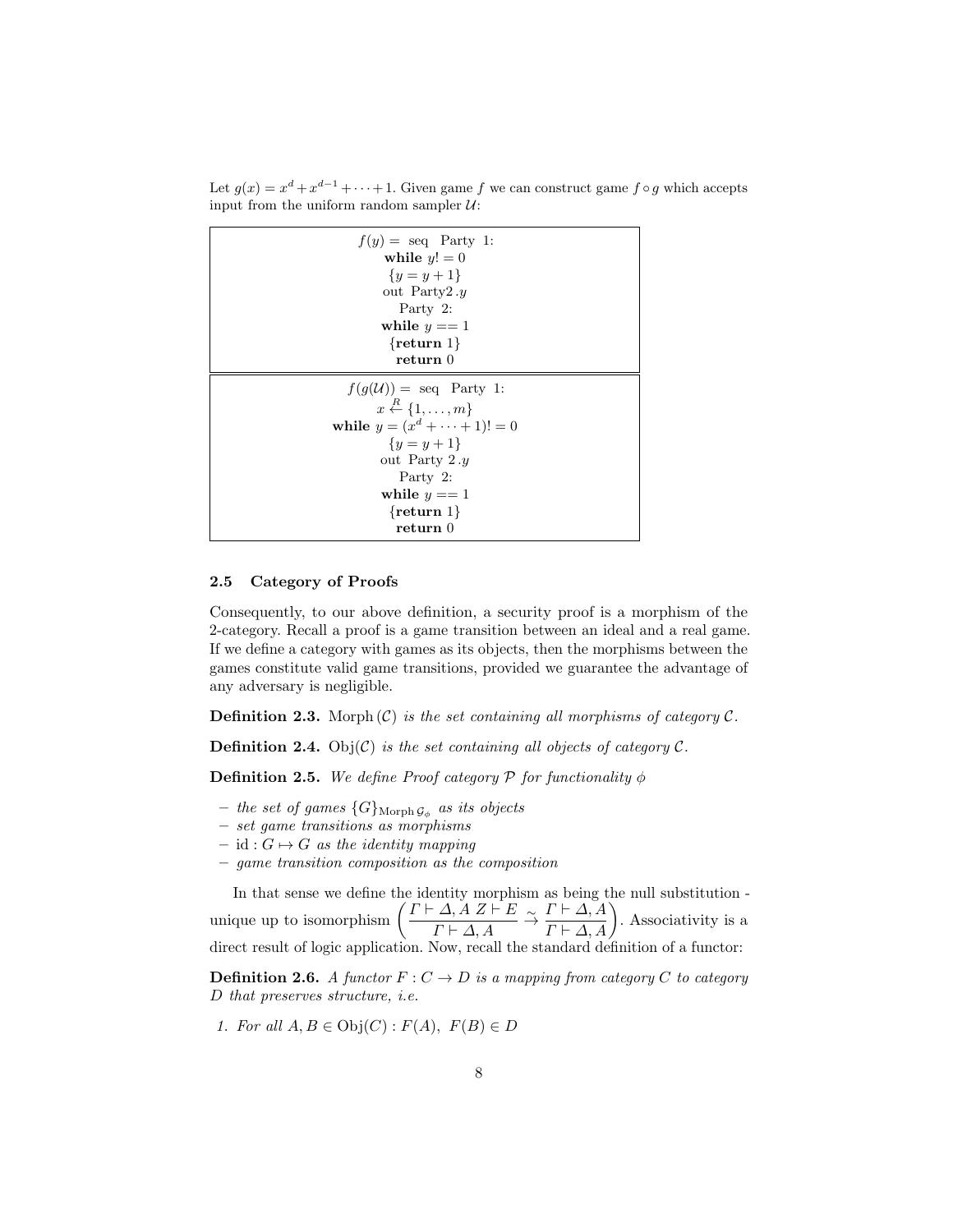Let $g(x) = x^d + x^{d-1} + \cdots + 1$. Given game $f$ we can construct game $f \circ g$ which accepts input from the uniform random sampler $\mathcal{U}$:

```
f(y) = seq  Party 1:
while y! = 0
{y = y + 1}
out Party2 .y
Party 2:
while y == 1
{return 1}
return 0
```

```
f(g(U)) = seq  Party 1:
x <-R {1, ..., m}
while y = (x^d + ··· + 1)! = 0
{y = y + 1}
out Party 2 .y
Party 2:
while y == 1
{return 1}
return 0
```

### 2.5 Category of Proofs

Consequently, to our above definition, a security proof is a morphism of the 2-category. Recall a proof is a game transition between an ideal and a real game. If we define a category with games as its objects, then the morphisms between the games constitute valid game transitions, provided we guarantee the advantage of any adversary is negligible.

**Definition 2.3.** *$\mathrm{Morph}(\mathcal{C})$ is the set containing all morphisms of category $\mathcal{C}$.*

**Definition 2.4.** *$\mathrm{Obj}(\mathcal{C})$ is the set containing all objects of category $\mathcal{C}$.*

**Definition 2.5.** *We define Proof category $\mathcal{P}$ for functionality $\phi$*

- *the set of games $\{G\}_{\mathrm{Morph}\,\mathcal{G}_\phi}$ as its objects*
- *set game transitions as morphisms*
- *$\mathrm{id} : G \mapsto G$ as the identity mapping*
- *game transition composition as the composition*

In that sense we define the identity morphism as being the null substitution - unique up to isomorphism $\left( \dfrac{\Gamma \vdash \Delta, A \;\; Z \vdash E}{\Gamma \vdash \Delta, A} \xrightarrow{\sim} \dfrac{\Gamma \vdash \Delta, A}{\Gamma \vdash \Delta, A} \right)$. Associativity is a direct result of logic application. Now, recall the standard definition of a functor:

**Definition 2.6.** *A functor $F : C \to D$ is a mapping from category $C$ to category $D$ that preserves structure, i.e.*

1. *For all $A, B \in \mathrm{Obj}(C) : F(A),\; F(B) \in D$*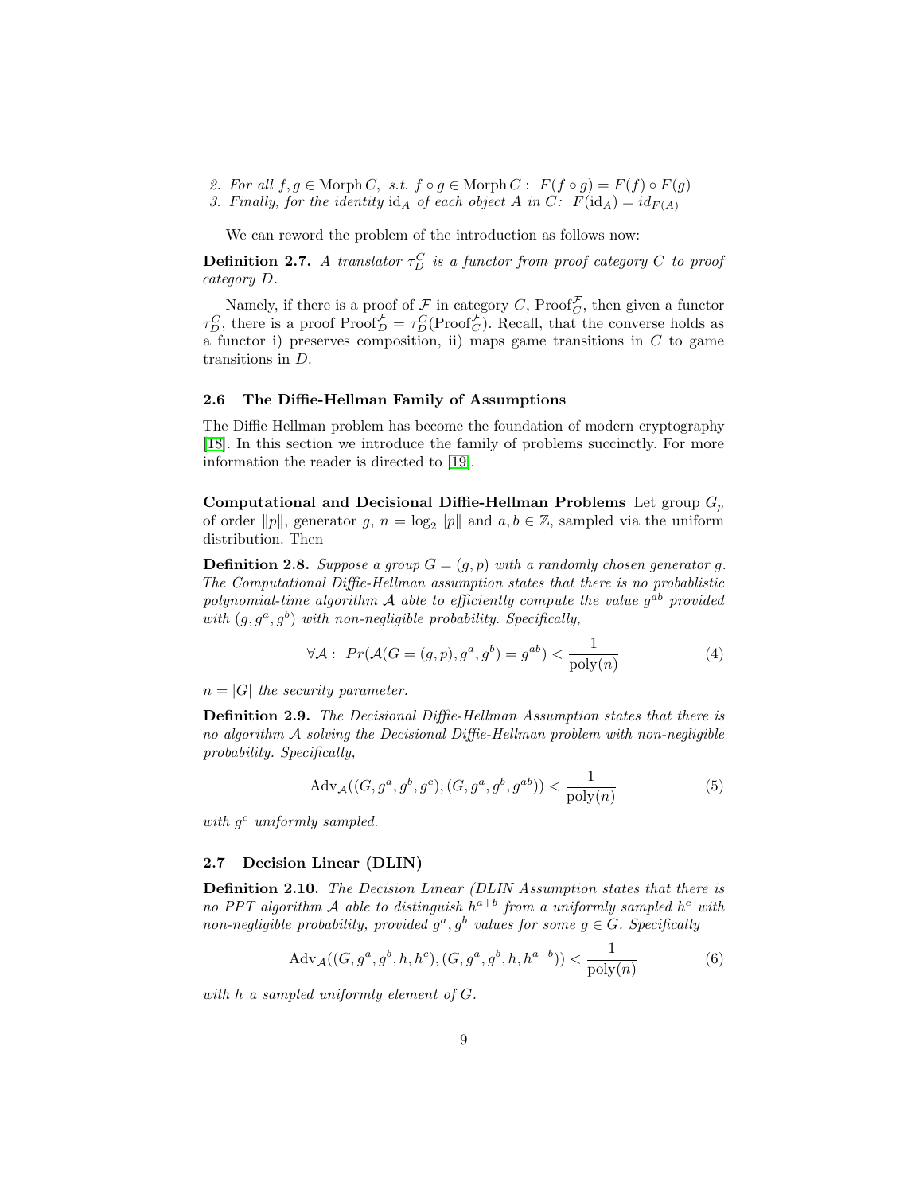2. *For all* $f, g \in \text{Morph}\, C$*, s.t.* $f \circ g \in \text{Morph}\, C: \; F(f \circ g) = F(f) \circ F(g)$
3. *Finally, for the identity* $\text{id}_A$ *of each object* $A$ *in* $C$*:* $F(\text{id}_A) = id_{F(A)}$

We can reword the problem of the introduction as follows now:

**Definition 2.7.** *A translator* $\tau_D^C$ *is a functor from proof category* $C$ *to proof category* $D$*.*

Namely, if there is a proof of $\mathcal{F}$ in category $C$, $\text{Proof}_C^{\mathcal{F}}$, then given a functor $\tau_D^C$, there is a proof $\text{Proof}_D^{\mathcal{F}} = \tau_D^C(\text{Proof}_C^{\mathcal{F}})$. Recall, that the converse holds as a functor i) preserves composition, ii) maps game transitions in $C$ to game transitions in $D$.

### 2.6 The Diffie-Hellman Family of Assumptions

The Diffie Hellman problem has become the foundation of modern cryptography [18]. In this section we introduce the family of problems succinctly. For more information the reader is directed to [19].

**Computational and Decisional Diffie-Hellman Problems** Let group $G_p$ of order $\|p\|$, generator $g$, $n = \log_2 \|p\|$ and $a, b \in \mathbb{Z}$, sampled via the uniform distribution. Then

**Definition 2.8.** *Suppose a group* $G = (g, p)$ *with a randomly chosen generator* $g$*. The Computational Diffie-Hellman assumption states that there is no probablistic polynomial-time algorithm* $\mathcal{A}$ *able to efficiently compute the value* $g^{ab}$ *provided with* $(g, g^a, g^b)$ *with non-negligible probability. Specifically,*

$$\forall \mathcal{A}: \; Pr(\mathcal{A}(G = (g, p), g^a, g^b) = g^{ab}) < \frac{1}{\text{poly}(n)} \tag{4}$$

$n = |G|$ *the security parameter.*

**Definition 2.9.** *The Decisional Diffie-Hellman Assumption states that there is no algorithm* $\mathcal{A}$ *solving the Decisional Diffie-Hellman problem with non-negligible probability. Specifically,*

$$\text{Adv}_{\mathcal{A}}((G, g^a, g^b, g^c), (G, g^a, g^b, g^{ab})) < \frac{1}{\text{poly}(n)} \tag{5}$$

*with* $g^c$ *uniformly sampled.*

### 2.7 Decision Linear (DLIN)

**Definition 2.10.** *The Decision Linear (DLIN Assumption states that there is no PPT algorithm* $\mathcal{A}$ *able to distinguish* $h^{a+b}$ *from a uniformly sampled* $h^c$ *with non-negligible probability, provided* $g^a, g^b$ *values for some* $g \in G$*. Specifically*

$$\text{Adv}_{\mathcal{A}}((G, g^a, g^b, h, h^c), (G, g^a, g^b, h, h^{a+b})) < \frac{1}{\text{poly}(n)} \tag{6}$$

*with* $h$ *a sampled uniformly element of* $G$*.*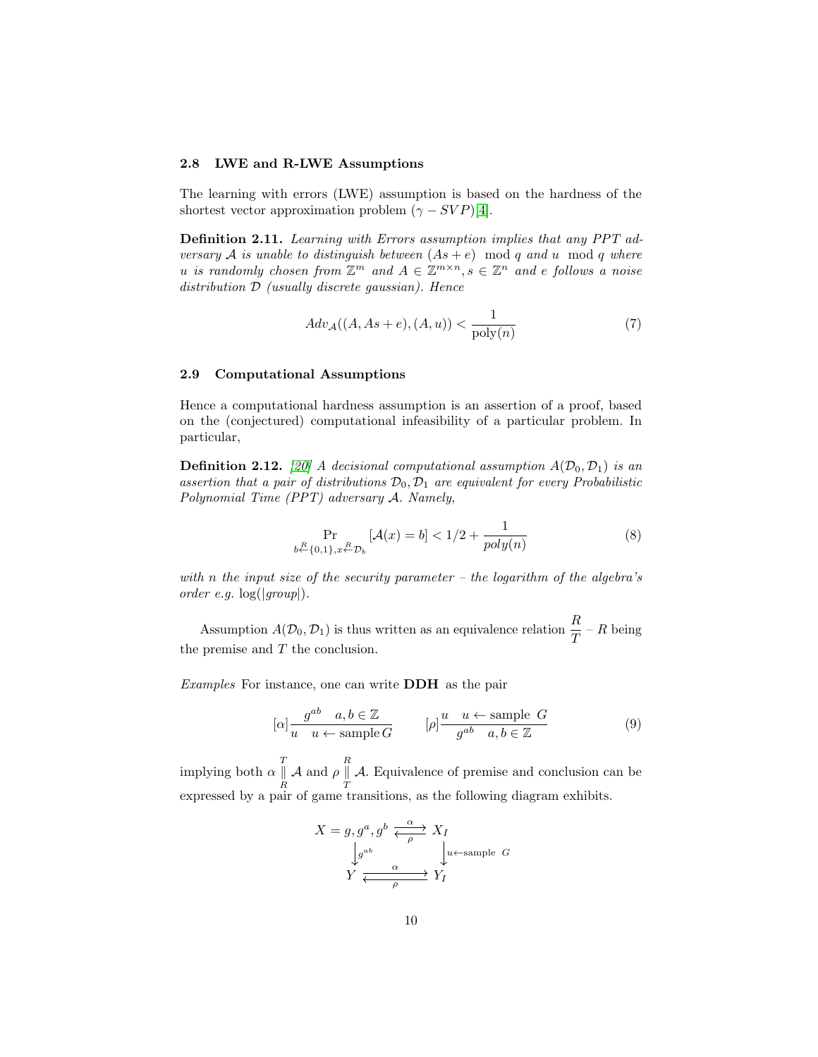### 2.8 LWE and R-LWE Assumptions

The learning with errors (LWE) assumption is based on the hardness of the shortest vector approximation problem ($\gamma - SVP$)[4].

**Definition 2.11.** *Learning with Errors assumption implies that any PPT adversary $\mathcal{A}$ is unable to distinguish between $(As + e) \mod q$ and $u \mod q$ where $u$ is randomly chosen from $\mathbb{Z}^m$ and $A \in \mathbb{Z}^{m \times n}, s \in \mathbb{Z}^n$ and $e$ follows a noise distribution $\mathcal{D}$ (usually discrete gaussian). Hence*

$$Adv_{\mathcal{A}}((A, As + e), (A, u)) < \frac{1}{\text{poly}(n)} \tag{7}$$

### 2.9 Computational Assumptions

Hence a computational hardness assumption is an assertion of a proof, based on the (conjectured) computational infeasibility of a particular problem. In particular,

**Definition 2.12.** *[20] A decisional computational assumption $A(\mathcal{D}_0, \mathcal{D}_1)$ is an assertion that a pair of distributions $\mathcal{D}_0, \mathcal{D}_1$ are equivalent for every Probabilistic Polynomial Time (PPT) adversary $\mathcal{A}$. Namely,*

$$\Pr_{b \xleftarrow{R} \{0,1\}, x \xleftarrow{R} \mathcal{D}_b} [\mathcal{A}(x) = b] < 1/2 + \frac{1}{poly(n)} \tag{8}$$

*with $n$ the input size of the security parameter – the logarithm of the algebra's order e.g.* $\log(|group|)$.

Assumption $A(\mathcal{D}_0, \mathcal{D}_1)$ is thus written as an equivalence relation $\dfrac{R}{T}$ – $R$ being the premise and $T$ the conclusion.

*Examples* For instance, one can write **DDH** as the pair

$$[\alpha]\frac{g^{ab} \quad a, b \in \mathbb{Z}}{u \quad u \leftarrow \text{sample}\, G} \qquad [\rho]\frac{u \quad u \leftarrow \text{sample } G}{g^{ab} \quad a, b \in \mathbb{Z}} \tag{9}$$

implying both $\alpha \overset{T}{\underset{R}{\|}} \mathcal{A}$ and $\rho \overset{R}{\underset{T}{\|}} \mathcal{A}$. Equivalence of premise and conclusion can be expressed by a pair of game transitions, as the following diagram exhibits.

$$\begin{array}{ccc} X = g, g^a, g^b & \underset{\rho}{\overset{\alpha}{\rightleftarrows}} & X_I \\ \downarrow g^{ab} & & \downarrow u \leftarrow \text{sample } G \\ Y & \underset{\rho}{\overset{\alpha}{\rightleftarrows}} & Y_I \end{array}$$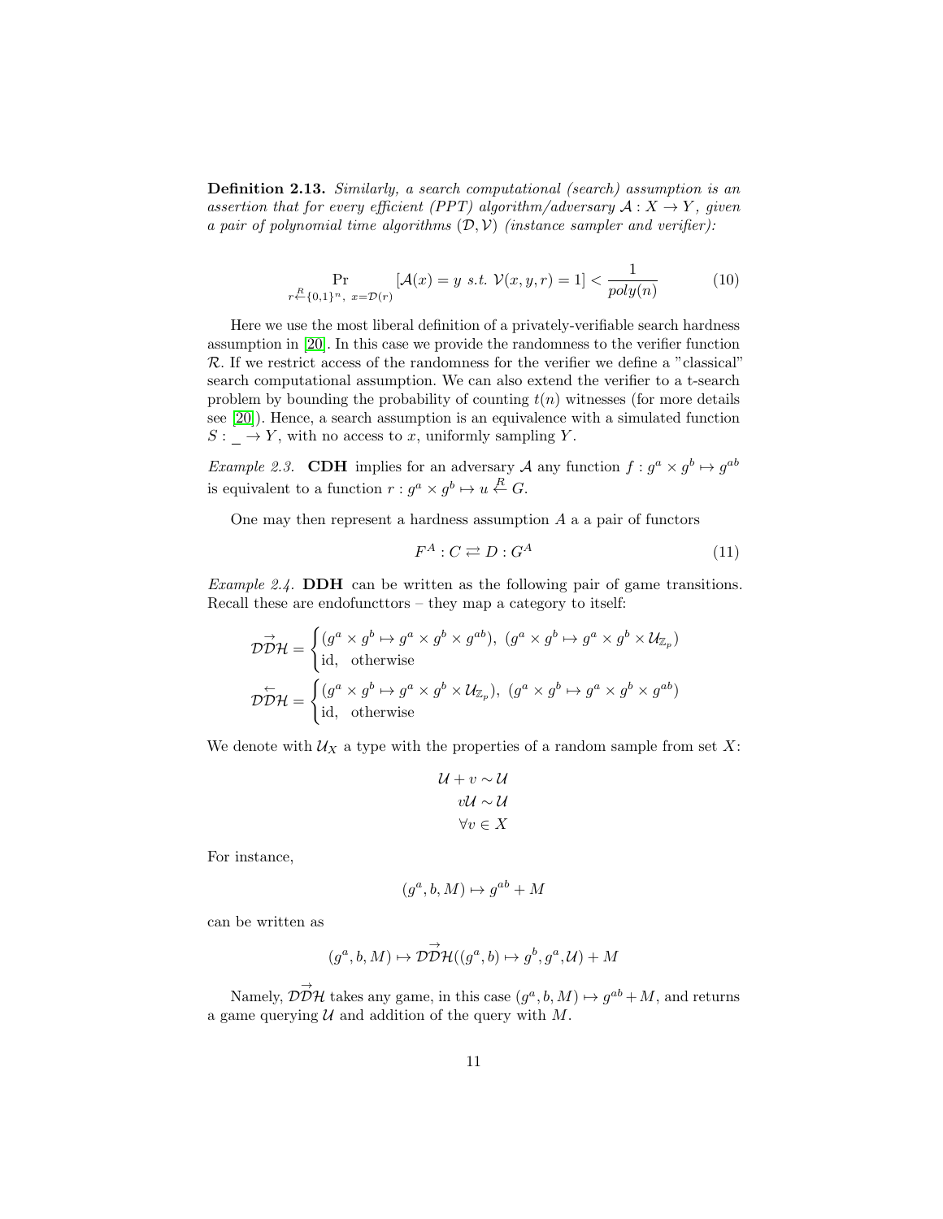**Definition 2.13.** *Similarly, a search computational (search) assumption is an assertion that for every efficient (PPT) algorithm/adversary $\mathcal{A} : X \to Y$, given a pair of polynomial time algorithms $(\mathcal{D}, \mathcal{V})$ (instance sampler and verifier):*

$$\Pr_{r \xleftarrow{R} \{0,1\}^n,\ x = \mathcal{D}(r)} [\mathcal{A}(x) = y \ s.t.\ \mathcal{V}(x, y, r) = 1] < \frac{1}{poly(n)} \tag{10}$$

Here we use the most liberal definition of a privately-verifiable search hardness assumption in [20]. In this case we provide the randomness to the verifier function $\mathcal{R}$. If we restrict access of the randomness for the verifier we define a "classical" search computational assumption. We can also extend the verifier to a t-search problem by bounding the probability of counting $t(n)$ witnesses (for more details see [20]). Hence, a search assumption is an equivalence with a simulated function $S : \_ \to Y$, with no access to $x$, uniformly sampling $Y$.

*Example 2.3.* **CDH** implies for an adversary $\mathcal{A}$ any function $f : g^a \times g^b \mapsto g^{ab}$ is equivalent to a function $r : g^a \times g^b \mapsto u \xleftarrow{R} G$.

One may then represent a hardness assumption $A$ a a pair of functors

$$F^A : C \rightleftarrows D : G^A \tag{11}$$

*Example 2.4.* **DDH** can be written as the following pair of game transitions. Recall these are endofuncttors – they map a category to itself:

$$\overrightarrow{\mathcal{DDH}} = \begin{cases} (g^a \times g^b \mapsto g^a \times g^b \times g^{ab}),\ (g^a \times g^b \mapsto g^a \times g^b \times \mathcal{U}_{\mathbb{Z}_p}) \\ \text{id}, \quad \text{otherwise} \end{cases}$$

$$\overleftarrow{\mathcal{DDH}} = \begin{cases} (g^a \times g^b \mapsto g^a \times g^b \times \mathcal{U}_{\mathbb{Z}_p}),\ (g^a \times g^b \mapsto g^a \times g^b \times g^{ab}) \\ \text{id}, \quad \text{otherwise} \end{cases}$$

We denote with $\mathcal{U}_X$ a type with the properties of a random sample from set $X$:

$$\mathcal{U} + v \sim \mathcal{U}$$
$$v\mathcal{U} \sim \mathcal{U}$$
$$\forall v \in X$$

For instance,

$$(g^a, b, M) \mapsto g^{ab} + M$$

can be written as

$$(g^a, b, M) \mapsto \overrightarrow{\mathcal{DDH}}((g^a, b) \mapsto g^b, g^a, \mathcal{U}) + M$$

Namely, $\overrightarrow{\mathcal{DDH}}$ takes any game, in this case $(g^a, b, M) \mapsto g^{ab} + M$, and returns a game querying $\mathcal{U}$ and addition of the query with $M$.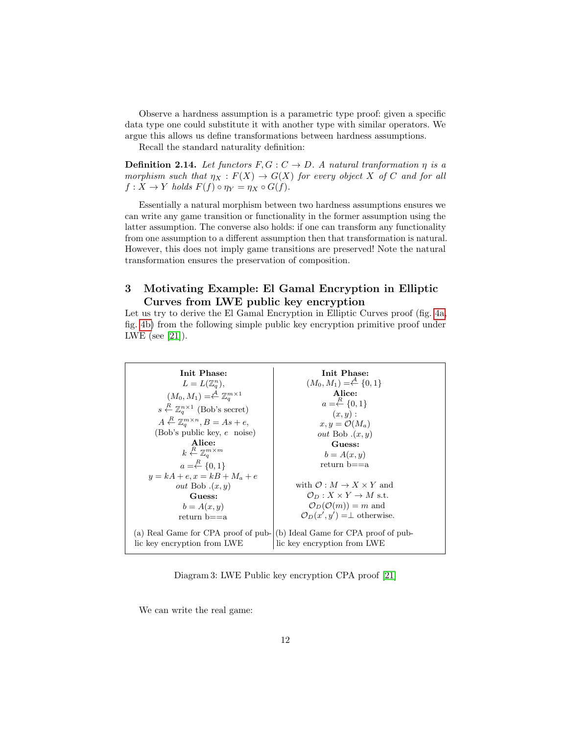Observe a hardness assumption is a parametric type proof: given a specific data type one could substitute it with another type with similar operators. We argue this allows us define transformations between hardness assumptions.

Recall the standard naturality definition:

**Definition 2.14.** *Let functors $F, G : C \to D$. A natural tranformation $\eta$ is a morphism such that $\eta_X : F(X) \to G(X)$ for every object $X$ of $C$ and for all $f : X \to Y$ holds $F(f) \circ \eta_Y = \eta_X \circ G(f)$.*

Essentially a natural morphism between two hardness assumptions ensures we can write any game transition or functionality in the former assumption using the latter assumption. The converse also holds: if one can transform any functionality from one assumption to a different assumption then that transformation is natural. However, this does not imply game transitions are preserved! Note the natural transformation ensures the preservation of composition.

## 3 Motivating Example: El Gamal Encryption in Elliptic Curves from LWE public key encryption

Let us try to derive the El Gamal Encryption in Elliptic Curves proof (fig. 4a, fig. 4b) from the following simple public key encryption primitive proof under LWE (see [21]).

| (a) Real Game for CPA proof of public key encryption from LWE | (b) Ideal Game for CPA proof of public key encryption from LWE |
|---|---|
| **Init Phase:** | **Init Phase:** |
| $L = L(\mathbb{Z}_q^n)$, | $(M_0, M_1) \overset{\mathcal{A}}{=\leftarrow} \{0, 1\}$ |
| $(M_0, M_1) \overset{\mathcal{A}}{=\leftarrow} \mathbb{Z}_q^{m \times 1}$ | **Alice:** |
| $s \overset{R}{\leftarrow} \mathbb{Z}_q^{n \times 1}$ (Bob's secret) | $a \overset{R}{=\leftarrow} \{0, 1\}$ |
| $A \overset{R}{\leftarrow} \mathbb{Z}_q^{m \times n}, B = As + e$, | $(x, y)$ : |
| (Bob's public key, $e$ noise) | $x, y = \mathcal{O}(M_a)$ |
| **Alice:** | *out* Bob $.(x, y)$ |
| $k \overset{R}{\leftarrow} \mathbb{Z}_q^{m \times m}$ | **Guess:** |
| $a \overset{R}{=\leftarrow} \{0, 1\}$ | $b = A(x, y)$ |
| $y = kA + e, x = kB + M_a + e$ | return b==a |
| *out* Bob $.(x, y)$ | |
| **Guess:** | with $\mathcal{O} : M \to X \times Y$ and |
| $b = A(x, y)$ | $\mathcal{O}_D : X \times Y \to M$ s.t. |
| return b==a | $\mathcal{O}_D(\mathcal{O}(m)) = m$ and |
| | $\mathcal{O}_D(x', y') = \perp$ otherwise. |

Diagram 3: LWE Public key encryption CPA proof [21]

We can write the real game: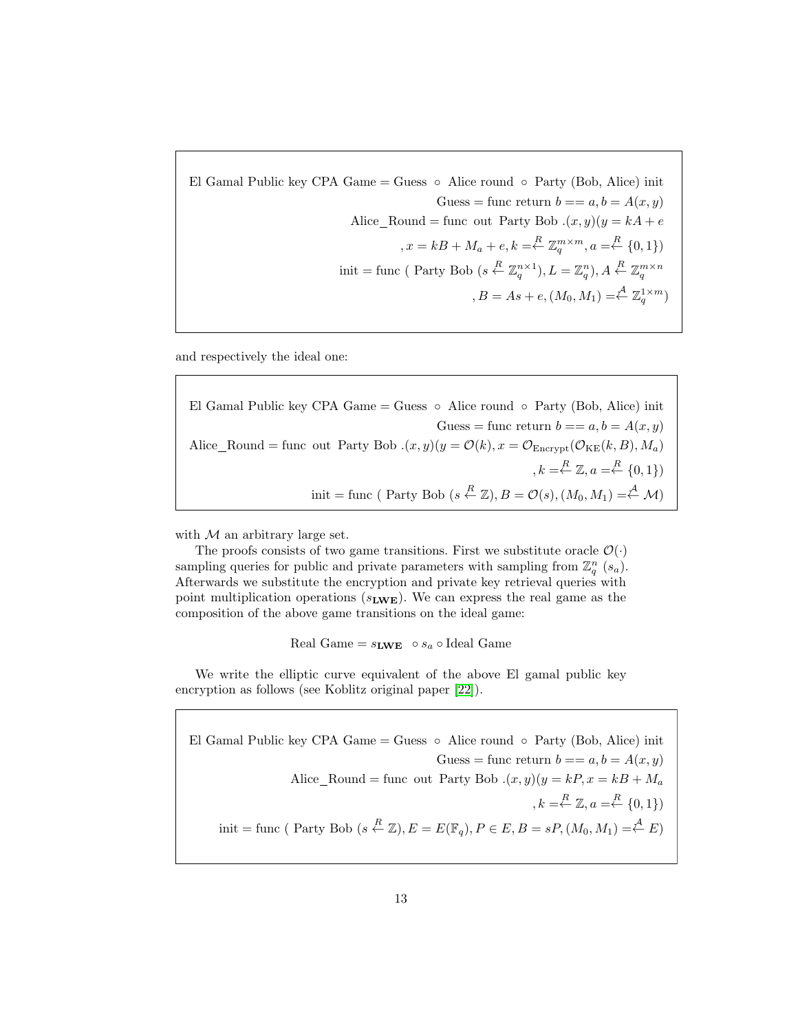$$
\begin{aligned}
\text{El Gamal Public key CPA Game} &= \text{Guess} \circ \text{Alice round} \circ \text{Party (Bob, Alice) init} \\
\text{Guess} &= \text{func return } b == a, b = A(x, y) \\
\text{Alice\_Round} &= \text{func out Party Bob } .(x, y)(y = kA + e \\
&, x = kB + M_a + e, k \overset{R}{=\leftarrow} \mathbb{Z}_q^{m \times m}, a \overset{R}{=\leftarrow} \{0, 1\}) \\
\text{init} &= \text{func ( Party Bob } (s \overset{R}{\leftarrow} \mathbb{Z}_q^{n \times 1}), L = \mathbb{Z}_q^n), A \overset{R}{\leftarrow} \mathbb{Z}_q^{m \times n} \\
&, B = As + e, (M_0, M_1) \overset{\mathcal{A}}{=\leftarrow} \mathbb{Z}_q^{1 \times m})
\end{aligned}
$$

and respectively the ideal one:

$$
\begin{aligned}
\text{El Gamal Public key CPA Game} &= \text{Guess} \circ \text{Alice round} \circ \text{Party (Bob, Alice) init} \\
\text{Guess} &= \text{func return } b == a, b = A(x, y) \\
\text{Alice\_Round} &= \text{func out Party Bob } .(x, y)(y = \mathcal{O}(k), x = \mathcal{O}_{\text{Encrypt}}(\mathcal{O}_{\text{KE}}(k, B), M_a) \\
&, k \overset{R}{=\leftarrow} \mathbb{Z}, a \overset{R}{=\leftarrow} \{0, 1\}) \\
\text{init} &= \text{func ( Party Bob } (s \overset{R}{\leftarrow} \mathbb{Z}), B = \mathcal{O}(s), (M_0, M_1) \overset{\mathcal{A}}{=\leftarrow} \mathcal{M})
\end{aligned}
$$

with $\mathcal{M}$ an arbitrary large set.

The proofs consists of two game transitions. First we substitute oracle $\mathcal{O}(\cdot)$ sampling queries for public and private parameters with sampling from $\mathbb{Z}_q^n$ ($s_a$). Afterwards we substitute the encryption and private key retrieval queries with point multiplication operations ($s_{\mathbf{LWE}}$). We can express the real game as the composition of the above game transitions on the ideal game:

$$
\text{Real Game} = s_{\mathbf{LWE}} \circ s_a \circ \text{Ideal Game}
$$

We write the elliptic curve equivalent of the above El gamal public key encryption as follows (see Koblitz original paper [22]).

$$
\begin{aligned}
\text{El Gamal Public key CPA Game} &= \text{Guess} \circ \text{Alice round} \circ \text{Party (Bob, Alice) init} \\
\text{Guess} &= \text{func return } b == a, b = A(x, y) \\
\text{Alice\_Round} &= \text{func out Party Bob } .(x, y)(y = kP, x = kB + M_a \\
&, k \overset{R}{=\leftarrow} \mathbb{Z}, a \overset{R}{=\leftarrow} \{0, 1\}) \\
\text{init} &= \text{func ( Party Bob } (s \overset{R}{\leftarrow} \mathbb{Z}), E = E(\mathbb{F}_q), P \in E, B = sP, (M_0, M_1) \overset{\mathcal{A}}{=\leftarrow} E)
\end{aligned}
$$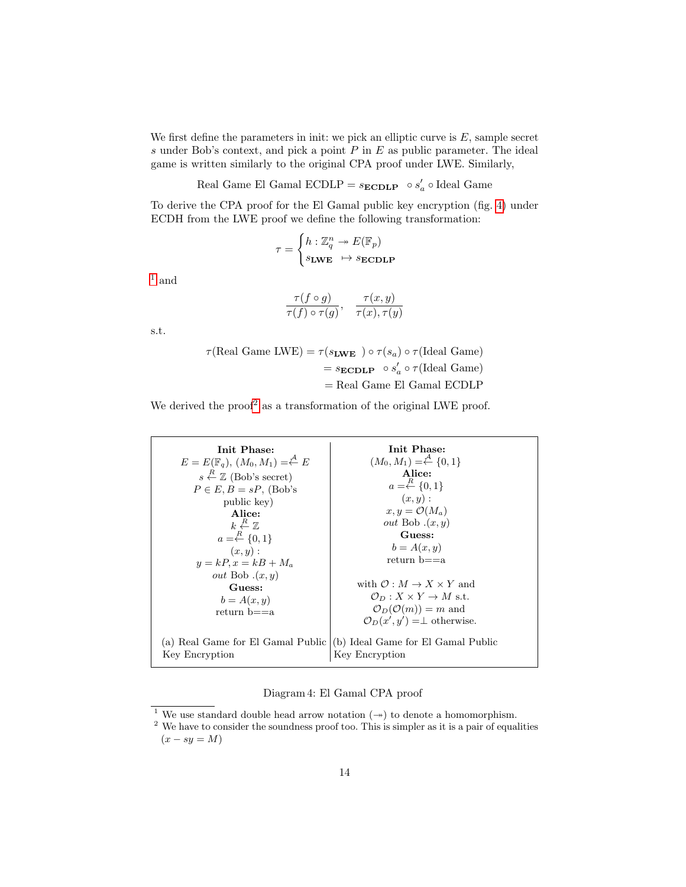We first define the parameters in init: we pick an elliptic curve is $E$, sample secret $s$ under Bob's context, and pick a point $P$ in $E$ as public parameter. The ideal game is written similarly to the original CPA proof under LWE. Similarly,

$$\text{Real Game El Gamal ECDLP} = s_{\mathbf{ECDLP}} \circ s'_a \circ \text{Ideal Game}$$

To derive the CPA proof for the El Gamal public key encryption (fig. 4) under ECDH from the LWE proof we define the following transformation:

$$\tau = \begin{cases} h : \mathbb{Z}_q^n \twoheadrightarrow E(\mathbb{F}_p) \\ s_{\mathbf{LWE}} \mapsto s_{\mathbf{ECDLP}} \end{cases}$$

[1] and

$$\frac{\tau(f \circ g)}{\tau(f) \circ \tau(g)}, \quad \frac{\tau(x, y)}{\tau(x), \tau(y)}$$

s.t.

$$\begin{aligned} \tau(\text{Real Game LWE}) &= \tau(s_{\mathbf{LWE}}) \circ \tau(s_a) \circ \tau(\text{Ideal Game}) \\ &= s_{\mathbf{ECDLP}} \circ s'_a \circ \tau(\text{Ideal Game}) \\ &= \text{Real Game El Gamal ECDLP} \end{aligned}$$

We derived the proof[2] as a transformation of the original LWE proof.

| (a) Real Game for El Gamal Public Key Encryption | (b) Ideal Game for El Gamal Public Key Encryption |
|---|---|
| **Init Phase:** <br> $E = E(\mathbb{F}_q)$, $(M_0, M_1) \overset{\mathcal{A}}{=\!\!\leftarrow} E$ <br> $s \overset{R}{\leftarrow} \mathbb{Z}$ (Bob's secret) <br> $P \in E, B = sP$, (Bob's public key) <br> **Alice:** <br> $k \overset{R}{\leftarrow} \mathbb{Z}$ <br> $a \overset{R}{=\!\!\leftarrow} \{0, 1\}$ <br> $(x, y)$ : <br> $y = kP, x = kB + M_a$ <br> *out* Bob $.(x, y)$ <br> **Guess:** <br> $b = A(x, y)$ <br> return b==a | **Init Phase:** <br> $(M_0, M_1) \overset{\mathcal{A}}{=\!\!\leftarrow} \{0, 1\}$ <br> **Alice:** <br> $a \overset{R}{=\!\!\leftarrow} \{0, 1\}$ <br> $(x, y)$ : <br> $x, y = \mathcal{O}(M_a)$ <br> *out* Bob $.(x, y)$ <br> **Guess:** <br> $b = A(x, y)$ <br> return b==a <br><br> with $\mathcal{O} : M \to X \times Y$ and <br> $\mathcal{O}_D : X \times Y \to M$ s.t. <br> $\mathcal{O}_D(\mathcal{O}(m)) = m$ and <br> $\mathcal{O}_D(x', y') = \perp$ otherwise. |

Diagram 4: El Gamal CPA proof

[1] We use standard double head arrow notation ($\twoheadrightarrow$) to denote a homomorphism.

[2] We have to consider the soundness proof too. This is simpler as it is a pair of equalities ($x - sy = M$)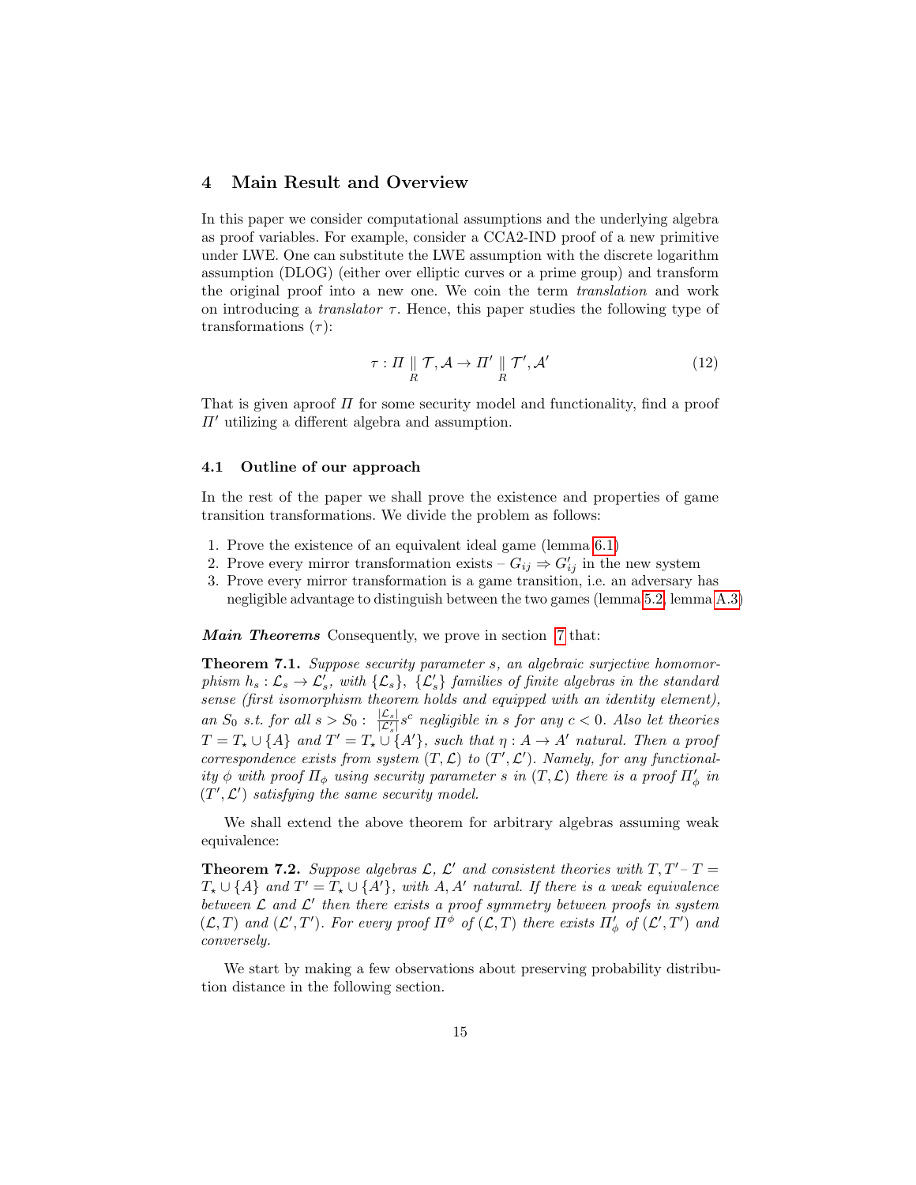## 4 Main Result and Overview

In this paper we consider computational assumptions and the underlying algebra as proof variables. For example, consider a CCA2-IND proof of a new primitive under LWE. One can substitute the LWE assumption with the discrete logarithm assumption (DLOG) (either over elliptic curves or a prime group) and transform the original proof into a new one. We coin the term *translation* and work on introducing a *translator* $\tau$. Hence, this paper studies the following type of transformations ($\tau$):

$$\tau : \Pi \underset{R}{\parallel} \mathcal{T}, \mathcal{A} \rightarrow \Pi' \underset{R}{\parallel} \mathcal{T}', \mathcal{A}' \tag{12}$$

That is given aproof $\Pi$ for some security model and functionality, find a proof $\Pi'$ utilizing a different algebra and assumption.

### 4.1 Outline of our approach

In the rest of the paper we shall prove the existence and properties of game transition transformations. We divide the problem as follows:

1. Prove the existence of an equivalent ideal game (lemma 6.1)
2. Prove every mirror transformation exists – $G_{ij} \Rightarrow G'_{ij}$ in the new system
3. Prove every mirror transformation is a game transition, i.e. an adversary has negligible advantage to distinguish between the two games (lemma 5.2, lemma A.3)

***Main Theorems*** Consequently, we prove in section 7 that:

**Theorem 7.1.** *Suppose security parameter $s$, an algebraic surjective homomorphism $h_s : \mathcal{L}_s \rightarrow \mathcal{L}'_s$, with $\{\mathcal{L}_s\}$, $\{\mathcal{L}'_s\}$ families of finite algebras in the standard sense (first isomorphism theorem holds and equipped with an identity element), an $S_0$ s.t. for all $s > S_0$ : $\frac{|\mathcal{L}_s|}{|\mathcal{L}'_s|} s^c$ negligible in $s$ for any $c < 0$. Also let theories $T = T_\star \cup \{A\}$ and $T' = T_\star \cup \{A'\}$, such that $\eta : A \rightarrow A'$ natural. Then a proof correspondence exists from system $(T, \mathcal{L})$ to $(T', \mathcal{L}')$. Namely, for any functionality $\phi$ with proof $\Pi_\phi$ using security parameter $s$ in $(T, \mathcal{L})$ there is a proof $\Pi'_\phi$ in $(T', \mathcal{L}')$ satisfying the same security model.*

We shall extend the above theorem for arbitrary algebras assuming weak equivalence:

**Theorem 7.2.** *Suppose algebras $\mathcal{L}$, $\mathcal{L}'$ and consistent theories with $T, T'$– $T = T_\star \cup \{A\}$ and $T' = T_\star \cup \{A'\}$, with $A, A'$ natural. If there is a weak equivalence between $\mathcal{L}$ and $\mathcal{L}'$ then there exists a proof symmetry between proofs in system $(\mathcal{L}, T)$ and $(\mathcal{L}', T')$. For every proof $\Pi^\phi$ of $(\mathcal{L}, T)$ there exists $\Pi'_\phi$ of $(\mathcal{L}', T')$ and conversely.*

We start by making a few observations about preserving probability distribution distance in the following section.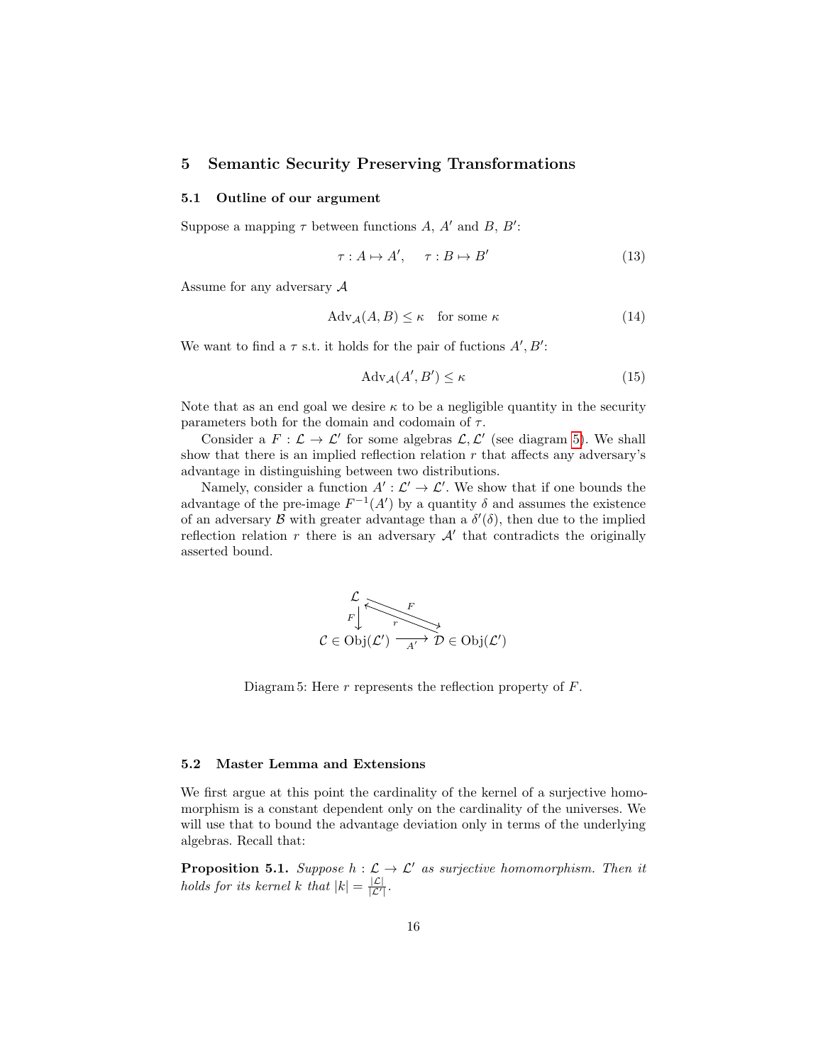## 5 Semantic Security Preserving Transformations

### 5.1 Outline of our argument

Suppose a mapping $\tau$ between functions $A$, $A'$ and $B$, $B'$:

$$\tau : A \mapsto A', \quad \tau : B \mapsto B' \tag{13}$$

Assume for any adversary $\mathcal{A}$

$$\mathrm{Adv}_{\mathcal{A}}(A, B) \leq \kappa \quad \text{for some } \kappa \tag{14}$$

We want to find a $\tau$ s.t. it holds for the pair of fuctions $A', B'$:

$$\mathrm{Adv}_{\mathcal{A}}(A', B') \leq \kappa \tag{15}$$

Note that as an end goal we desire $\kappa$ to be a negligible quantity in the security parameters both for the domain and codomain of $\tau$.

Consider a $F : \mathcal{L} \to \mathcal{L}'$ for some algebras $\mathcal{L}, \mathcal{L}'$ (see diagram 5). We shall show that there is an implied reflection relation $r$ that affects any adversary's advantage in distinguishing between two distributions.

Namely, consider a function $A' : \mathcal{L}' \to \mathcal{L}'$. We show that if one bounds the advantage of the pre-image $F^{-1}(A')$ by a quantity $\delta$ and assumes the existence of an adversary $\mathcal{B}$ with greater advantage than a $\delta'(\delta)$, then due to the implied reflection relation $r$ there is an adversary $\mathcal{A}'$ that contradicts the originally asserted bound.

$$\begin{array}{ccc} \mathcal{L} & \overset{F}{\underset{r}{\rightleftarrows}} & \\ {\scriptstyle F}\downarrow & & \\ \mathcal{C} \in \mathrm{Obj}(\mathcal{L}') & \xrightarrow[A']{} & \mathcal{D} \in \mathrm{Obj}(\mathcal{L}') \end{array}$$

Diagram 5: Here $r$ represents the reflection property of $F$.

### 5.2 Master Lemma and Extensions

We first argue at this point the cardinality of the kernel of a surjective homomorphism is a constant dependent only on the cardinality of the universes. We will use that to bound the advantage deviation only in terms of the underlying algebras. Recall that:

**Proposition 5.1.** *Suppose $h : \mathcal{L} \to \mathcal{L}'$ as surjective homomorphism. Then it holds for its kernel $k$ that $|k| = \frac{|\mathcal{L}|}{|\mathcal{L}'|}$.*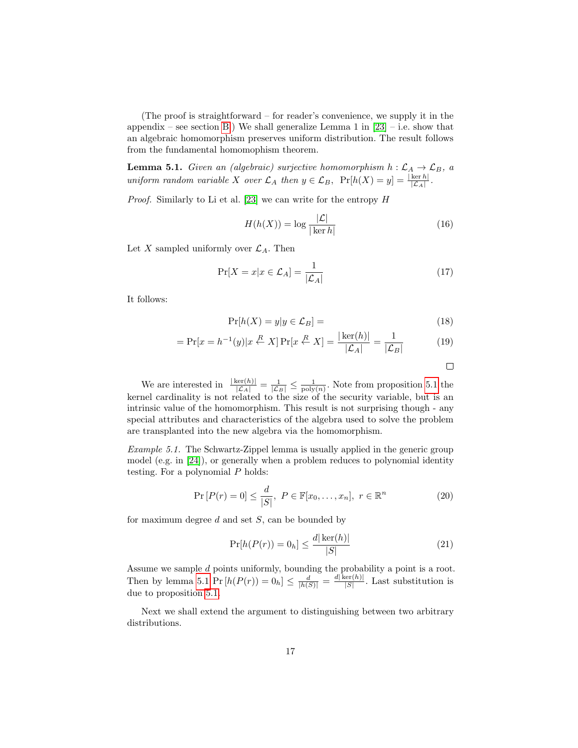(The proof is straightforward – for reader's convenience, we supply it in the appendix – see section B.) We shall generalize Lemma 1 in [23] – i.e. show that an algebraic homomorphism preserves uniform distribution. The result follows from the fundamental homomophism theorem.

**Lemma 5.1.** *Given an (algebraic) surjective homomorphism $h : \mathcal{L}_A \to \mathcal{L}_B$, a uniform random variable $X$ over $\mathcal{L}_A$ then $y \in \mathcal{L}_B$, $\Pr[h(X) = y] = \frac{|\ker h|}{|\mathcal{L}_A|}$.*

*Proof.* Similarly to Li et al. [23] we can write for the entropy $H$

$$H(h(X)) = \log \frac{|\mathcal{L}|}{|\ker h|} \tag{16}$$

Let $X$ sampled uniformly over $\mathcal{L}_A$. Then

$$\Pr[X = x | x \in \mathcal{L}_A] = \frac{1}{|\mathcal{L}_A|} \tag{17}$$

It follows:

$$\Pr[h(X) = y | y \in \mathcal{L}_B] = \tag{18}$$

$$= \Pr[x = h^{-1}(y) | x \overset{R}{\leftarrow} X] \Pr[x \overset{R}{\leftarrow} X] = \frac{|\ker(h)|}{|\mathcal{L}_A|} = \frac{1}{|\mathcal{L}_B|} \tag{19}$$

□

We are interested in $\frac{|\ker(h)|}{|\mathcal{L}_A|} = \frac{1}{|\mathcal{L}_B|} \leq \frac{1}{\text{poly}(n)}$. Note from proposition 5.1 the kernel cardinality is not related to the size of the security variable, but is an intrinsic value of the homomorphism. This result is not surprising though - any special attributes and characteristics of the algebra used to solve the problem are transplanted into the new algebra via the homomorphism.

*Example 5.1.* The Schwartz-Zippel lemma is usually applied in the generic group model (e.g. in [24]), or generally when a problem reduces to polynomial identity testing. For a polynomial $P$ holds:

$$\Pr\left[P(r) = 0\right] \leq \frac{d}{|S|},\ P \in \mathbb{F}[x_0, \ldots, x_n],\ r \in \mathbb{R}^n \tag{20}$$

for maximum degree $d$ and set $S$, can be bounded by

$$\Pr[h(P(r)) = 0_h] \leq \frac{d|\ker(h)|}{|S|} \tag{21}$$

Assume we sample $d$ points uniformly, bounding the probability a point is a root. Then by lemma 5.1 $\Pr\left[h(P(r)) = 0_h\right] \leq \frac{d}{|h(S)|} = \frac{d|\ker(h)|}{|S|}$. Last substitution is due to proposition 5.1.

Next we shall extend the argument to distinguishing between two arbitrary distributions.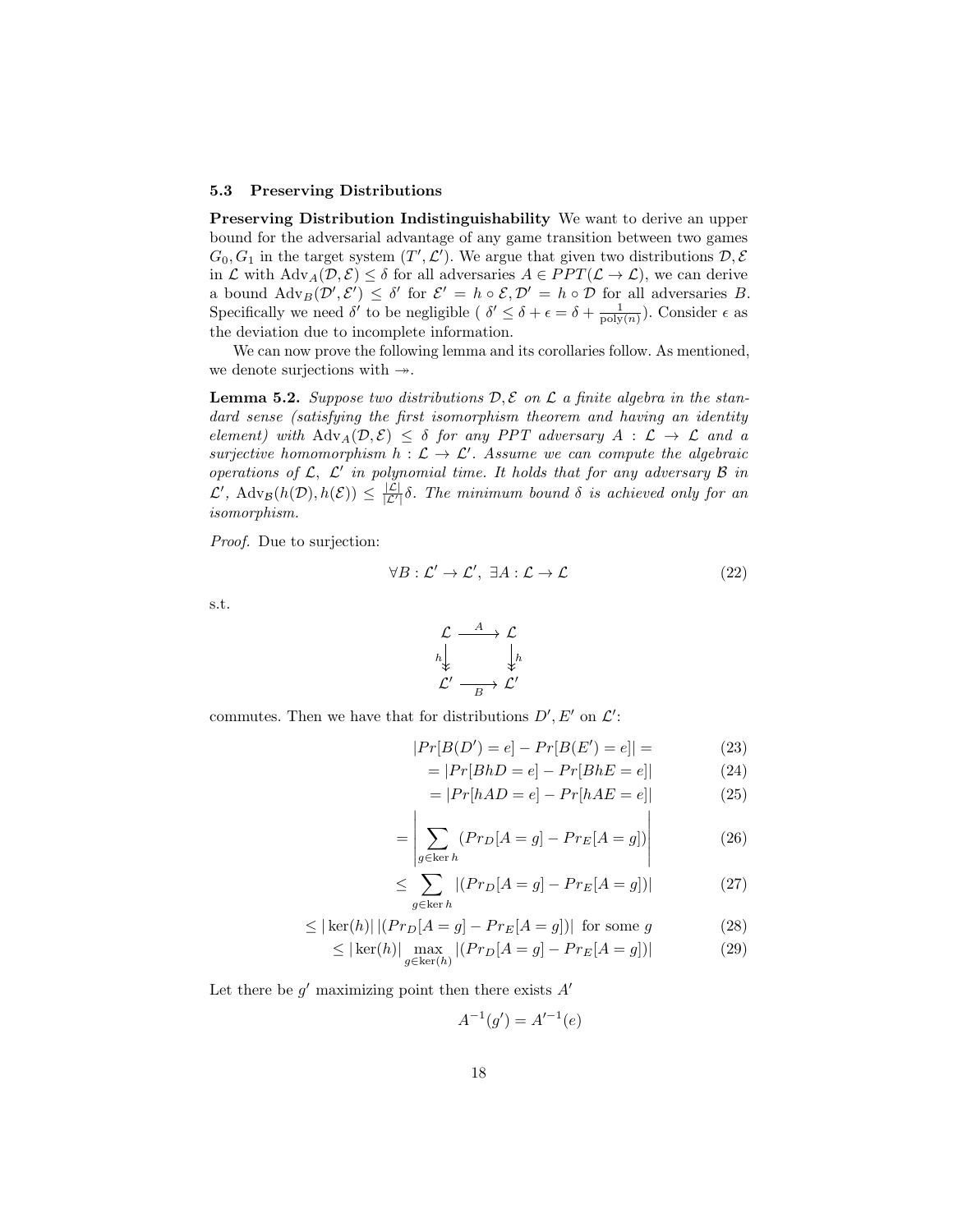### 5.3 Preserving Distributions

**Preserving Distribution Indistinguishability** We want to derive an upper bound for the adversarial advantage of any game transition between two games $G_0, G_1$ in the target system $(T', \mathcal{L}')$. We argue that given two distributions $\mathcal{D}, \mathcal{E}$ in $\mathcal{L}$ with $\mathrm{Adv}_A(\mathcal{D}, \mathcal{E}) \leq \delta$ for all adversaries $A \in PPT(\mathcal{L} \to \mathcal{L})$, we can derive a bound $\mathrm{Adv}_B(\mathcal{D}', \mathcal{E}') \leq \delta'$ for $\mathcal{E}' = h \circ \mathcal{E}, \mathcal{D}' = h \circ \mathcal{D}$ for all adversaries $B$. Specifically we need $\delta'$ to be negligible ( $\delta' \leq \delta + \epsilon = \delta + \frac{1}{\mathrm{poly}(n)}$). Consider $\epsilon$ as the deviation due to incomplete information.

We can now prove the following lemma and its corollaries follow. As mentioned, we denote surjections with $\twoheadrightarrow$.

**Lemma 5.2.** *Suppose two distributions $\mathcal{D}, \mathcal{E}$ on $\mathcal{L}$ a finite algebra in the standard sense (satisfying the first isomorphism theorem and having an identity element) with $\mathrm{Adv}_A(\mathcal{D}, \mathcal{E}) \leq \delta$ for any PPT adversary $A : \mathcal{L} \to \mathcal{L}$ and a surjective homomorphism $h : \mathcal{L} \to \mathcal{L}'$. Assume we can compute the algebraic operations of $\mathcal{L}$, $\mathcal{L}'$ in polynomial time. It holds that for any adversary $\mathcal{B}$ in $\mathcal{L}'$, $\mathrm{Adv}_{\mathcal{B}}(h(\mathcal{D}), h(\mathcal{E})) \leq \frac{|\mathcal{L}|}{|\mathcal{L}'|}\delta$. The minimum bound $\delta$ is achieved only for an isomorphism.*

*Proof.* Due to surjection:

$$\forall B : \mathcal{L}' \to \mathcal{L}',\ \exists A : \mathcal{L} \to \mathcal{L} \tag{22}$$

s.t.

$$\begin{array}{ccc} \mathcal{L} & \xrightarrow{A} & \mathcal{L} \\ {\scriptstyle h}\downarrow\!\!\downarrow & & \downarrow\!\!\downarrow{\scriptstyle h} \\ \mathcal{L}' & \xrightarrow[B]{} & \mathcal{L}' \end{array}$$

commutes. Then we have that for distributions $D', E'$ on $\mathcal{L}'$:

$$|Pr[B(D') = e] - Pr[B(E') = e]| = \tag{23}$$

$$= |Pr[BhD = e] - Pr[BhE = e]| \tag{24}$$

$$= |Pr[hAD = e] - Pr[hAE = e]| \tag{25}$$

$$= \left| \sum_{g \in \ker h} (Pr_D[A = g] - Pr_E[A = g]) \right| \tag{26}$$

$$\leq \sum_{g \in \ker h} |(Pr_D[A = g] - Pr_E[A = g])| \tag{27}$$

$$\leq |\ker(h)|\, |(Pr_D[A = g] - Pr_E[A = g])| \text{ for some } g \tag{28}$$

$$\leq |\ker(h)| \max_{g \in \ker(h)} |(Pr_D[A = g] - Pr_E[A = g])| \tag{29}$$

Let there be $g'$ maximizing point then there exists $A'$

$$A^{-1}(g') = A'^{-1}(e)$$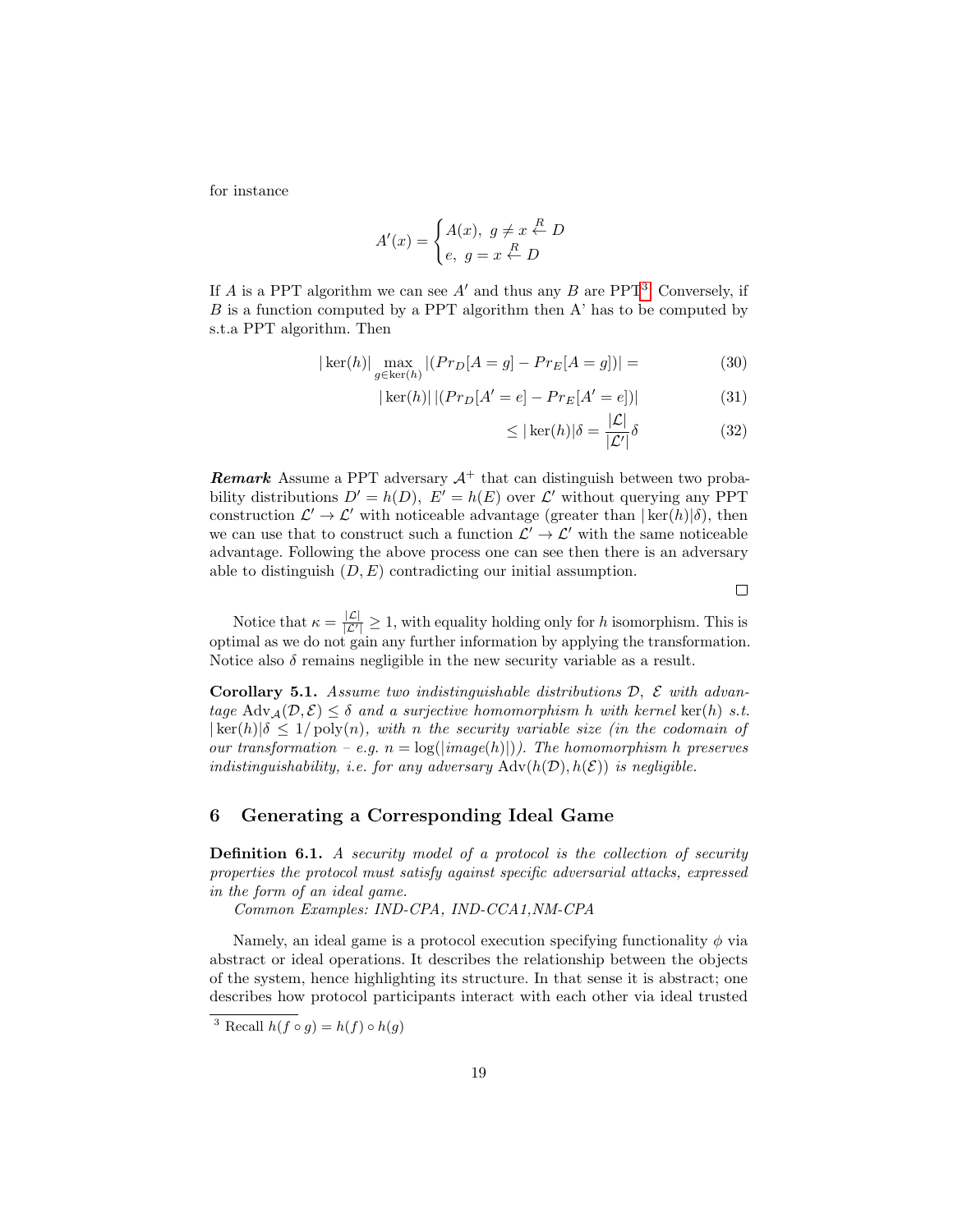for instance

$$A'(x) = \begin{cases} A(x), \ g \neq x \overset{R}{\leftarrow} D \\ e, \ g = x \overset{R}{\leftarrow} D \end{cases}$$

If $A$ is a PPT algorithm we can see $A'$ and thus any $B$ are PPT[3]. Conversely, if $B$ is a function computed by a PPT algorithm then A' has to be computed by s.t.a PPT algorithm. Then

$$|\ker(h)| \max_{g \in \ker(h)} |(Pr_D[A = g] - Pr_E[A = g])| = \tag{30}$$

$$|\ker(h)| \, |(Pr_D[A' = e] - Pr_E[A' = e])| \tag{31}$$

$$\leq |\ker(h)|\delta = \frac{|\mathcal{L}|}{|\mathcal{L}'|}\delta \tag{32}$$

***Remark*** Assume a PPT adversary $\mathcal{A}^+$ that can distinguish between two probability distributions $D' = h(D), \ E' = h(E)$ over $\mathcal{L}'$ without querying any PPT construction $\mathcal{L}' \to \mathcal{L}'$ with noticeable advantage (greater than $|\ker(h)|\delta$), then we can use that to construct such a function $\mathcal{L}' \to \mathcal{L}'$ with the same noticeable advantage. Following the above process one can see then there is an adversary able to distinguish $(D, E)$ contradicting our initial assumption.

□

Notice that $\kappa = \frac{|\mathcal{L}|}{|\mathcal{L}'|} \geq 1$, with equality holding only for $h$ isomorphism. This is optimal as we do not gain any further information by applying the transformation. Notice also $\delta$ remains negligible in the new security variable as a result.

**Corollary 5.1.** *Assume two indistinguishable distributions $\mathcal{D}$, $\mathcal{E}$ with advantage $\mathrm{Adv}_{\mathcal{A}}(\mathcal{D}, \mathcal{E}) \leq \delta$ and a surjective homomorphism $h$ with kernel $\ker(h)$ s.t. $|\ker(h)|\delta \leq 1/\mathrm{poly}(n)$, with $n$ the security variable size (in the codomain of our transformation – e.g. $n = \log(|image(h)|)$). The homomorphism $h$ preserves indistinguishability, i.e. for any adversary $\mathrm{Adv}(h(\mathcal{D}), h(\mathcal{E}))$ is negligible.*

## 6 Generating a Corresponding Ideal Game

**Definition 6.1.** *A security model of a protocol is the collection of security properties the protocol must satisfy against specific adversarial attacks, expressed in the form of an ideal game.*

*Common Examples: IND-CPA, IND-CCA1,NM-CPA*

Namely, an ideal game is a protocol execution specifying functionality $\phi$ via abstract or ideal operations. It describes the relationship between the objects of the system, hence highlighting its structure. In that sense it is abstract; one describes how protocol participants interact with each other via ideal trusted

[3] Recall $h(f \circ g) = h(f) \circ h(g)$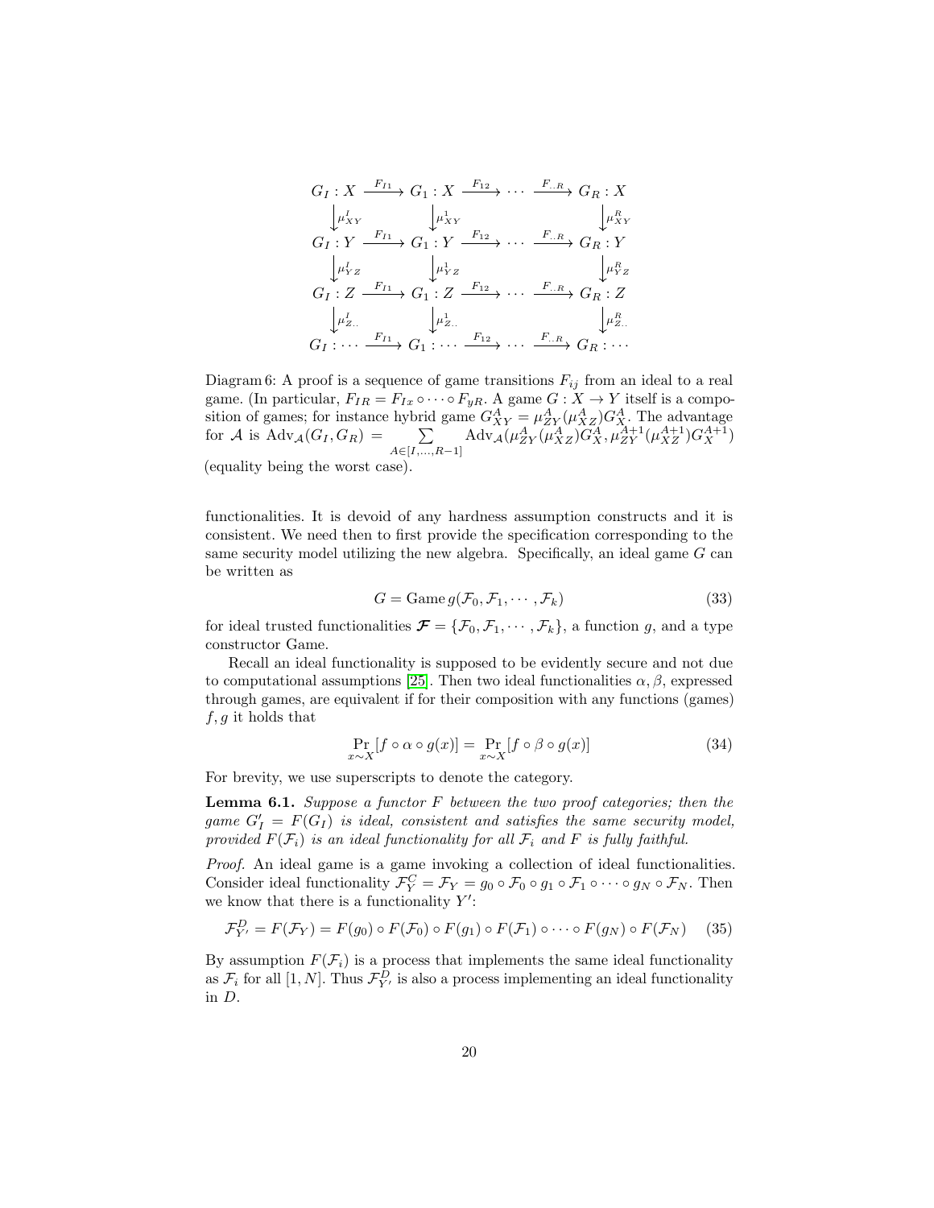$$
\begin{array}{ccccccc}
G_I : X & \xrightarrow{F_{I1}} & G_1 : X & \xrightarrow{F_{12}} & \cdots & \xrightarrow{F_{..R}} & G_R : X \\
\downarrow \mu^I_{XY} & & \downarrow \mu^1_{XY} & & & & \downarrow \mu^R_{XY} \\
G_I : Y & \xrightarrow{F_{I1}} & G_1 : Y & \xrightarrow{F_{12}} & \cdots & \xrightarrow{F_{..R}} & G_R : Y \\
\downarrow \mu^I_{YZ} & & \downarrow \mu^1_{YZ} & & & & \downarrow \mu^R_{YZ} \\
G_I : Z & \xrightarrow{F_{I1}} & G_1 : Z & \xrightarrow{F_{12}} & \cdots & \xrightarrow{F_{..R}} & G_R : Z \\
\downarrow \mu^I_{Z..} & & \downarrow \mu^1_{Z..} & & & & \downarrow \mu^R_{Z..} \\
G_I : \cdots & \xrightarrow{F_{I1}} & G_1 : \cdots & \xrightarrow{F_{12}} & \cdots & \xrightarrow{F_{..R}} & G_R : \cdots
\end{array}
$$

Diagram 6: A proof is a sequence of game transitions $F_{ij}$ from an ideal to a real game. (In particular, $F_{IR} = F_{Ix} \circ \cdots \circ F_{yR}$. A game $G : X \to Y$ itself is a composition of games; for instance hybrid game $G^A_{XY} = \mu^A_{ZY}(\mu^A_{XZ})G^A_X$. The advantage for $\mathcal{A}$ is $\text{Adv}_{\mathcal{A}}(G_I, G_R) = \sum_{A \in [I,\ldots,R-1]} \text{Adv}_{\mathcal{A}}(\mu^A_{ZY}(\mu^A_{XZ})G^A_X, \mu^{A+1}_{ZY}(\mu^{A+1}_{XZ})G^{A+1}_X)$ (equality being the worst case).

functionalities. It is devoid of any hardness assumption constructs and it is consistent. We need then to first provide the specification corresponding to the same security model utilizing the new algebra. Specifically, an ideal game $G$ can be written as

$$G = \text{Game}\, g(\mathcal{F}_0, \mathcal{F}_1, \cdots, \mathcal{F}_k) \tag{33}$$

for ideal trusted functionalities $\boldsymbol{\mathcal{F}} = \{\mathcal{F}_0, \mathcal{F}_1, \cdots, \mathcal{F}_k\}$, a function $g$, and a type constructor Game.

Recall an ideal functionality is supposed to be evidently secure and not due to computational assumptions [25]. Then two ideal functionalities $\alpha, \beta$, expressed through games, are equivalent if for their composition with any functions (games) $f, g$ it holds that

$$\Pr_{x \sim X}[f \circ \alpha \circ g(x)] = \Pr_{x \sim X}[f \circ \beta \circ g(x)] \tag{34}$$

For brevity, we use superscripts to denote the category.

**Lemma 6.1.** *Suppose a functor $F$ between the two proof categories; then the game $G'_I = F(G_I)$ is ideal, consistent and satisfies the same security model, provided $F(\mathcal{F}_i)$ is an ideal functionality for all $\mathcal{F}_i$ and $F$ is fully faithful.*

*Proof.* An ideal game is a game invoking a collection of ideal functionalities. Consider ideal functionality $\mathcal{F}^C_Y = \mathcal{F}_Y = g_0 \circ \mathcal{F}_0 \circ g_1 \circ \mathcal{F}_1 \circ \cdots \circ g_N \circ \mathcal{F}_N$. Then we know that there is a functionality $Y'$:

$$\mathcal{F}^D_{Y'} = F(\mathcal{F}_Y) = F(g_0) \circ F(\mathcal{F}_0) \circ F(g_1) \circ F(\mathcal{F}_1) \circ \cdots \circ F(g_N) \circ F(\mathcal{F}_N) \tag{35}$$

By assumption $F(\mathcal{F}_i)$ is a process that implements the same ideal functionality as $\mathcal{F}_i$ for all $[1, N]$. Thus $\mathcal{F}^D_{Y'}$ is also a process implementing an ideal functionality in $D$.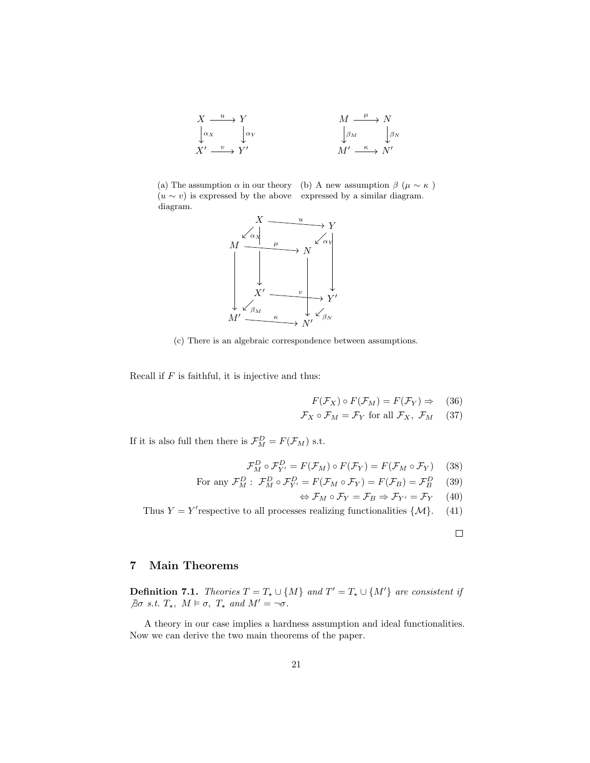$$
\begin{array}{ccc}
X & \xrightarrow{u} & Y \\
\downarrow{\scriptstyle \alpha_X} & & \downarrow{\scriptstyle \alpha_Y} \\
X' & \xrightarrow{v} & Y'
\end{array}
\qquad\qquad
\begin{array}{ccc}
M & \xrightarrow{\mu} & N \\
\downarrow{\scriptstyle \beta_M} & & \downarrow{\scriptstyle \beta_N} \\
M' & \xrightarrow{\kappa} & N'
\end{array}
$$

(a) The assumption $\alpha$ in our theory ($u \sim v$) is expressed by the above diagram.

(b) A new assumption $\beta$ ($\mu \sim \kappa$ ) expressed by a similar diagram.

(c) There is an algebraic correspondence between assumptions.

Recall if $F$ is faithful, it is injective and thus:

$$
F(\mathcal{F}_X) \circ F(\mathcal{F}_M) = F(\mathcal{F}_Y) \Rightarrow \quad (36)
$$

$$
\mathcal{F}_X \circ \mathcal{F}_M = \mathcal{F}_Y \text{ for all } \mathcal{F}_X,\ \mathcal{F}_M \quad (37)
$$

If it is also full then there is $\mathcal{F}_M^D = F(\mathcal{F}_M)$ s.t.

$$
\mathcal{F}_M^D \circ \mathcal{F}_{Y'}^D = F(\mathcal{F}_M) \circ F(\mathcal{F}_Y) = F(\mathcal{F}_M \circ \mathcal{F}_Y) \quad (38)
$$

$$
\text{For any } \mathcal{F}_M^D:\ \mathcal{F}_M^D \circ \mathcal{F}_{Y'}^D = F(\mathcal{F}_M \circ \mathcal{F}_Y) = F(\mathcal{F}_B) = \mathcal{F}_B^D \quad (39)
$$

$$
\Leftrightarrow \mathcal{F}_M \circ \mathcal{F}_Y = \mathcal{F}_B \Rightarrow \mathcal{F}_{Y'} = \mathcal{F}_Y \quad (40)
$$

$$
\text{Thus } Y = Y' \text{respective to all processes realizing functionalities } \{\mathcal{M}\}. \quad (41)
$$

□

## 7 Main Theorems

**Definition 7.1.** *Theories $T = T_\star \cup \{M\}$ and $T' = T_\star \cup \{M'\}$ are consistent if $\nexists \sigma$ s.t. $T_\star,\ M \vDash \sigma,\ T_\star$ and $M' = \neg\sigma$.*

A theory in our case implies a hardness assumption and ideal functionalities. Now we can derive the two main theorems of the paper.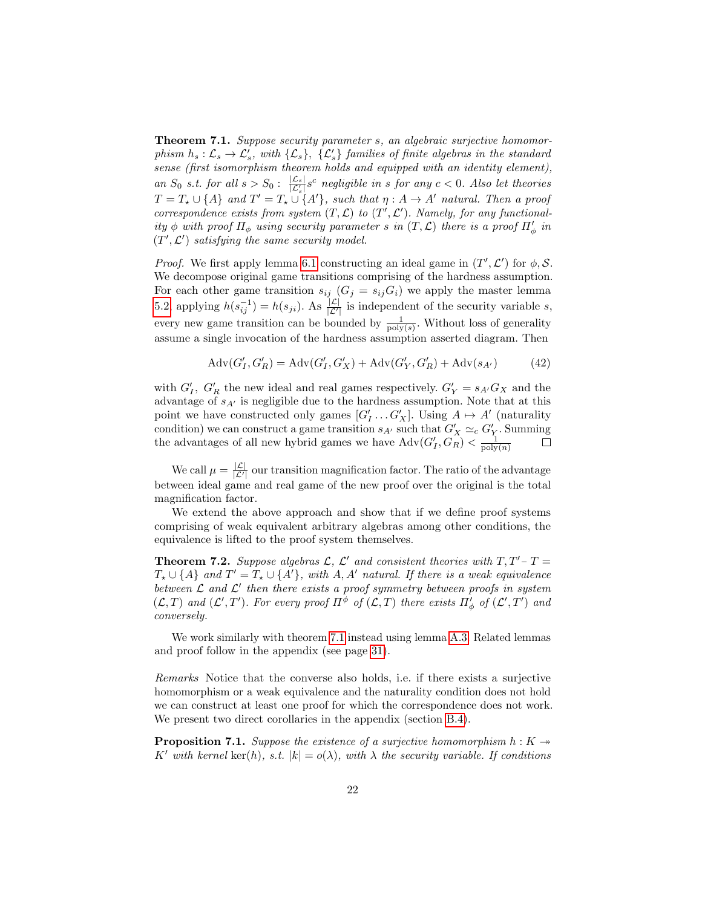**Theorem 7.1.** *Suppose security parameter $s$, an algebraic surjective homomorphism $h_s : \mathcal{L}_s \to \mathcal{L}'_s$, with $\{\mathcal{L}_s\}$, $\{\mathcal{L}'_s\}$ families of finite algebras in the standard sense (first isomorphism theorem holds and equipped with an identity element), an $S_0$ s.t. for all $s > S_0$ : $\frac{|\mathcal{L}_s|}{|\mathcal{L}'_s|} s^c$ negligible in $s$ for any $c < 0$. Also let theories $T = T_\star \cup \{A\}$ and $T' = T_\star \cup \{A'\}$, such that $\eta : A \to A'$ natural. Then a proof correspondence exists from system $(T, \mathcal{L})$ to $(T', \mathcal{L}')$. Namely, for any functionality $\phi$ with proof $\Pi_\phi$ using security parameter $s$ in $(T, \mathcal{L})$ there is a proof $\Pi'_\phi$ in $(T', \mathcal{L}')$ satisfying the same security model.*

*Proof.* We first apply lemma 6.1 constructing an ideal game in $(T', \mathcal{L}')$ for $\phi, \mathcal{S}$. We decompose original game transitions comprising of the hardness assumption. For each other game transition $s_{ij}$ ($G_j = s_{ij} G_i$) we apply the master lemma 5.2 applying $h(s_{ij}^{-1}) = h(s_{ji})$. As $\frac{|\mathcal{L}|}{|\mathcal{L}'|}$ is independent of the security variable $s$, every new game transition can be bounded by $\frac{1}{\mathrm{poly}(s)}$. Without loss of generality assume a single invocation of the hardness assumption asserted diagram. Then

$$\mathrm{Adv}(G'_I, G'_R) = \mathrm{Adv}(G'_I, G'_X) + \mathrm{Adv}(G'_Y, G'_R) + \mathrm{Adv}(s_{A'}) \tag{42}$$

with $G'_I$, $G'_R$ the new ideal and real games respectively. $G'_Y = s_{A'} G_X$ and the advantage of $s_{A'}$ is negligible due to the hardness assumption. Note that at this point we have constructed only games $[G'_I \ldots G'_X]$. Using $A \mapsto A'$ (naturality condition) we can construct a game transition $s_{A'}$ such that $G'_X \simeq_c G'_Y$. Summing the advantages of all new hybrid games we have $\mathrm{Adv}(G'_I, G_R) < \frac{1}{\mathrm{poly}(n)}$ $\square$

We call $\mu = \frac{|\mathcal{L}|}{|\mathcal{L}'|}$ our transition magnification factor. The ratio of the advantage between ideal game and real game of the new proof over the original is the total magnification factor.

We extend the above approach and show that if we define proof systems comprising of weak equivalent arbitrary algebras among other conditions, the equivalence is lifted to the proof system themselves.

**Theorem 7.2.** *Suppose algebras $\mathcal{L}$, $\mathcal{L}'$ and consistent theories with $T, T'$ - $T = T_\star \cup \{A\}$ and $T' = T_\star \cup \{A'\}$, with $A, A'$ natural. If there is a weak equivalence between $\mathcal{L}$ and $\mathcal{L}'$ then there exists a proof symmetry between proofs in system $(\mathcal{L}, T)$ and $(\mathcal{L}', T')$. For every proof $\Pi^\phi$ of $(\mathcal{L}, T)$ there exists $\Pi'_\phi$ of $(\mathcal{L}', T')$ and conversely.*

We work similarly with theorem 7.1 instead using lemma A.3. Related lemmas and proof follow in the appendix (see page 31).

*Remarks* Notice that the converse also holds, i.e. if there exists a surjective homomorphism or a weak equivalence and the naturality condition does not hold we can construct at least one proof for which the correspondence does not work. We present two direct corollaries in the appendix (section B.4).

**Proposition 7.1.** *Suppose the existence of a surjective homomorphism $h : K \twoheadrightarrow K'$ with kernel $\ker(h)$, s.t. $|k| = o(\lambda)$, with $\lambda$ the security variable. If conditions*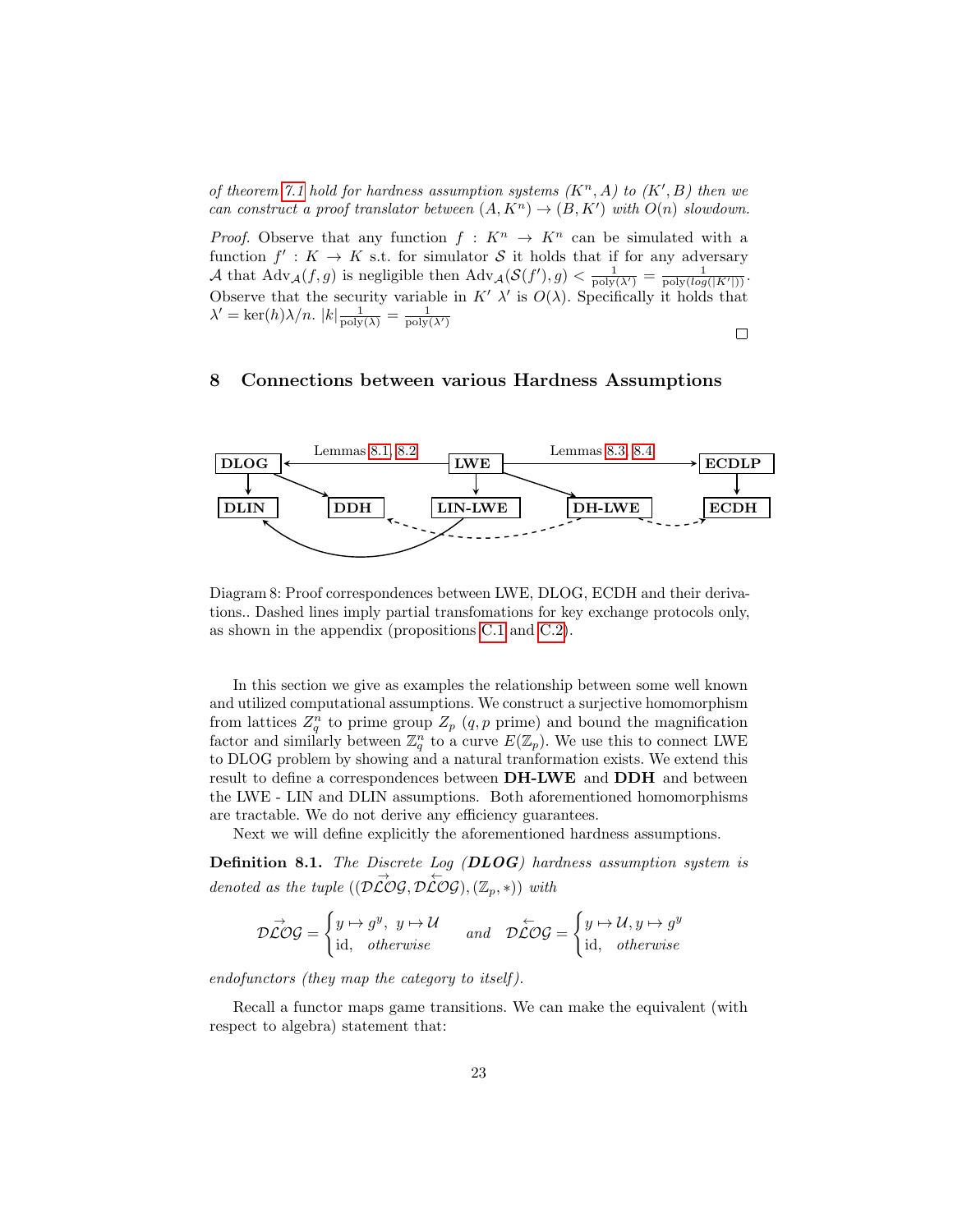*of theorem 7.1 hold for hardness assumption systems $(K^n, A)$ to $(K', B)$ then we can construct a proof translator between $(A, K^n) \to (B, K')$ with $O(n)$ slowdown.*

*Proof.* Observe that any function $f : K^n \to K^n$ can be simulated with a function $f' : K \to K$ s.t. for simulator $\mathcal{S}$ it holds that if for any adversary $\mathcal{A}$ that $\text{Adv}_{\mathcal{A}}(f, g)$ is negligible then $\text{Adv}_{\mathcal{A}}(\mathcal{S}(f'), g) < \frac{1}{\text{poly}(\lambda')} = \frac{1}{\text{poly}(log(|K'|))}$. Observe that the security variable in $K'$ $\lambda'$ is $O(\lambda)$. Specifically it holds that $\lambda' = \ker(h)\lambda/n$. $|k|\frac{1}{\text{poly}(\lambda)} = \frac{1}{\text{poly}(\lambda')}$ □

## 8 Connections between various Hardness Assumptions

Diagram 8: Proof correspondences between LWE, DLOG, ECDH and their derivations.. Dashed lines imply partial transfomations for key exchange protocols only, as shown in the appendix (propositions C.1 and C.2).

In this section we give as examples the relationship between some well known and utilized computational assumptions. We construct a surjective homomorphism from lattices $Z_q^n$ to prime group $Z_p$ ($q, p$ prime) and bound the magnification factor and similarly between $\mathbb{Z}_q^n$ to a curve $E(\mathbb{Z}_p)$. We use this to connect LWE to DLOG problem by showing and a natural tranformation exists. We extend this result to define a correspondences between **DH-LWE** and **DDH** and between the LWE - LIN and DLIN assumptions. Both aforementioned homomorphisms are tractable. We do not derive any efficiency guarantees.

Next we will define explicitly the aforementioned hardness assumptions.

**Definition 8.1.** *The Discrete Log (**DLOG**) hardness assumption system is denoted as the tuple $((\overrightarrow{\mathcal{DLOG}}, \overleftarrow{\mathcal{DLOG}}), (\mathbb{Z}_p, *))$ with*

$$\overrightarrow{\mathcal{DLOG}} = \begin{cases} y \mapsto g^y,\ y \mapsto \mathcal{U} \\ \text{id}, \quad \textit{otherwise} \end{cases} \quad \textit{and} \quad \overleftarrow{\mathcal{DLOG}} = \begin{cases} y \mapsto \mathcal{U}, y \mapsto g^y \\ \text{id}, \quad \textit{otherwise} \end{cases}$$

*endofunctors (they map the category to itself).*

Recall a functor maps game transitions. We can make the equivalent (with respect to algebra) statement that: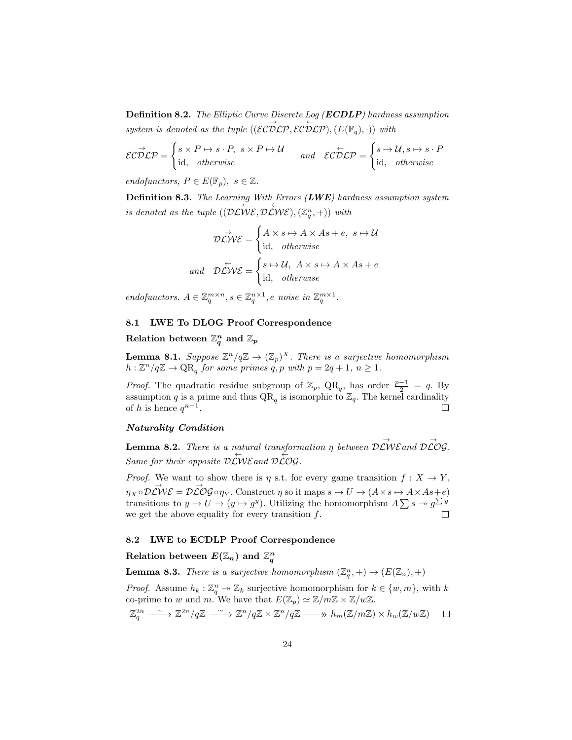**Definition 8.2.** *The Elliptic Curve Discrete Log (**ECDLP**) hardness assumption system is denoted as the tuple* $((\overrightarrow{\mathcal{ECDLP}}, \overleftarrow{\mathcal{ECDLP}}), (E(\mathbb{F}_q), \cdot))$ *with*

$$\overrightarrow{\mathcal{ECDLP}} = \begin{cases} s \times P \mapsto s \cdot P, \ s \times P \mapsto \mathcal{U} \\ \text{id}, \quad \textit{otherwise} \end{cases} \quad \textit{and} \quad \overleftarrow{\mathcal{ECDLP}} = \begin{cases} s \mapsto \mathcal{U}, s \mapsto s \cdot P \\ \text{id}, \quad \textit{otherwise} \end{cases}$$

*endofunctors,* $P \in E(\mathbb{F}_p), \ s \in \mathbb{Z}$.

**Definition 8.3.** *The Learning With Errors (**LWE**) hardness assumption system is denoted as the tuple* $((\overrightarrow{\mathcal{DLWE}}, \overleftarrow{\mathcal{DLWE}}), (\mathbb{Z}_q^n, +))$ *with*

$$\overrightarrow{\mathcal{DLWE}} = \begin{cases} A \times s \mapsto A \times As + e, \ s \mapsto \mathcal{U} \\ \text{id}, \quad \textit{otherwise} \end{cases}$$

$$\textit{and} \quad \overleftarrow{\mathcal{DLWE}} = \begin{cases} s \mapsto \mathcal{U}, \ A \times s \mapsto A \times As + e \\ \text{id}, \quad \textit{otherwise} \end{cases}$$

*endofunctors.* $A \in \mathbb{Z}_q^{m \times n}, s \in \mathbb{Z}_q^{n \times 1}, e$ *noise in* $\mathbb{Z}_q^{m \times 1}$.

## 8.1 LWE To DLOG Proof Correspondence

### Relation between $\mathbb{Z}_q^n$ and $\mathbb{Z}_p$

**Lemma 8.1.** *Suppose* $\mathbb{Z}^n/q\mathbb{Z} \to (\mathbb{Z}_p)^X$. *There is a surjective homomorphism* $h : \mathbb{Z}^n/q\mathbb{Z} \to \text{QR}_q$ *for some primes* $q, p$ *with* $p = 2q + 1$, $n \geq 1$.

*Proof.* The quadratic residue subgroup of $\mathbb{Z}_p$, $\text{QR}_q$, has order $\frac{p-1}{2} = q$. By assumption $q$ is a prime and thus $\text{QR}_q$ is isomorphic to $\mathbb{Z}_q$. The kernel cardinality of $h$ is hence $q^{n-1}$. □

### *Naturality Condition*

**Lemma 8.2.** *There is a natural transformation* $\eta$ *between* $\overrightarrow{\mathcal{DLWE}}$ *and* $\overrightarrow{\mathcal{DLOG}}$. *Same for their opposite* $\overleftarrow{\mathcal{DLWE}}$ *and* $\overleftarrow{\mathcal{DLOG}}$.

*Proof.* We want to show there is $\eta$ s.t. for every game transition $f : X \to Y$, $\eta_X \circ \overrightarrow{\mathcal{DLWE}} = \overrightarrow{\mathcal{DLOG}} \circ \eta_Y$. Construct $\eta$ so it maps $s \mapsto U \to (A \times s \mapsto A \times As + e)$ transitions to $y \mapsto U \to (y \mapsto g^y)$. Utilizing the homomorphism $A \sum s \twoheadrightarrow g^{\sum y}$ we get the above equality for every transition $f$. □

## 8.2 LWE to ECDLP Proof Correspondence

### Relation between $E(\mathbb{Z}_n)$ and $\mathbb{Z}_q^n$

**Lemma 8.3.** *There is a surjective homomorphism* $(\mathbb{Z}_q^n, +) \to (E(\mathbb{Z}_n), +)$

*Proof.* Assume $h_k : \mathbb{Z}_q^n \twoheadrightarrow \mathbb{Z}_k$ surjective homomorphism for $k \in \{w, m\}$, with $k$ co-prime to $w$ and $m$. We have that $E(\mathbb{Z}_p) \simeq \mathbb{Z}/m\mathbb{Z} \times \mathbb{Z}/w\mathbb{Z}$.

$$\mathbb{Z}_q^{2n} \xrightarrow{\sim} \mathbb{Z}^{2n}/q\mathbb{Z} \xrightarrow{\sim} \mathbb{Z}^n/q\mathbb{Z} \times \mathbb{Z}^n/q\mathbb{Z} \twoheadrightarrow h_m(\mathbb{Z}/m\mathbb{Z}) \times h_w(\mathbb{Z}/w\mathbb{Z})$$

□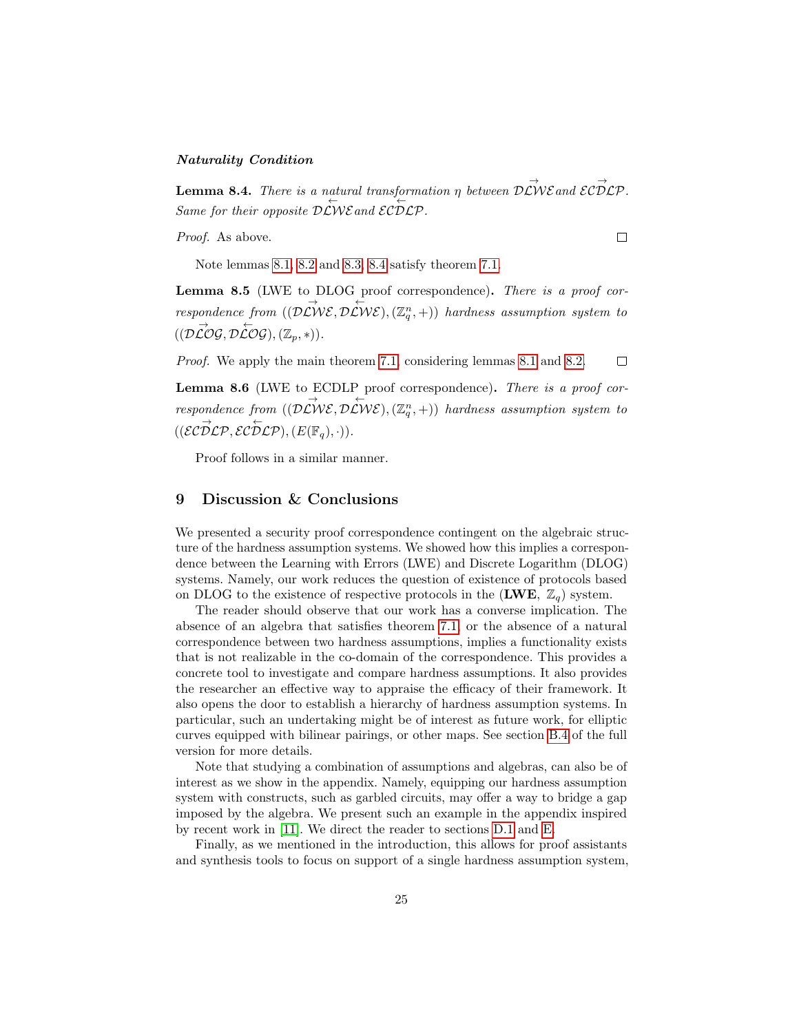***Naturality Condition***

**Lemma 8.4.** *There is a natural transformation $\eta$ between $\overrightarrow{\mathcal{DLWE}}$ and $\overrightarrow{\mathcal{ECDLP}}$. Same for their opposite $\overleftarrow{\mathcal{DLWE}}$ and $\overleftarrow{\mathcal{ECDLP}}$.*

*Proof.* As above. □

Note lemmas 8.1, 8.2 and 8.3, 8.4 satisfy theorem 7.1.

**Lemma 8.5** (LWE to DLOG proof correspondence)**.** *There is a proof correspondence from $((\overrightarrow{\mathcal{DLWE}}, \overleftarrow{\mathcal{DLWE}}), (\mathbb{Z}_q^n, +))$ hardness assumption system to $((\overrightarrow{\mathcal{DLOG}}, \overleftarrow{\mathcal{DLOG}}), (\mathbb{Z}_p, *))$.*

*Proof.* We apply the main theorem 7.1, considering lemmas 8.1 and 8.2. □

**Lemma 8.6** (LWE to ECDLP proof correspondence)**.** *There is a proof correspondence from $((\overrightarrow{\mathcal{DLWE}}, \overleftarrow{\mathcal{DLWE}}), (\mathbb{Z}_q^n, +))$ hardness assumption system to $((\overrightarrow{\mathcal{ECDLP}}, \overleftarrow{\mathcal{ECDLP}}), (E(\mathbb{F}_q), \cdot))$.*

Proof follows in a similar manner.

## 9 Discussion & Conclusions

We presented a security proof correspondence contingent on the algebraic structure of the hardness assumption systems. We showed how this implies a correspondence between the Learning with Errors (LWE) and Discrete Logarithm (DLOG) systems. Namely, our work reduces the question of existence of protocols based on DLOG to the existence of respective protocols in the (**LWE**, $\mathbb{Z}_q$) system.

The reader should observe that our work has a converse implication. The absence of an algebra that satisfies theorem 7.1, or the absence of a natural correspondence between two hardness assumptions, implies a functionality exists that is not realizable in the co-domain of the correspondence. This provides a concrete tool to investigate and compare hardness assumptions. It also provides the researcher an effective way to appraise the efficacy of their framework. It also opens the door to establish a hierarchy of hardness assumption systems. In particular, such an undertaking might be of interest as future work, for elliptic curves equipped with bilinear pairings, or other maps. See section B.4 of the full version for more details.

Note that studying a combination of assumptions and algebras, can also be of interest as we show in the appendix. Namely, equipping our hardness assumption system with constructs, such as garbled circuits, may offer a way to bridge a gap imposed by the algebra. We present such an example in the appendix inspired by recent work in [11]. We direct the reader to sections D.1 and E.

Finally, as we mentioned in the introduction, this allows for proof assistants and synthesis tools to focus on support of a single hardness assumption system,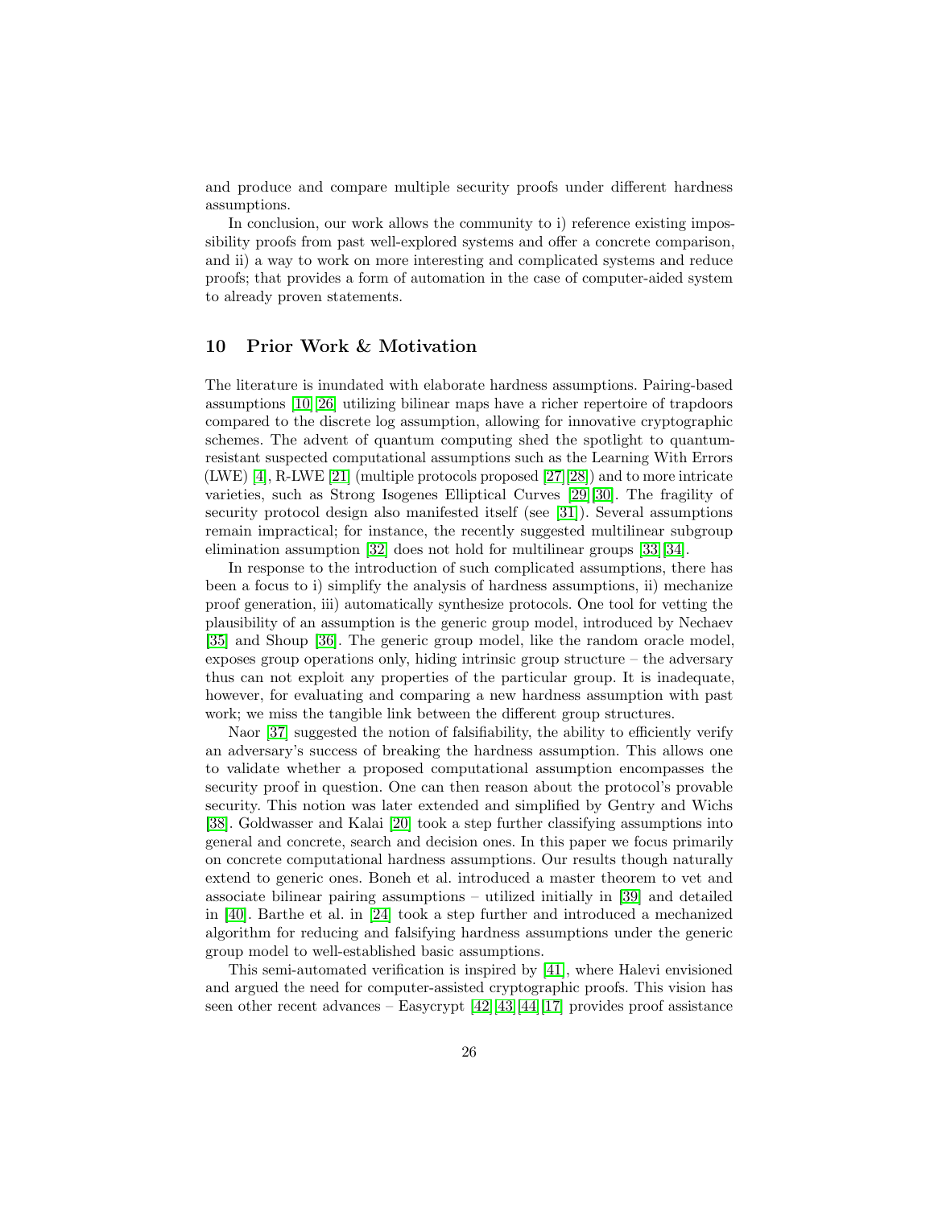and produce and compare multiple security proofs under different hardness assumptions.

In conclusion, our work allows the community to i) reference existing impossibility proofs from past well-explored systems and offer a concrete comparison, and ii) a way to work on more interesting and complicated systems and reduce proofs; that provides a form of automation in the case of computer-aided system to already proven statements.

## 10 Prior Work & Motivation

The literature is inundated with elaborate hardness assumptions. Pairing-based assumptions [10][26] utilizing bilinear maps have a richer repertoire of trapdoors compared to the discrete log assumption, allowing for innovative cryptographic schemes. The advent of quantum computing shed the spotlight to quantum-resistant suspected computational assumptions such as the Learning With Errors (LWE) [4], R-LWE [21] (multiple protocols proposed [27][28]) and to more intricate varieties, such as Strong Isogenes Elliptical Curves [29][30]. The fragility of security protocol design also manifested itself (see [31]). Several assumptions remain impractical; for instance, the recently suggested multilinear subgroup elimination assumption [32] does not hold for multilinear groups [33][34].

In response to the introduction of such complicated assumptions, there has been a focus to i) simplify the analysis of hardness assumptions, ii) mechanize proof generation, iii) automatically synthesize protocols. One tool for vetting the plausibility of an assumption is the generic group model, introduced by Nechaev [35] and Shoup [36]. The generic group model, like the random oracle model, exposes group operations only, hiding intrinsic group structure – the adversary thus can not exploit any properties of the particular group. It is inadequate, however, for evaluating and comparing a new hardness assumption with past work; we miss the tangible link between the different group structures.

Naor [37] suggested the notion of falsifiability, the ability to efficiently verify an adversary's success of breaking the hardness assumption. This allows one to validate whether a proposed computational assumption encompasses the security proof in question. One can then reason about the protocol's provable security. This notion was later extended and simplified by Gentry and Wichs [38]. Goldwasser and Kalai [20] took a step further classifying assumptions into general and concrete, search and decision ones. In this paper we focus primarily on concrete computational hardness assumptions. Our results though naturally extend to generic ones. Boneh et al. introduced a master theorem to vet and associate bilinear pairing assumptions – utilized initially in [39] and detailed in [40]. Barthe et al. in [24] took a step further and introduced a mechanized algorithm for reducing and falsifying hardness assumptions under the generic group model to well-established basic assumptions.

This semi-automated verification is inspired by [41], where Halevi envisioned and argued the need for computer-assisted cryptographic proofs. This vision has seen other recent advances – Easycrypt [42][43][44][17] provides proof assistance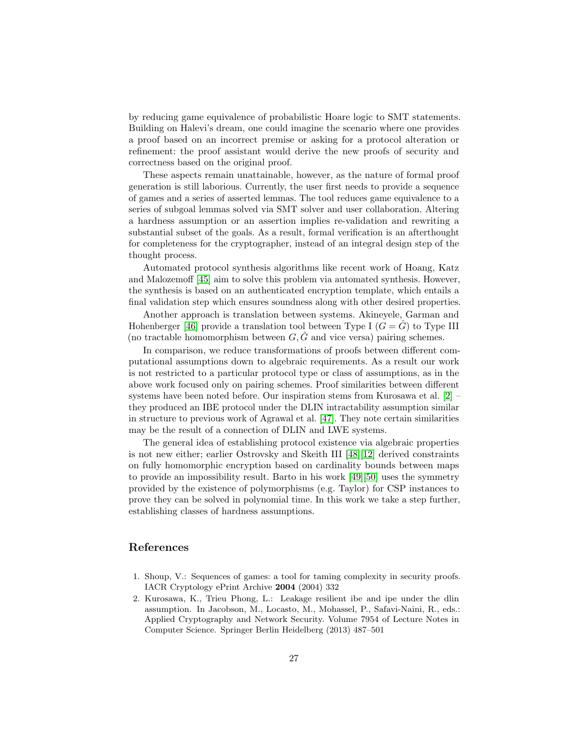by reducing game equivalence of probabilistic Hoare logic to SMT statements. Building on Halevi's dream, one could imagine the scenario where one provides a proof based on an incorrect premise or asking for a protocol alteration or refinement: the proof assistant would derive the new proofs of security and correctness based on the original proof.

These aspects remain unattainable, however, as the nature of formal proof generation is still laborious. Currently, the user first needs to provide a sequence of games and a series of asserted lemmas. The tool reduces game equivalence to a series of subgoal lemmas solved via SMT solver and user collaboration. Altering a hardness assumption or an assertion implies re-validation and rewriting a substantial subset of the goals. As a result, formal verification is an afterthought for completeness for the cryptographer, instead of an integral design step of the thought process.

Automated protocol synthesis algorithms like recent work of Hoang, Katz and Malozemoff [45] aim to solve this problem via automated synthesis. However, the synthesis is based on an authenticated encryption template, which entails a final validation step which ensures soundness along with other desired properties.

Another approach is translation between systems. Akineyele, Garman and Hohenberger [46] provide a translation tool between Type I ($G = \hat{G}$) to Type III (no tractable homomorphism between $G, \hat{G}$ and vice versa) pairing schemes.

In comparison, we reduce transformations of proofs between different computational assumptions down to algebraic requirements. As a result our work is not restricted to a particular protocol type or class of assumptions, as in the above work focused only on pairing schemes. Proof similarities between different systems have been noted before. Our inspiration stems from Kurosawa et al. [2] – they produced an IBE protocol under the DLIN intractability assumption similar in structure to previous work of Agrawal et al. [47]. They note certain similarities may be the result of a connection of DLIN and LWE systems.

The general idea of establishing protocol existence via algebraic properties is not new either; earlier Ostrovsky and Skeith III [48][12] derived constraints on fully homomorphic encryption based on cardinality bounds between maps to provide an impossibility result. Barto in his work [49][50] uses the symmetry provided by the existence of polymorphisms (e.g. Taylor) for CSP instances to prove they can be solved in polynomial time. In this work we take a step further, establishing classes of hardness assumptions.

## References

1. Shoup, V.: Sequences of games: a tool for taming complexity in security proofs. IACR Cryptology ePrint Archive **2004** (2004) 332
2. Kurosawa, K., Trieu Phong, L.: Leakage resilient ibe and ipe under the dlin assumption. In Jacobson, M., Locasto, M., Mohassel, P., Safavi-Naini, R., eds.: Applied Cryptography and Network Security. Volume 7954 of Lecture Notes in Computer Science. Springer Berlin Heidelberg (2013) 487–501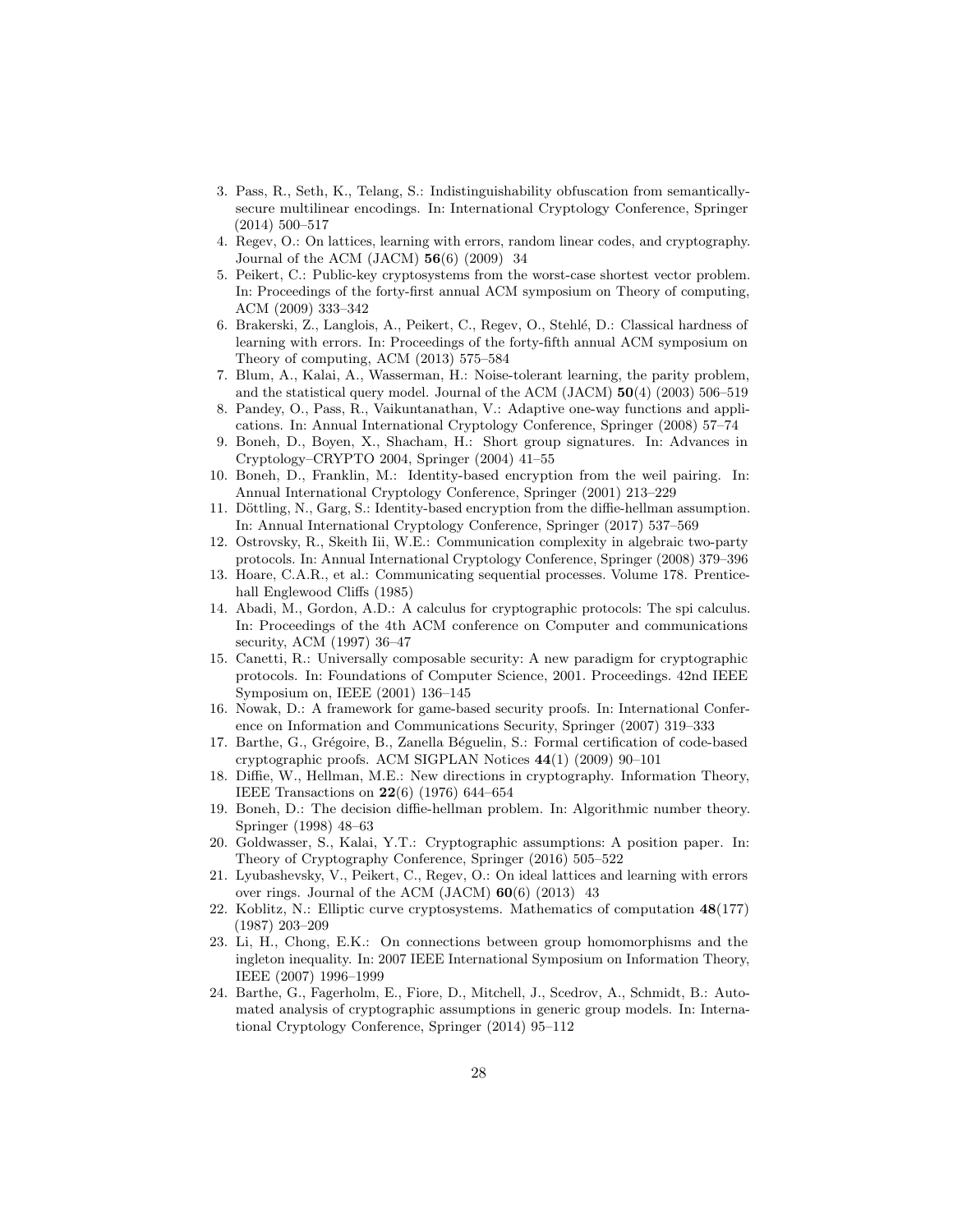3. Pass, R., Seth, K., Telang, S.: Indistinguishability obfuscation from semantically-secure multilinear encodings. In: International Cryptology Conference, Springer (2014) 500–517
4. Regev, O.: On lattices, learning with errors, random linear codes, and cryptography. Journal of the ACM (JACM) **56**(6) (2009) 34
5. Peikert, C.: Public-key cryptosystems from the worst-case shortest vector problem. In: Proceedings of the forty-first annual ACM symposium on Theory of computing, ACM (2009) 333–342
6. Brakerski, Z., Langlois, A., Peikert, C., Regev, O., Stehlé, D.: Classical hardness of learning with errors. In: Proceedings of the forty-fifth annual ACM symposium on Theory of computing, ACM (2013) 575–584
7. Blum, A., Kalai, A., Wasserman, H.: Noise-tolerant learning, the parity problem, and the statistical query model. Journal of the ACM (JACM) **50**(4) (2003) 506–519
8. Pandey, O., Pass, R., Vaikuntanathan, V.: Adaptive one-way functions and applications. In: Annual International Cryptology Conference, Springer (2008) 57–74
9. Boneh, D., Boyen, X., Shacham, H.: Short group signatures. In: Advances in Cryptology–CRYPTO 2004, Springer (2004) 41–55
10. Boneh, D., Franklin, M.: Identity-based encryption from the weil pairing. In: Annual International Cryptology Conference, Springer (2001) 213–229
11. Döttling, N., Garg, S.: Identity-based encryption from the diffie-hellman assumption. In: Annual International Cryptology Conference, Springer (2017) 537–569
12. Ostrovsky, R., Skeith Iii, W.E.: Communication complexity in algebraic two-party protocols. In: Annual International Cryptology Conference, Springer (2008) 379–396
13. Hoare, C.A.R., et al.: Communicating sequential processes. Volume 178. Prentice-hall Englewood Cliffs (1985)
14. Abadi, M., Gordon, A.D.: A calculus for cryptographic protocols: The spi calculus. In: Proceedings of the 4th ACM conference on Computer and communications security, ACM (1997) 36–47
15. Canetti, R.: Universally composable security: A new paradigm for cryptographic protocols. In: Foundations of Computer Science, 2001. Proceedings. 42nd IEEE Symposium on, IEEE (2001) 136–145
16. Nowak, D.: A framework for game-based security proofs. In: International Conference on Information and Communications Security, Springer (2007) 319–333
17. Barthe, G., Grégoire, B., Zanella Béguelin, S.: Formal certification of code-based cryptographic proofs. ACM SIGPLAN Notices **44**(1) (2009) 90–101
18. Diffie, W., Hellman, M.E.: New directions in cryptography. Information Theory, IEEE Transactions on **22**(6) (1976) 644–654
19. Boneh, D.: The decision diffie-hellman problem. In: Algorithmic number theory. Springer (1998) 48–63
20. Goldwasser, S., Kalai, Y.T.: Cryptographic assumptions: A position paper. In: Theory of Cryptography Conference, Springer (2016) 505–522
21. Lyubashevsky, V., Peikert, C., Regev, O.: On ideal lattices and learning with errors over rings. Journal of the ACM (JACM) **60**(6) (2013) 43
22. Koblitz, N.: Elliptic curve cryptosystems. Mathematics of computation **48**(177) (1987) 203–209
23. Li, H., Chong, E.K.: On connections between group homomorphisms and the ingleton inequality. In: 2007 IEEE International Symposium on Information Theory, IEEE (2007) 1996–1999
24. Barthe, G., Fagerholm, E., Fiore, D., Mitchell, J., Scedrov, A., Schmidt, B.: Automated analysis of cryptographic assumptions in generic group models. In: International Cryptology Conference, Springer (2014) 95–112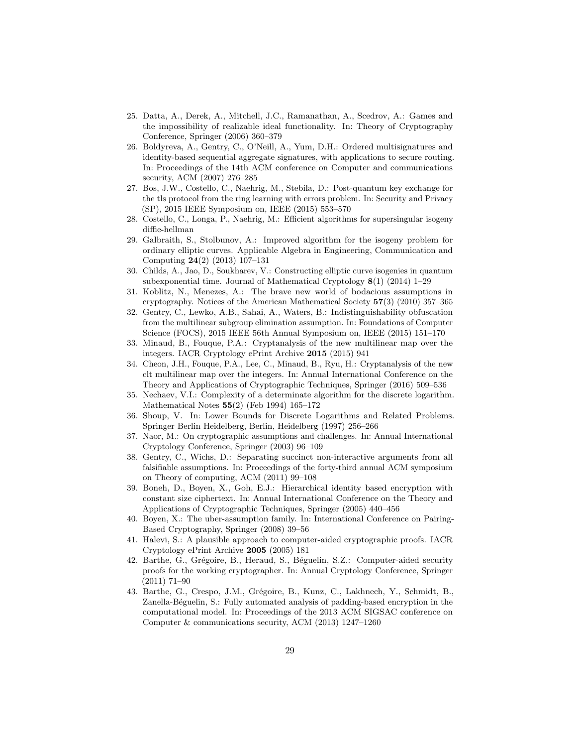25. Datta, A., Derek, A., Mitchell, J.C., Ramanathan, A., Scedrov, A.: Games and the impossibility of realizable ideal functionality. In: Theory of Cryptography Conference, Springer (2006) 360–379
26. Boldyreva, A., Gentry, C., O'Neill, A., Yum, D.H.: Ordered multisignatures and identity-based sequential aggregate signatures, with applications to secure routing. In: Proceedings of the 14th ACM conference on Computer and communications security, ACM (2007) 276–285
27. Bos, J.W., Costello, C., Naehrig, M., Stebila, D.: Post-quantum key exchange for the tls protocol from the ring learning with errors problem. In: Security and Privacy (SP), 2015 IEEE Symposium on, IEEE (2015) 553–570
28. Costello, C., Longa, P., Naehrig, M.: Efficient algorithms for supersingular isogeny diffie-hellman
29. Galbraith, S., Stolbunov, A.: Improved algorithm for the isogeny problem for ordinary elliptic curves. Applicable Algebra in Engineering, Communication and Computing **24**(2) (2013) 107–131
30. Childs, A., Jao, D., Soukharev, V.: Constructing elliptic curve isogenies in quantum subexponential time. Journal of Mathematical Cryptology **8**(1) (2014) 1–29
31. Koblitz, N., Menezes, A.: The brave new world of bodacious assumptions in cryptography. Notices of the American Mathematical Society **57**(3) (2010) 357–365
32. Gentry, C., Lewko, A.B., Sahai, A., Waters, B.: Indistinguishability obfuscation from the multilinear subgroup elimination assumption. In: Foundations of Computer Science (FOCS), 2015 IEEE 56th Annual Symposium on, IEEE (2015) 151–170
33. Minaud, B., Fouque, P.A.: Cryptanalysis of the new multilinear map over the integers. IACR Cryptology ePrint Archive **2015** (2015) 941
34. Cheon, J.H., Fouque, P.A., Lee, C., Minaud, B., Ryu, H.: Cryptanalysis of the new clt multilinear map over the integers. In: Annual International Conference on the Theory and Applications of Cryptographic Techniques, Springer (2016) 509–536
35. Nechaev, V.I.: Complexity of a determinate algorithm for the discrete logarithm. Mathematical Notes **55**(2) (Feb 1994) 165–172
36. Shoup, V. In: Lower Bounds for Discrete Logarithms and Related Problems. Springer Berlin Heidelberg, Berlin, Heidelberg (1997) 256–266
37. Naor, M.: On cryptographic assumptions and challenges. In: Annual International Cryptology Conference, Springer (2003) 96–109
38. Gentry, C., Wichs, D.: Separating succinct non-interactive arguments from all falsifiable assumptions. In: Proceedings of the forty-third annual ACM symposium on Theory of computing, ACM (2011) 99–108
39. Boneh, D., Boyen, X., Goh, E.J.: Hierarchical identity based encryption with constant size ciphertext. In: Annual International Conference on the Theory and Applications of Cryptographic Techniques, Springer (2005) 440–456
40. Boyen, X.: The uber-assumption family. In: International Conference on Pairing-Based Cryptography, Springer (2008) 39–56
41. Halevi, S.: A plausible approach to computer-aided cryptographic proofs. IACR Cryptology ePrint Archive **2005** (2005) 181
42. Barthe, G., Grégoire, B., Heraud, S., Béguelin, S.Z.: Computer-aided security proofs for the working cryptographer. In: Annual Cryptology Conference, Springer (2011) 71–90
43. Barthe, G., Crespo, J.M., Grégoire, B., Kunz, C., Lakhnech, Y., Schmidt, B., Zanella-Béguelin, S.: Fully automated analysis of padding-based encryption in the computational model. In: Proceedings of the 2013 ACM SIGSAC conference on Computer & communications security, ACM (2013) 1247–1260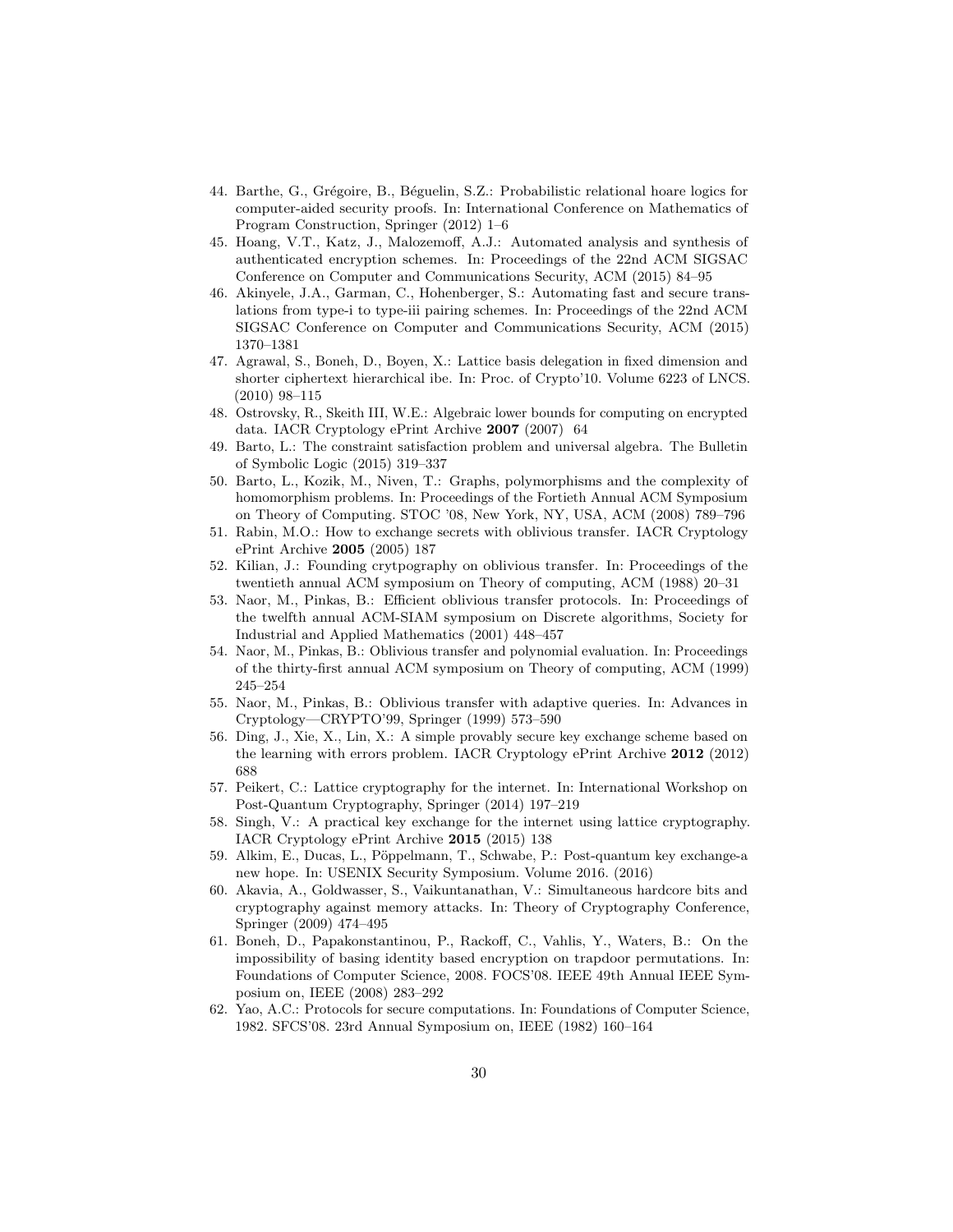44. Barthe, G., Grégoire, B., Béguelin, S.Z.: Probabilistic relational hoare logics for computer-aided security proofs. In: International Conference on Mathematics of Program Construction, Springer (2012) 1–6
45. Hoang, V.T., Katz, J., Malozemoff, A.J.: Automated analysis and synthesis of authenticated encryption schemes. In: Proceedings of the 22nd ACM SIGSAC Conference on Computer and Communications Security, ACM (2015) 84–95
46. Akinyele, J.A., Garman, C., Hohenberger, S.: Automating fast and secure translations from type-i to type-iii pairing schemes. In: Proceedings of the 22nd ACM SIGSAC Conference on Computer and Communications Security, ACM (2015) 1370–1381
47. Agrawal, S., Boneh, D., Boyen, X.: Lattice basis delegation in fixed dimension and shorter ciphertext hierarchical ibe. In: Proc. of Crypto'10. Volume 6223 of LNCS. (2010) 98–115
48. Ostrovsky, R., Skeith III, W.E.: Algebraic lower bounds for computing on encrypted data. IACR Cryptology ePrint Archive **2007** (2007) 64
49. Barto, L.: The constraint satisfaction problem and universal algebra. The Bulletin of Symbolic Logic (2015) 319–337
50. Barto, L., Kozik, M., Niven, T.: Graphs, polymorphisms and the complexity of homomorphism problems. In: Proceedings of the Fortieth Annual ACM Symposium on Theory of Computing. STOC '08, New York, NY, USA, ACM (2008) 789–796
51. Rabin, M.O.: How to exchange secrets with oblivious transfer. IACR Cryptology ePrint Archive **2005** (2005) 187
52. Kilian, J.: Founding crytpography on oblivious transfer. In: Proceedings of the twentieth annual ACM symposium on Theory of computing, ACM (1988) 20–31
53. Naor, M., Pinkas, B.: Efficient oblivious transfer protocols. In: Proceedings of the twelfth annual ACM-SIAM symposium on Discrete algorithms, Society for Industrial and Applied Mathematics (2001) 448–457
54. Naor, M., Pinkas, B.: Oblivious transfer and polynomial evaluation. In: Proceedings of the thirty-first annual ACM symposium on Theory of computing, ACM (1999) 245–254
55. Naor, M., Pinkas, B.: Oblivious transfer with adaptive queries. In: Advances in Cryptology—CRYPTO'99, Springer (1999) 573–590
56. Ding, J., Xie, X., Lin, X.: A simple provably secure key exchange scheme based on the learning with errors problem. IACR Cryptology ePrint Archive **2012** (2012) 688
57. Peikert, C.: Lattice cryptography for the internet. In: International Workshop on Post-Quantum Cryptography, Springer (2014) 197–219
58. Singh, V.: A practical key exchange for the internet using lattice cryptography. IACR Cryptology ePrint Archive **2015** (2015) 138
59. Alkim, E., Ducas, L., Pöppelmann, T., Schwabe, P.: Post-quantum key exchange-a new hope. In: USENIX Security Symposium. Volume 2016. (2016)
60. Akavia, A., Goldwasser, S., Vaikuntanathan, V.: Simultaneous hardcore bits and cryptography against memory attacks. In: Theory of Cryptography Conference, Springer (2009) 474–495
61. Boneh, D., Papakonstantinou, P., Rackoff, C., Vahlis, Y., Waters, B.: On the impossibility of basing identity based encryption on trapdoor permutations. In: Foundations of Computer Science, 2008. FOCS'08. IEEE 49th Annual IEEE Symposium on, IEEE (2008) 283–292
62. Yao, A.C.: Protocols for secure computations. In: Foundations of Computer Science, 1982. SFCS'08. 23rd Annual Symposium on, IEEE (1982) 160–164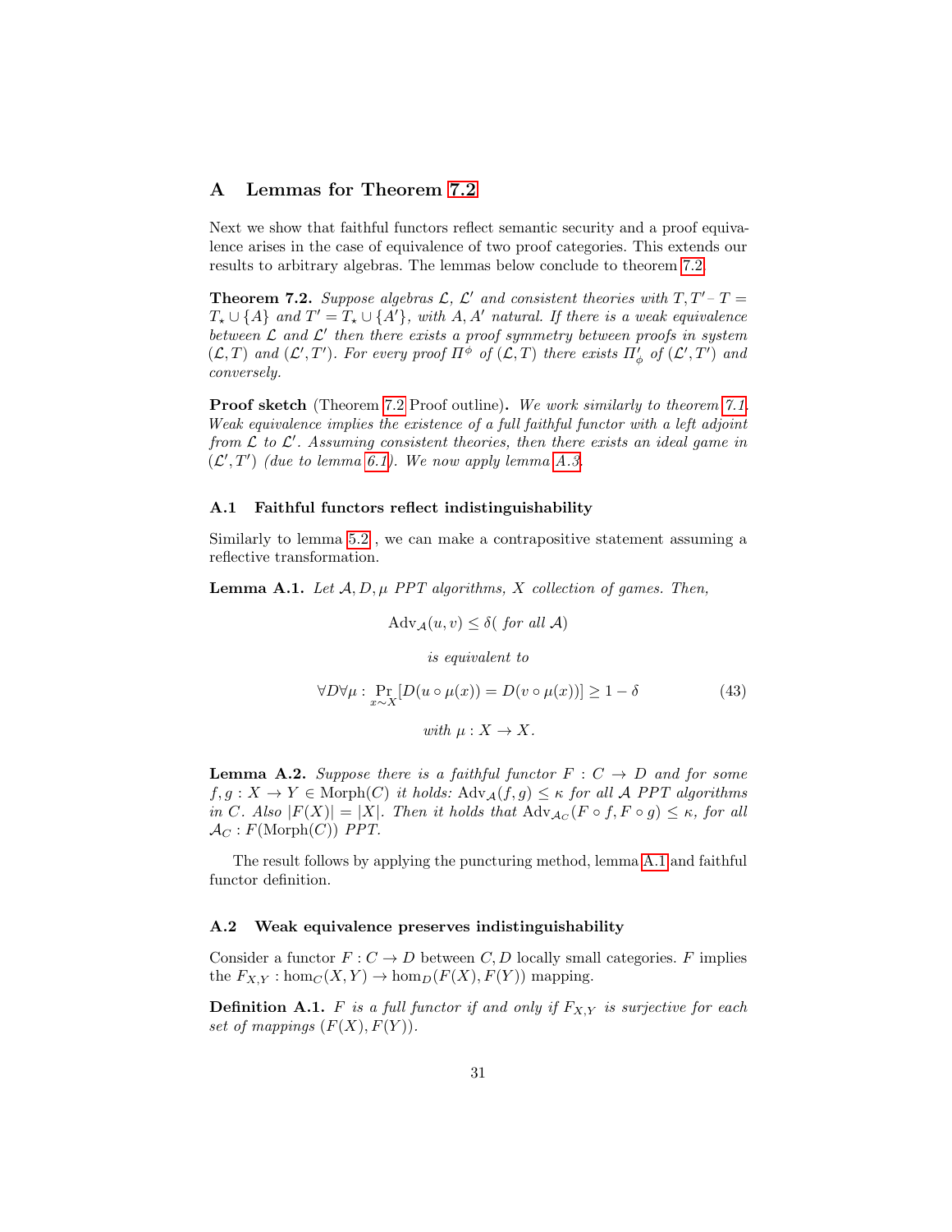# A Lemmas for Theorem 7.2

Next we show that faithful functors reflect semantic security and a proof equivalence arises in the case of equivalence of two proof categories. This extends our results to arbitrary algebras. The lemmas below conclude to theorem 7.2.

**Theorem 7.2.** *Suppose algebras $\mathcal{L}$, $\mathcal{L}'$ and consistent theories with $T, T'$ - $T = T_\star \cup \{A\}$ and $T' = T_\star \cup \{A'\}$, with $A, A'$ natural. If there is a weak equivalence between $\mathcal{L}$ and $\mathcal{L}'$ then there exists a proof symmetry between proofs in system $(\mathcal{L}, T)$ and $(\mathcal{L}', T')$. For every proof $\Pi^\phi$ of $(\mathcal{L}, T)$ there exists $\Pi'_\phi$ of $(\mathcal{L}', T')$ and conversely.*

**Proof sketch** (Theorem 7.2 Proof outline)**.** *We work similarly to theorem 7.1. Weak equivalence implies the existence of a full faithful functor with a left adjoint from $\mathcal{L}$ to $\mathcal{L}'$. Assuming consistent theories, then there exists an ideal game in $(\mathcal{L}', T')$ (due to lemma 6.1). We now apply lemma A.3.*

## A.1 Faithful functors reflect indistinguishability

Similarly to lemma 5.2 , we can make a contrapositive statement assuming a reflective transformation.

**Lemma A.1.** *Let $\mathcal{A}, D, \mu$ PPT algorithms, $X$ collection of games. Then,*

$$\mathrm{Adv}_{\mathcal{A}}(u, v) \leq \delta( \textit{ for all } \mathcal{A})$$

*is equivalent to*

$$\forall D \forall \mu : \Pr_{x \sim X}[D(u \circ \mu(x)) = D(v \circ \mu(x))] \geq 1 - \delta \tag{43}$$

*with $\mu : X \to X$.*

**Lemma A.2.** *Suppose there is a faithful functor $F : C \to D$ and for some $f, g : X \to Y \in \mathrm{Morph}(C)$ it holds: $\mathrm{Adv}_{\mathcal{A}}(f, g) \leq \kappa$ for all $\mathcal{A}$ PPT algorithms in $C$. Also $|F(X)| = |X|$. Then it holds that $\mathrm{Adv}_{\mathcal{A}_C}(F \circ f, F \circ g) \leq \kappa$, for all $\mathcal{A}_C : F(\mathrm{Morph}(C))$ PPT.*

The result follows by applying the puncturing method, lemma A.1 and faithful functor definition.

## A.2 Weak equivalence preserves indistinguishability

Consider a functor $F : C \to D$ between $C, D$ locally small categories. $F$ implies the $F_{X,Y} : \hom_C(X, Y) \to \hom_D(F(X), F(Y))$ mapping.

**Definition A.1.** *$F$ is a full functor if and only if $F_{X,Y}$ is surjective for each set of mappings $(F(X), F(Y))$.*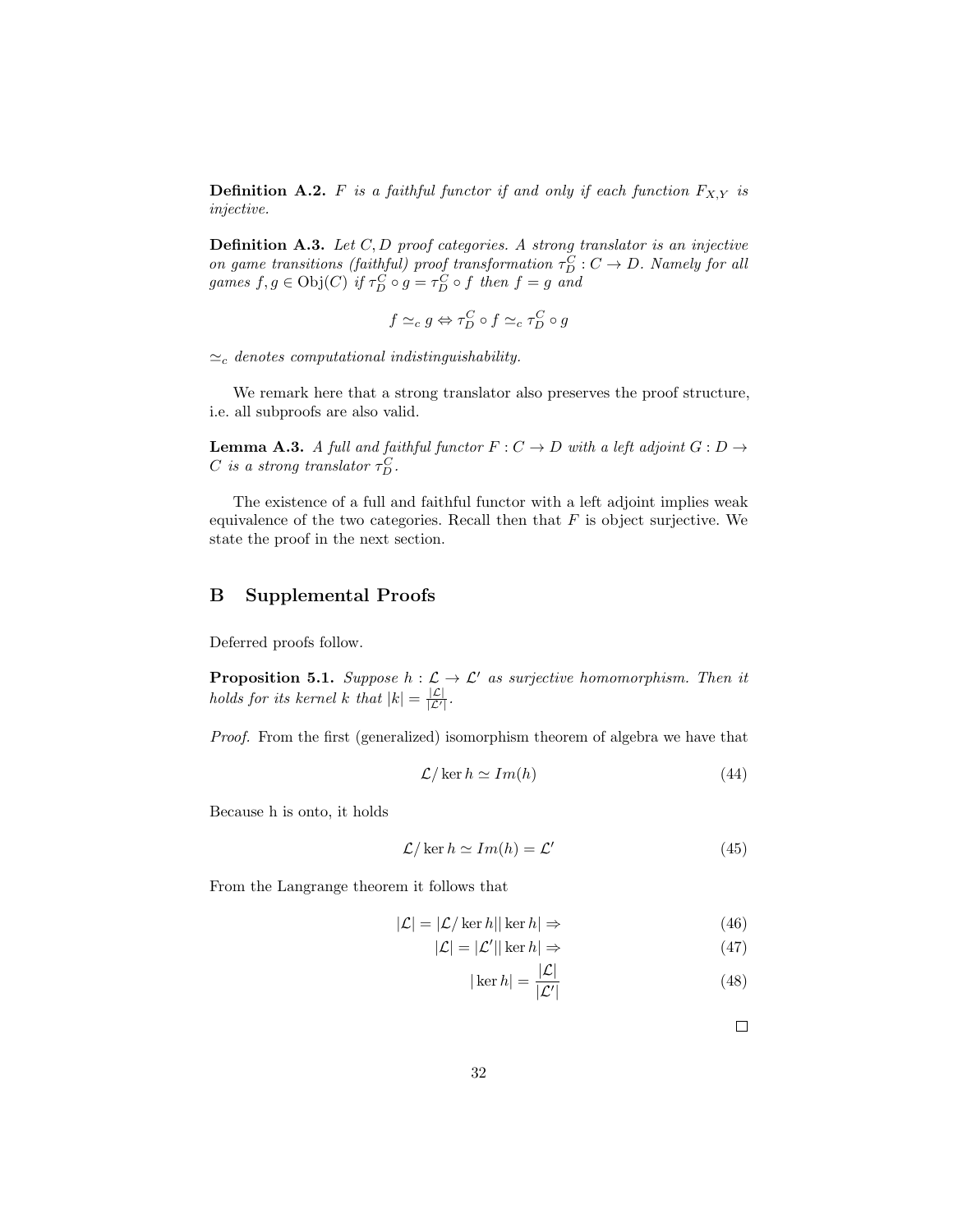**Definition A.2.** *$F$ is a faithful functor if and only if each function $F_{X,Y}$ is injective.*

**Definition A.3.** *Let $C, D$ proof categories. A strong translator is an injective on game transitions (faithful) proof transformation $\tau_D^C : C \to D$. Namely for all games $f, g \in \mathrm{Obj}(C)$ if $\tau_D^C \circ g = \tau_D^C \circ f$ then $f = g$ and*

$$f \simeq_c g \Leftrightarrow \tau_D^C \circ f \simeq_c \tau_D^C \circ g$$

*$\simeq_c$ denotes computational indistinguishability.*

We remark here that a strong translator also preserves the proof structure, i.e. all subproofs are also valid.

**Lemma A.3.** *A full and faithful functor $F : C \to D$ with a left adjoint $G : D \to C$ is a strong translator $\tau_D^C$.*

The existence of a full and faithful functor with a left adjoint implies weak equivalence of the two categories. Recall then that $F$ is object surjective. We state the proof in the next section.

## B Supplemental Proofs

Deferred proofs follow.

**Proposition 5.1.** *Suppose $h : \mathcal{L} \to \mathcal{L}'$ as surjective homomorphism. Then it holds for its kernel $k$ that $|k| = \frac{|\mathcal{L}|}{|\mathcal{L}'|}$.*

*Proof.* From the first (generalized) isomorphism theorem of algebra we have that

$$\mathcal{L}/\ker h \simeq Im(h) \tag{44}$$

Because h is onto, it holds

$$\mathcal{L}/\ker h \simeq Im(h) = \mathcal{L}' \tag{45}$$

From the Langrange theorem it follows that

$$|\mathcal{L}| = |\mathcal{L}/\ker h||\ker h| \Rightarrow \tag{46}$$

$$|\mathcal{L}| = |\mathcal{L}'||\ker h| \Rightarrow \tag{47}$$

$$|\ker h| = \frac{|\mathcal{L}|}{|\mathcal{L}'|} \tag{48}$$

□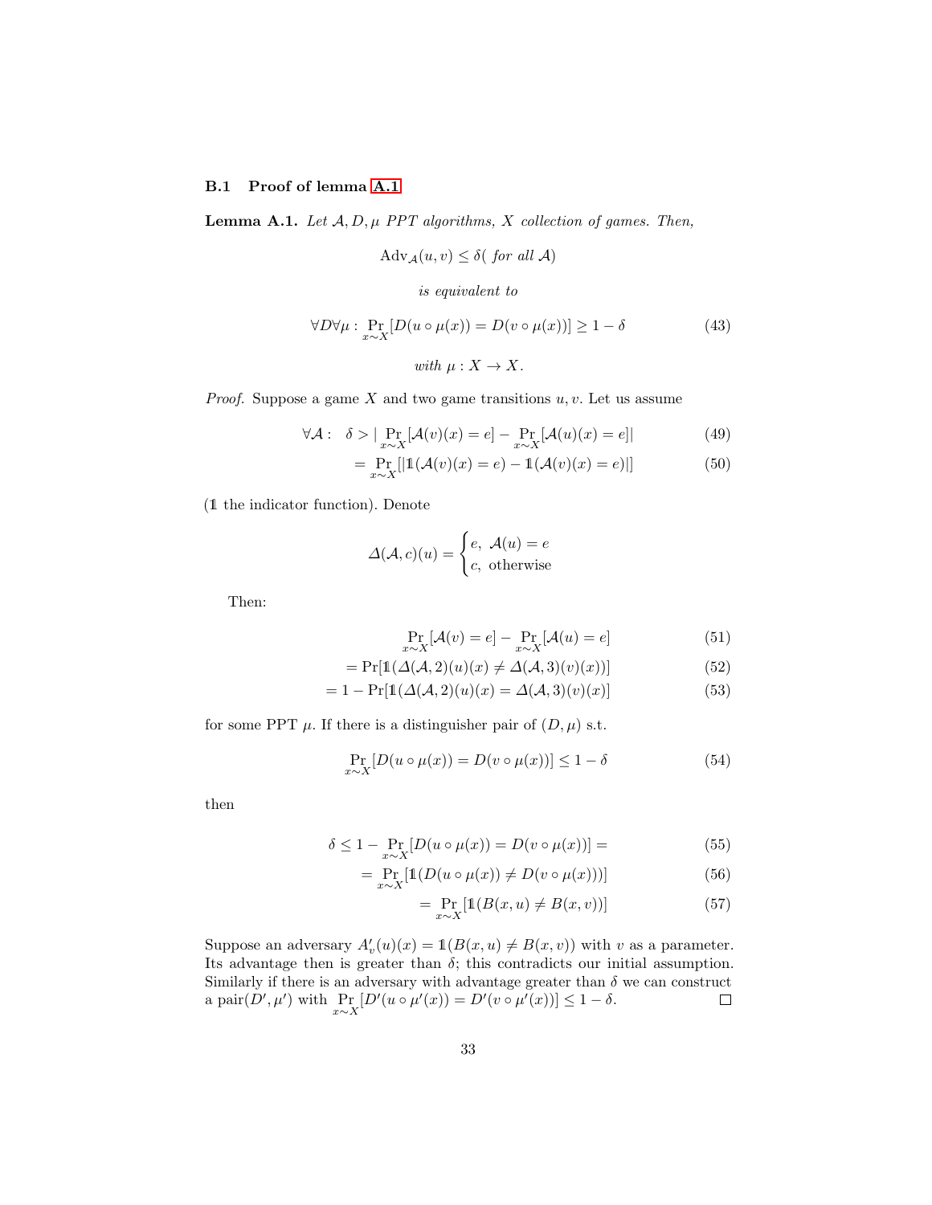### B.1 Proof of lemma A.1

**Lemma A.1.** *Let $\mathcal{A}, D, \mu$ PPT algorithms, $X$ collection of games. Then,*

$$\mathrm{Adv}_{\mathcal{A}}(u,v) \leq \delta (\text{ for all } \mathcal{A})$$

*is equivalent to*

$$\forall D \forall \mu : \Pr_{x \sim X}[D(u \circ \mu(x)) = D(v \circ \mu(x))] \geq 1 - \delta \tag{43}$$

*with $\mu : X \to X$.*

*Proof.* Suppose a game $X$ and two game transitions $u, v$. Let us assume

$$\forall \mathcal{A} : \quad \delta > | \Pr_{x \sim X}[\mathcal{A}(v)(x) = e] - \Pr_{x \sim X}[\mathcal{A}(u)(x) = e]| \tag{49}$$

$$= \Pr_{x \sim X}[|\mathbb{1}(\mathcal{A}(v)(x) = e) - \mathbb{1}(\mathcal{A}(v)(x) = e)|] \tag{50}$$

($\mathbb{1}$ the indicator function). Denote

$$\Delta(\mathcal{A}, c)(u) = \begin{cases} e, & \mathcal{A}(u) = e \\ c, & \text{otherwise} \end{cases}$$

Then:

$$\Pr_{x \sim X}[\mathcal{A}(v) = e] - \Pr_{x \sim X}[\mathcal{A}(u) = e] \tag{51}$$

$$= \Pr[\mathbb{1}(\Delta(\mathcal{A}, 2)(u)(x) \neq \Delta(\mathcal{A}, 3)(v)(x))] \tag{52}$$

$$= 1 - \Pr[\mathbb{1}(\Delta(\mathcal{A}, 2)(u)(x) = \Delta(\mathcal{A}, 3)(v)(x)] \tag{53}$$

for some PPT $\mu$. If there is a distinguisher pair of $(D, \mu)$ s.t.

$$\Pr_{x \sim X}[D(u \circ \mu(x)) = D(v \circ \mu(x))] \leq 1 - \delta \tag{54}$$

then

$$\delta \leq 1 - \Pr_{x \sim X}[D(u \circ \mu(x)) = D(v \circ \mu(x))] = \tag{55}$$

$$= \Pr_{x \sim X}[\mathbb{1}(D(u \circ \mu(x)) \neq D(v \circ \mu(x)))] \tag{56}$$

$$= \Pr_{x \sim X}[\mathbb{1}(B(x, u) \neq B(x, v))] \tag{57}$$

Suppose an adversary $A'_v(u)(x) = \mathbb{1}(B(x,u) \neq B(x,v))$ with $v$ as a parameter. Its advantage then is greater than $\delta$; this contradicts our initial assumption. Similarly if there is an adversary with advantage greater than $\delta$ we can construct a pair$(D', \mu')$ with $\Pr_{x \sim X}[D'(u \circ \mu'(x)) = D'(v \circ \mu'(x))] \leq 1 - \delta$. $\square$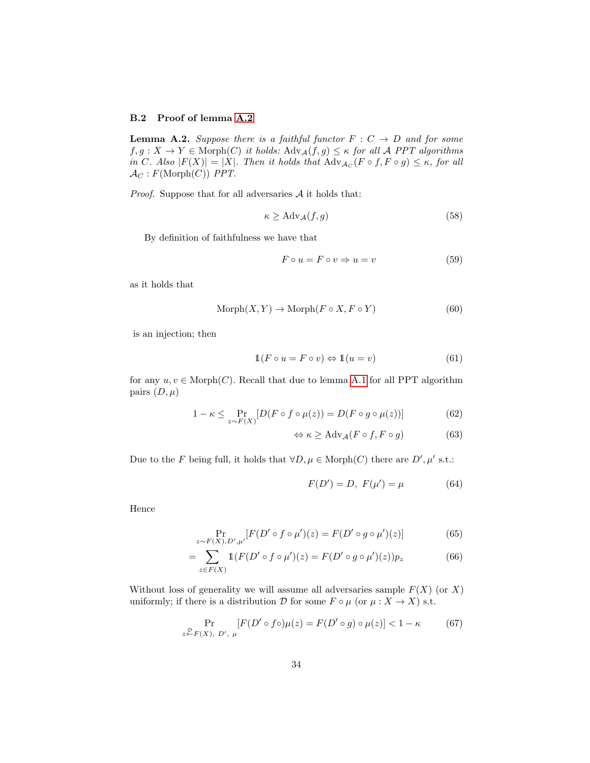### B.2 Proof of lemma A.2

**Lemma A.2.** *Suppose there is a faithful functor $F : C \to D$ and for some $f, g : X \to Y \in \text{Morph}(C)$ it holds: $\text{Adv}_{\mathcal{A}}(f, g) \leq \kappa$ for all $\mathcal{A}$ PPT algorithms in $C$. Also $|F(X)| = |X|$. Then it holds that $\text{Adv}_{\mathcal{A}_C}(F \circ f, F \circ g) \leq \kappa$, for all $\mathcal{A}_C : F(\text{Morph}(C))$ PPT.*

*Proof.* Suppose that for all adversaries $\mathcal{A}$ it holds that:

$$\kappa \geq \text{Adv}_{\mathcal{A}}(f, g) \tag{58}$$

By definition of faithfulness we have that

$$F \circ u = F \circ v \Rightarrow u = v \tag{59}$$

as it holds that

$$\text{Morph}(X, Y) \to \text{Morph}(F \circ X, F \circ Y) \tag{60}$$

is an injection; then

$$\mathbb{1}(F \circ u = F \circ v) \Leftrightarrow \mathbb{1}(u = v) \tag{61}$$

for any $u, v \in \text{Morph}(C)$. Recall that due to lemma A.1 for all PPT algorithm pairs $(D, \mu)$

$$1 - \kappa \leq \Pr_{z \sim F(X)}[D(F \circ f \circ \mu(z)) = D(F \circ g \circ \mu(z))] \tag{62}$$

$$\Leftrightarrow \kappa \geq \text{Adv}_{\mathcal{A}}(F \circ f, F \circ g) \tag{63}$$

Due to the $F$ being full, it holds that $\forall D, \mu \in \text{Morph}(C)$ there are $D', \mu'$ s.t.:

$$F(D') = D, \; F(\mu') = \mu \tag{64}$$

Hence

$$\Pr_{z \sim F(X), D', \mu'}[F(D' \circ f \circ \mu')(z) = F(D' \circ g \circ \mu')(z)] \tag{65}$$

$$= \sum_{z \in F(X)} \mathbb{1}(F(D' \circ f \circ \mu')(z) = F(D' \circ g \circ \mu')(z)) p_z \tag{66}$$

Without loss of generality we will assume all adversaries sample $F(X)$ (or $X$) uniformly; if there is a distribution $\mathcal{D}$ for some $F \circ \mu$ (or $\mu : X \to X$) s.t.

$$\Pr_{z \xleftarrow{\mathcal{D}} F(X), \; D', \; \mu}[F(D' \circ f \circ) \mu(z) = F(D' \circ g) \circ \mu(z)] < 1 - \kappa \tag{67}$$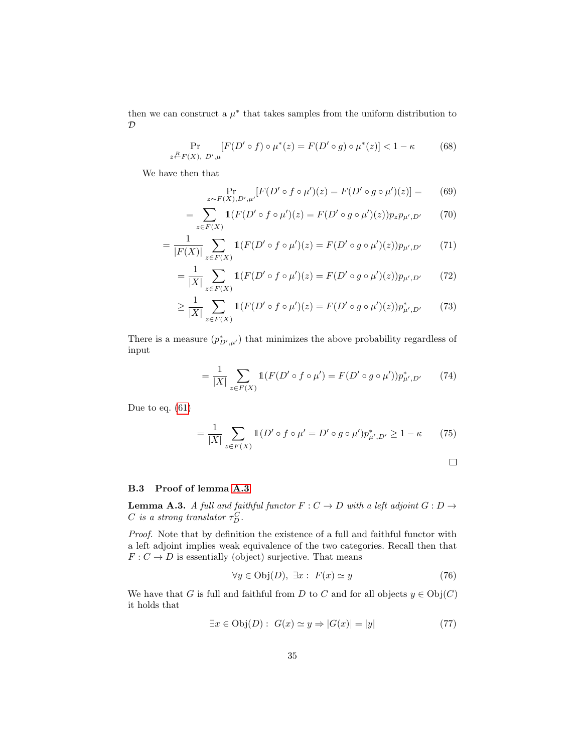then we can construct a $\mu^*$ that takes samples from the uniform distribution to $\mathcal{D}$

$$\Pr_{z \xleftarrow{R} F(X),\ D',\mu} [F(D' \circ f) \circ \mu^*(z) = F(D' \circ g) \circ \mu^*(z)] < 1 - \kappa \tag{68}$$

We have then that

$$\Pr_{z \sim F(X), D', \mu'} [F(D' \circ f \circ \mu')(z) = F(D' \circ g \circ \mu')(z)] = \tag{69}$$

$$= \sum_{z \in F(X)} \mathbb{1}(F(D' \circ f \circ \mu')(z) = F(D' \circ g \circ \mu')(z)) p_z p_{\mu', D'} \tag{70}$$

$$= \frac{1}{|F(X)|} \sum_{z \in F(X)} \mathbb{1}(F(D' \circ f \circ \mu')(z) = F(D' \circ g \circ \mu')(z)) p_{\mu', D'} \tag{71}$$

$$= \frac{1}{|X|} \sum_{z \in F(X)} \mathbb{1}(F(D' \circ f \circ \mu')(z) = F(D' \circ g \circ \mu')(z)) p_{\mu', D'} \tag{72}$$

$$\geq \frac{1}{|X|} \sum_{z \in F(X)} \mathbb{1}(F(D' \circ f \circ \mu')(z) = F(D' \circ g \circ \mu')(z)) p^*_{\mu', D'} \tag{73}$$

There is a measure ($p^*_{D',\mu'}$) that minimizes the above probability regardless of input

$$= \frac{1}{|X|} \sum_{z \in F(X)} \mathbb{1}(F(D' \circ f \circ \mu') = F(D' \circ g \circ \mu')) p^*_{\mu', D'} \tag{74}$$

Due to eq. (61)

$$= \frac{1}{|X|} \sum_{z \in F(X)} \mathbb{1}(D' \circ f \circ \mu' = D' \circ g \circ \mu') p^*_{\mu', D'} \geq 1 - \kappa \tag{75}$$

□

### B.3 Proof of lemma A.3

**Lemma A.3.** *A full and faithful functor $F : C \to D$ with a left adjoint $G : D \to C$ is a strong translator $\tau_D^C$.*

*Proof.* Note that by definition the existence of a full and faithful functor with a left adjoint implies weak equivalence of the two categories. Recall then that $F : C \to D$ is essentially (object) surjective. That means

$$\forall y \in \text{Obj}(D),\ \exists x :\ F(x) \simeq y \tag{76}$$

We have that $G$ is full and faithful from $D$ to $C$ and for all objects $y \in \text{Obj}(C)$ it holds that

$$\exists x \in \text{Obj}(D) :\ G(x) \simeq y \Rightarrow |G(x)| = |y| \tag{77}$$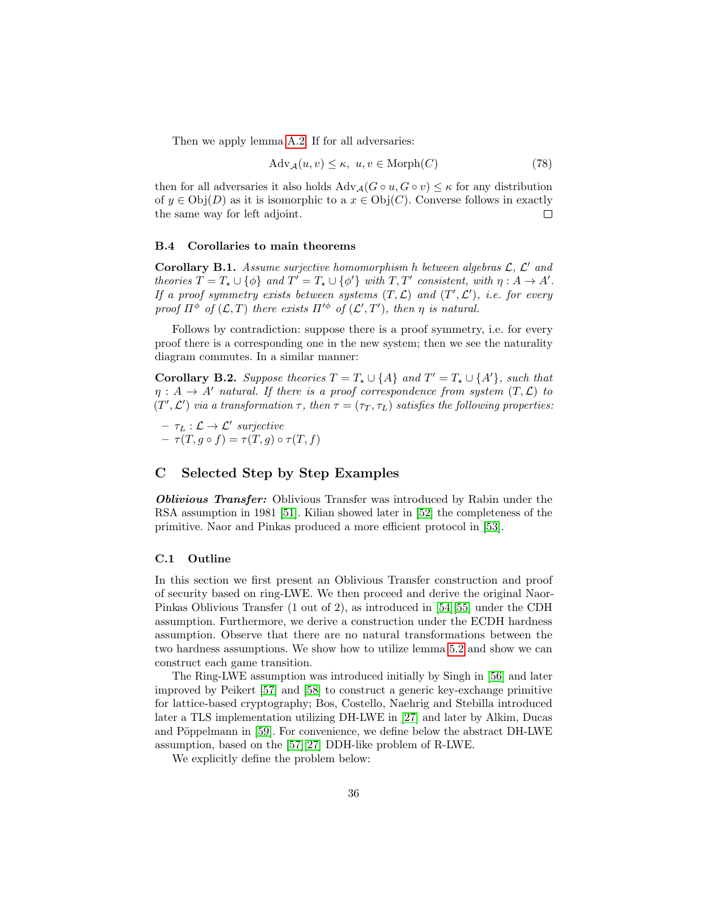Then we apply lemma A.2. If for all adversaries:

$$\mathrm{Adv}_{\mathcal{A}}(u, v) \leq \kappa,\ u, v \in \mathrm{Morph}(C) \tag{78}$$

then for all adversaries it also holds $\mathrm{Adv}_{\mathcal{A}}(G \circ u, G \circ v) \leq \kappa$ for any distribution of $y \in \mathrm{Obj}(D)$ as it is isomorphic to a $x \in \mathrm{Obj}(C)$. Converse follows in exactly the same way for left adjoint. □

### B.4 Corollaries to main theorems

**Corollary B.1.** *Assume surjective homomorphism $h$ between algebras $\mathcal{L}$, $\mathcal{L}'$ and theories $T = T_\star \cup \{\phi\}$ and $T' = T_\star \cup \{\phi'\}$ with $T, T'$ consistent, with $\eta : A \to A'$. If a proof symmetry exists between systems $(T, \mathcal{L})$ and $(T', \mathcal{L}')$, i.e. for every proof $\Pi^\phi$ of $(\mathcal{L}, T)$ there exists $\Pi'^\phi$ of $(\mathcal{L}', T')$, then $\eta$ is natural.*

Follows by contradiction: suppose there is a proof symmetry, i.e. for every proof there is a corresponding one in the new system; then we see the naturality diagram commutes. In a similar manner:

**Corollary B.2.** *Suppose theories $T = T_\star \cup \{A\}$ and $T' = T_\star \cup \{A'\}$, such that $\eta : A \to A'$ natural. If there is a proof correspondence from system $(T, \mathcal{L})$ to $(T', \mathcal{L}')$ via a transformation $\tau$, then $\tau = (\tau_T, \tau_L)$ satisfies the following properties:*

- *$\tau_L : \mathcal{L} \to \mathcal{L}'$ surjective*
- *$\tau(T, g \circ f) = \tau(T, g) \circ \tau(T, f)$*

## C Selected Step by Step Examples

***Oblivious Transfer:*** Oblivious Transfer was introduced by Rabin under the RSA assumption in 1981 [51]. Kilian showed later in [52] the completeness of the primitive. Naor and Pinkas produced a more efficient protocol in [53].

### C.1 Outline

In this section we first present an Oblivious Transfer construction and proof of security based on ring-LWE. We then proceed and derive the original Naor-Pinkas Oblivious Transfer (1 out of 2), as introduced in [54][55] under the CDH assumption. Furthermore, we derive a construction under the ECDH hardness assumption. Observe that there are no natural transformations between the two hardness assumptions. We show how to utilize lemma 5.2 and show we can construct each game transition.

The Ring-LWE assumption was introduced initially by Singh in [56] and later improved by Peikert [57] and [58] to construct a generic key-exchange primitive for lattice-based cryptography; Bos, Costello, Naehrig and Stebilla introduced later a TLS implementation utilizing DH-LWE in [27] and later by Alkim, Ducas and Pöppelmann in [59]. For convenience, we define below the abstract DH-LWE assumption, based on the [57][27] DDH-like problem of R-LWE.

We explicitly define the problem below: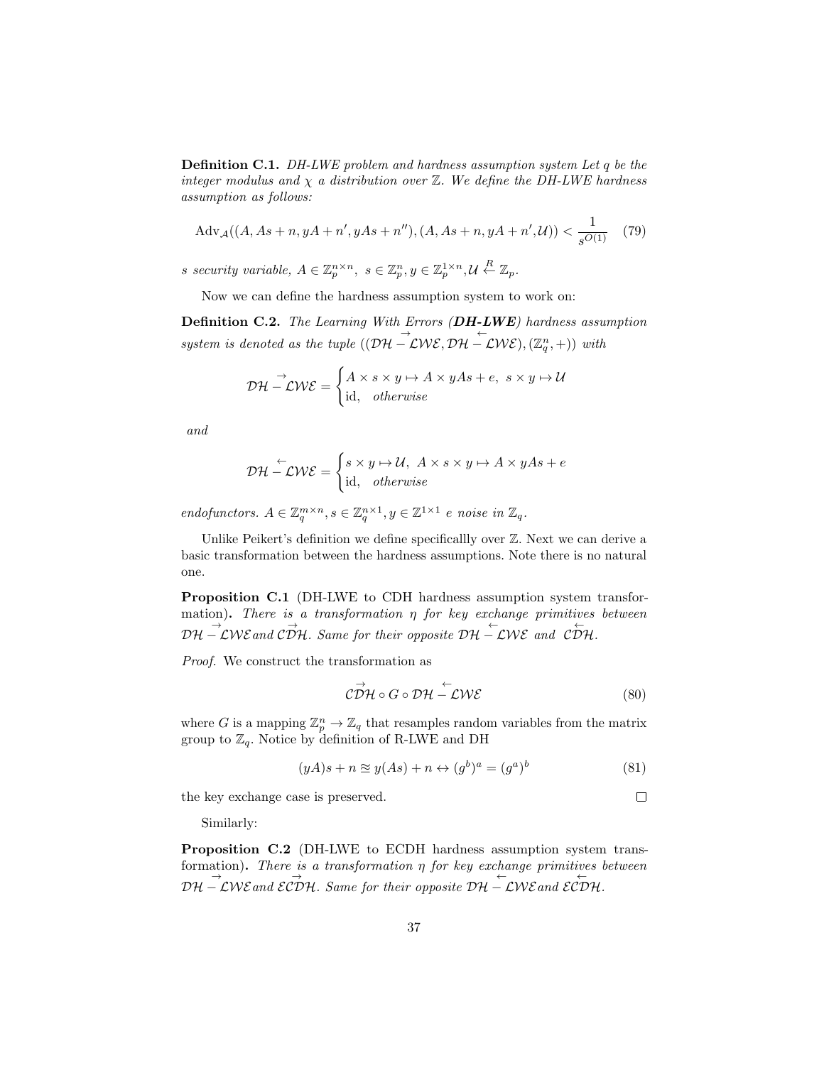**Definition C.1.** *DH-LWE problem and hardness assumption system Let q be the integer modulus and $\chi$ a distribution over $\mathbb{Z}$. We define the DH-LWE hardness assumption as follows:*

$$\mathrm{Adv}_{\mathcal{A}}((A, As+n, yA+n', yAs+n''),(A, As+n, yA+n', \mathcal{U})) < \frac{1}{s^{O(1)}} \quad (79)$$

*s security variable, $A \in \mathbb{Z}_p^{n \times n}$, $s \in \mathbb{Z}_p^n, y \in \mathbb{Z}_p^{1 \times n}, \mathcal{U} \xleftarrow{R} \mathbb{Z}_p$.*

Now we can define the hardness assumption system to work on:

**Definition C.2.** *The Learning With Errors (**DH-LWE**) hardness assumption system is denoted as the tuple $((\mathcal{DH} - \overrightarrow{\mathcal{LWE}}, \mathcal{DH} - \overleftarrow{\mathcal{LWE}}), (\mathbb{Z}_q^n, +))$ with*

$$\mathcal{DH} - \overrightarrow{\mathcal{LWE}} = \begin{cases} A \times s \times y \mapsto A \times yAs + e, \ s \times y \mapsto \mathcal{U} \\ \mathrm{id}, \quad \textit{otherwise} \end{cases}$$

*and*

$$\mathcal{DH} - \overleftarrow{\mathcal{LWE}} = \begin{cases} s \times y \mapsto \mathcal{U}, \ A \times s \times y \mapsto A \times yAs + e \\ \mathrm{id}, \quad \textit{otherwise} \end{cases}$$

*endofunctors. $A \in \mathbb{Z}_q^{m \times n}, s \in \mathbb{Z}_q^{n \times 1}, y \in \mathbb{Z}^{1 \times 1}$ e noise in $\mathbb{Z}_q$.*

Unlike Peikert's definition we define specificallly over $\mathbb{Z}$. Next we can derive a basic transformation between the hardness assumptions. Note there is no natural one.

**Proposition C.1** (DH-LWE to CDH hardness assumption system transformation)**.** *There is a transformation $\eta$ for key exchange primitives between $\mathcal{DH} - \overrightarrow{\mathcal{LWE}}$ and $\overrightarrow{\mathcal{CDH}}$. Same for their opposite $\mathcal{DH} - \overleftarrow{\mathcal{LWE}}$ and $\overleftarrow{\mathcal{CDH}}$.*

*Proof.* We construct the transformation as

$$\overrightarrow{\mathcal{CDH}} \circ G \circ \mathcal{DH} - \overleftarrow{\mathcal{LWE}} \quad (80)$$

where $G$ is a mapping $\mathbb{Z}_p^n \to \mathbb{Z}_q$ that resamples random variables from the matrix group to $\mathbb{Z}_q$. Notice by definition of R-LWE and DH

$$(yA)s + n \approxeq y(As) + n \leftrightarrow (g^b)^a = (g^a)^b \quad (81)$$

the key exchange case is preserved. □

Similarly:

**Proposition C.2** (DH-LWE to ECDH hardness assumption system transformation)**.** *There is a transformation $\eta$ for key exchange primitives between $\mathcal{DH} - \overrightarrow{\mathcal{LWE}}$ and $\overrightarrow{\mathcal{ECDH}}$. Same for their opposite $\mathcal{DH} - \overleftarrow{\mathcal{LWE}}$ and $\overleftarrow{\mathcal{ECDH}}$.*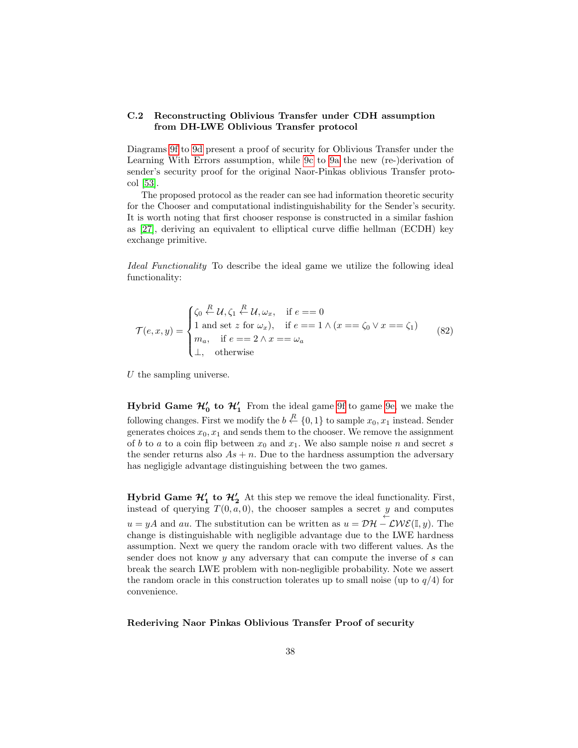### C.2 Reconstructing Oblivious Transfer under CDH assumption from DH-LWE Oblivious Transfer protocol

Diagrams 9f to 9d present a proof of security for Oblivious Transfer under the Learning With Errors assumption, while 9c to 9a the new (re-)derivation of sender's security proof for the original Naor-Pinkas oblivious Transfer protocol [53].

The proposed protocol as the reader can see had information theoretic security for the Chooser and computational indistinguishability for the Sender's security. It is worth noting that first chooser response is constructed in a similar fashion as [27], deriving an equivalent to elliptical curve diffie hellman (ECDH) key exchange primitive.

*Ideal Functionality* To describe the ideal game we utilize the following ideal functionality:

$$\mathcal{T}(e, x, y) = \begin{cases} \zeta_0 \xleftarrow{R} \mathcal{U}, \zeta_1 \xleftarrow{R} \mathcal{U}, \omega_x, & \text{if } e == 0 \\ 1 \text{ and set } z \text{ for } \omega_x), & \text{if } e == 1 \wedge (x == \zeta_0 \vee x == \zeta_1) \\ m_a, & \text{if } e == 2 \wedge x == \omega_a \\ \bot, & \text{otherwise} \end{cases} \tag{82}$$

$U$ the sampling universe.

**Hybrid Game $\mathcal{H}_0'$ to $\mathcal{H}_1'$** From the ideal game 9f to game 9e, we make the following changes. First we modify the $b \xleftarrow{R} \{0,1\}$ to sample $x_0, x_1$ instead. Sender generates choices $x_0, x_1$ and sends them to the chooser. We remove the assignment of $b$ to $a$ to a coin flip between $x_0$ and $x_1$. We also sample noise $n$ and secret $s$ the sender returns also $As + n$. Due to the hardness assumption the adversary has negligigle advantage distinguishing between the two games.

**Hybrid Game $\mathcal{H}_1'$ to $\mathcal{H}_2'$** At this step we remove the ideal functionality. First, instead of querying $T(0, a, 0)$, the chooser samples a secret $y$ and computes $u = yA$ and $au$. The substitution can be written as $u = \mathcal{DH} - \overleftarrow{\mathcal{LWE}}(\mathbb{I}, y)$. The change is distinguishable with negligible advantage due to the LWE hardness assumption. Next we query the random oracle with two different values. As the sender does not know $y$ any adversary that can compute the inverse of $s$ can break the search LWE problem with non-negligible probability. Note we assert the random oracle in this construction tolerates up to small noise (up to $q/4$) for convenience.

**Rederiving Naor Pinkas Oblivious Transfer Proof of security**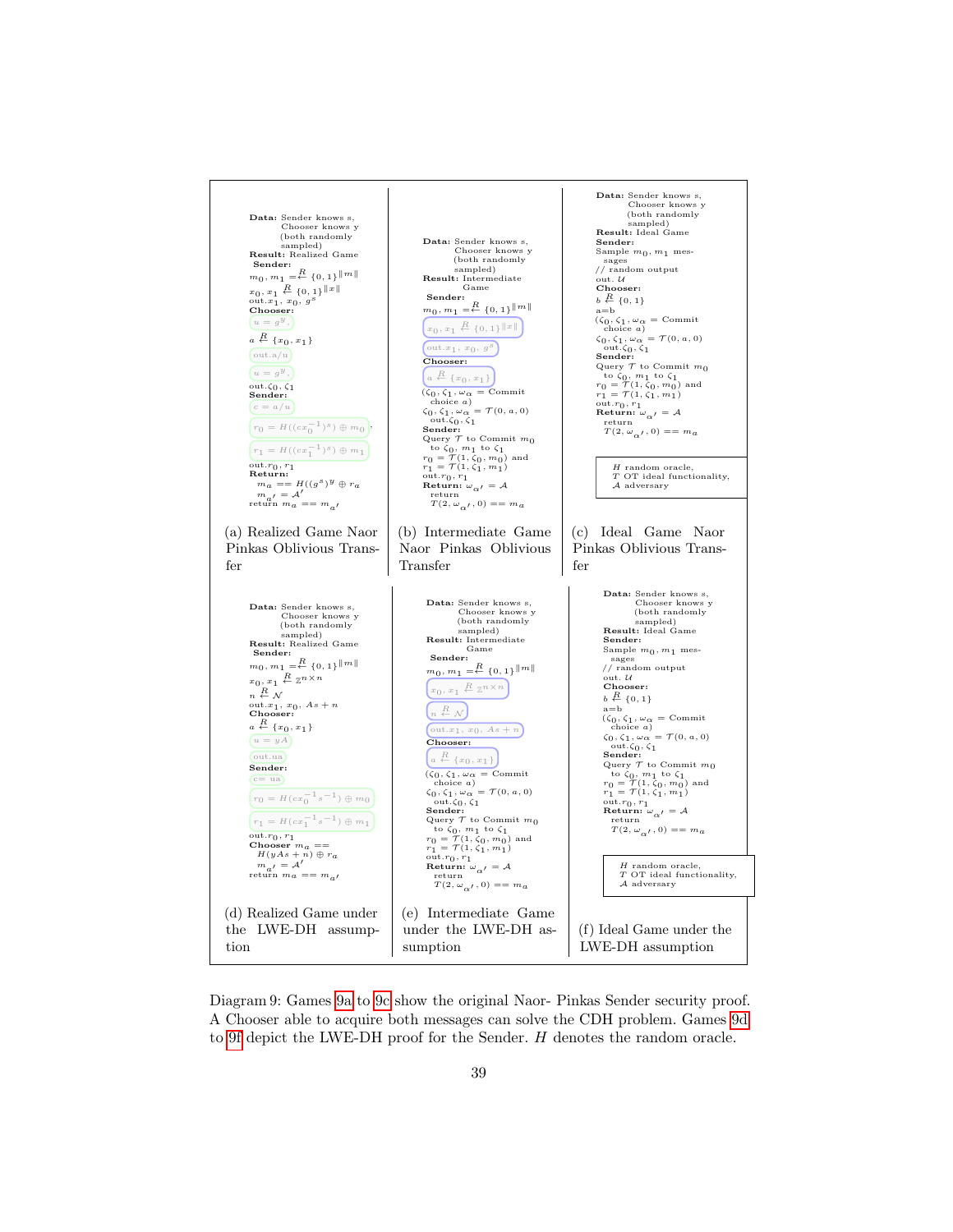**Data:** Sender knows s, Chooser knows y (both randomly sampled)
**Result:** Realized Game
**Sender:**
$m_0, m_1 \overset{R}{=\leftarrow} \{0,1\}^{\|m\|}$
$x_0, x_1 \overset{R}{\leftarrow} \{0,1\}^{\|x\|}$
out.$x_1$, $x_0$, $g^s$
**Chooser:**
$u = g^y$,
$a \overset{R}{\leftarrow} \{x_0, x_1\}$
out.$a/u$
$u = g^y$,
out.$\zeta_0, \zeta_1$
**Sender:**
$c = a/u$
$r_0 = H((cx_0^{-1})^s) \oplus m_0$,
$r_1 = H((cx_1^{-1})^s) \oplus m_1$
out.$r_0, r_1$
**Return:**
$m_a == H((g^s)^y \oplus r_a$
$m_{a'} = \mathcal{A}'$
return $m_a == m_{a'}$

(a) Realized Game Naor Pinkas Oblivious Transfer

**Data:** Sender knows s, Chooser knows y (both randomly sampled)
**Result:** Intermediate Game
**Sender:**
$m_0, m_1 \overset{R}{=\leftarrow} \{0,1\}^{\|m\|}$
$x_0, x_1 \overset{R}{\leftarrow} \{0,1\}^{\|x\|}$
out.$x_1$, $x_0$, $g^s$
**Chooser:**
$a \overset{R}{\leftarrow} \{x_0, x_1\}$
$(\zeta_0, \zeta_1, \omega_\alpha$ = Commit choice $a)$
$\zeta_0, \zeta_1, \omega_\alpha = \mathcal{T}(0, a, 0)$
out.$\zeta_0, \zeta_1$
**Sender:**
Query $\mathcal{T}$ to Commit $m_0$ to $\zeta_0$, $m_1$ to $\zeta_1$
$r_0 = \mathcal{T}(1, \zeta_0, m_0)$ and
$r_1 = \mathcal{T}(1, \zeta_1, m_1)$
out.$r_0, r_1$
**Return:** $\omega_{\alpha'} = \mathcal{A}$
return
$\mathcal{T}(2, \omega_{\alpha'}, 0) == m_a$

(b) Intermediate Game Naor Pinkas Oblivious Transfer

**Data:** Sender knows s, Chooser knows y (both randomly sampled)
**Result:** Ideal Game
**Sender:**
Sample $m_0, m_1$ messages
// random output
out. $\mathcal{U}$
**Chooser:**
$b \overset{R}{\leftarrow} \{0,1\}$
a=b
$(\zeta_0, \zeta_1, \omega_\alpha$ = Commit choice $a)$
$\zeta_0, \zeta_1, \omega_\alpha = \mathcal{T}(0, a, 0)$
out.$\zeta_0, \zeta_1$
**Sender:**
Query $\mathcal{T}$ to Commit $m_0$ to $\zeta_0$, $m_1$ to $\zeta_1$
$r_0 = \mathcal{T}(1, \zeta_0, m_0)$ and
$r_1 = \mathcal{T}(1, \zeta_1, m_1)$
out.$r_0, r_1$
**Return:** $\omega_{\alpha'} = \mathcal{A}$
return
$\mathcal{T}(2, \omega_{\alpha'}, 0) == m_a$

$H$ random oracle,
$\mathcal{T}$ OT ideal functionality,
$\mathcal{A}$ adversary

(c) Ideal Game Naor Pinkas Oblivious Transfer

**Data:** Sender knows s, Chooser knows y (both randomly sampled)
**Result:** Realized Game
**Sender:**
$m_0, m_1 \overset{R}{=\leftarrow} \{0,1\}^{\|m\|}$
$x_0, x_1 \overset{R}{\leftarrow} \mathbb{Z}^{n \times n}$
$n \overset{R}{\leftarrow} \mathcal{N}$
out.$x_1$, $x_0$, $As + n$
**Chooser:**
$a \overset{R}{\leftarrow} \{x_0, x_1\}$
$u = yA$
out.$ua$
**Sender:**
c= ua
$r_0 = H(cx_0^{-1}s^{-1}) \oplus m_0$
$r_1 = H(cx_1^{-1}s^{-1}) \oplus m_1$
out.$r_0, r_1$
**Chooser** $m_a ==$
$H(yAs + n) \oplus r_a$
$m_{a'} = \mathcal{A}'$
return $m_a == m_{a'}$

(d) Realized Game under the LWE-DH assumption

**Data:** Sender knows s, Chooser knows y (both randomly sampled)
**Result:** Intermediate Game
**Sender:**
$m_0, m_1 \overset{R}{=\leftarrow} \{0,1\}^{\|m\|}$
$x_0, x_1 \overset{R}{\leftarrow} \mathbb{Z}^{n \times n}$
$n \overset{R}{\leftarrow} \mathcal{N}$
out.$x_1$, $x_0$, $As + n$
**Chooser:**
$a \overset{R}{\leftarrow} \{x_0, x_1\}$
$(\zeta_0, \zeta_1, \omega_\alpha$ = Commit choice $a)$
$\zeta_0, \zeta_1, \omega_\alpha = \mathcal{T}(0, a, 0)$
out.$\zeta_0, \zeta_1$
**Sender:**
Query $\mathcal{T}$ to Commit $m_0$ to $\zeta_0$, $m_1$ to $\zeta_1$
$r_0 = \mathcal{T}(1, \zeta_0, m_0)$ and
$r_1 = \mathcal{T}(1, \zeta_1, m_1)$
out.$r_0, r_1$
**Return:** $\omega_{\alpha'} = \mathcal{A}$
return
$\mathcal{T}(2, \omega_{\alpha'}, 0) == m_a$

(e) Intermediate Game under the LWE-DH assumption

**Data:** Sender knows s, Chooser knows y (both randomly sampled)
**Result:** Ideal Game
**Sender:**
Sample $m_0, m_1$ messages
// random output
out. $\mathcal{U}$
**Chooser:**
$b \overset{R}{\leftarrow} \{0,1\}$
a=b
$(\zeta_0, \zeta_1, \omega_\alpha$ = Commit choice $a)$
$\zeta_0, \zeta_1, \omega_\alpha = \mathcal{T}(0, a, 0)$
out.$\zeta_0, \zeta_1$
**Sender:**
Query $\mathcal{T}$ to Commit $m_0$ to $\zeta_0$, $m_1$ to $\zeta_1$
$r_0 = \mathcal{T}(1, \zeta_0, m_0)$ and
$r_1 = \mathcal{T}(1, \zeta_1, m_1)$
out.$r_0, r_1$
**Return:** $\omega_{\alpha'} = \mathcal{A}$
return
$\mathcal{T}(2, \omega_{\alpha'}, 0) == m_a$

$H$ random oracle,
$\mathcal{T}$ OT ideal functionality,
$\mathcal{A}$ adversary

(f) Ideal Game under the LWE-DH assumption

Diagram 9: Games 9a to 9c show the original Naor- Pinkas Sender security proof. A Chooser able to acquire both messages can solve the CDH problem. Games 9d to 9f depict the LWE-DH proof for the Sender. $H$ denotes the random oracle.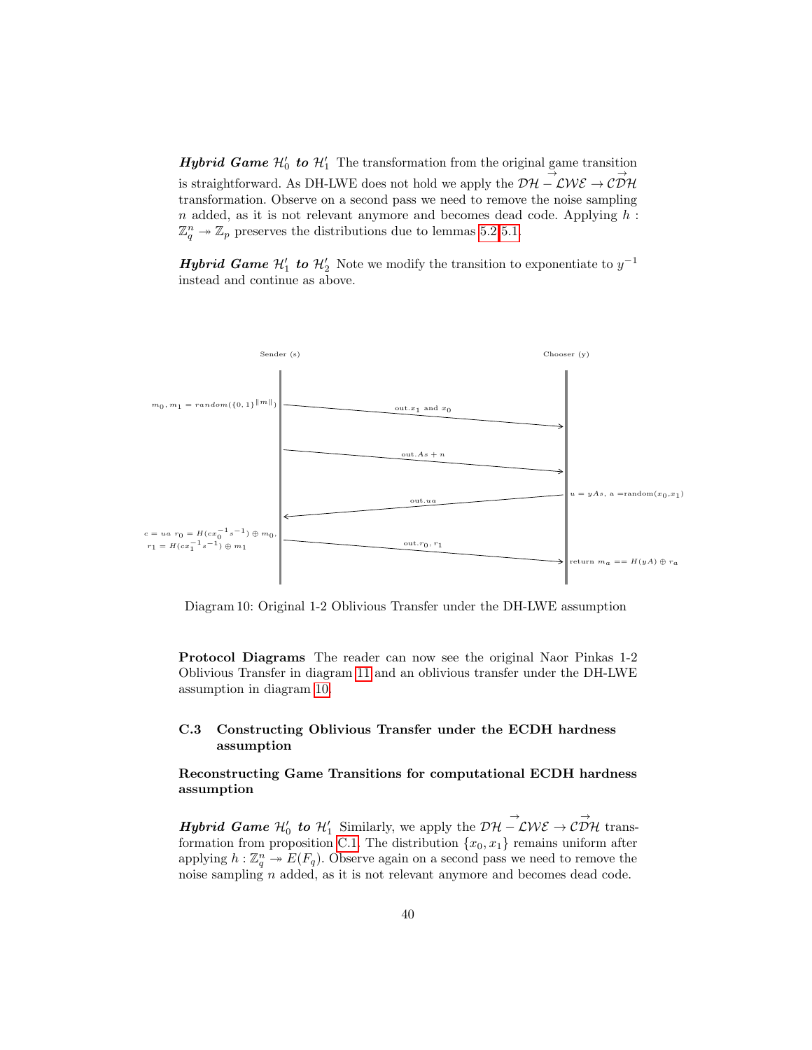***Hybrid Game* $\mathcal{H}_0'$ *to* $\mathcal{H}_1'$** The transformation from the original game transition is straightforward. As DH-LWE does not hold we apply the $\mathcal{DH} - \overrightarrow{\mathcal{LWE}} \rightarrow \mathcal{C}\overrightarrow{\mathcal{DH}}$ transformation. Observe on a second pass we need to remove the noise sampling $n$ added, as it is not relevant anymore and becomes dead code. Applying $h : \mathbb{Z}_q^n \twoheadrightarrow \mathbb{Z}_p$ preserves the distributions due to lemmas 5.2,5.1.

***Hybrid Game* $\mathcal{H}_1'$ *to* $\mathcal{H}_2'$** Note we modify the transition to exponentiate to $y^{-1}$ instead and continue as above.

Sender (s) | Chooser (y)

- Sender: $m_0, m_1 = random(\{0,1\}^{\|m\|})$ → out.$x_1$ and $x_0$
- Sender → out.$As + n$
- Chooser: $u = yAs$, a =random($x_0$,$x_1$) → out.$ua$
- Sender: $c = ua$ $r_0 = H(cx_0^{-1}s^{-1}) \oplus m_0$, $r_1 = H(cx_1^{-1}s^{-1}) \oplus m_1$ → out.$r_0$, $r_1$
- Chooser: return $m_a == H(yA) \oplus r_a$

Diagram 10: Original 1-2 Oblivious Transfer under the DH-LWE assumption

**Protocol Diagrams** The reader can now see the original Naor Pinkas 1-2 Oblivious Transfer in diagram 11 and an oblivious transfer under the DH-LWE assumption in diagram 10.

### C.3 Constructing Oblivious Transfer under the ECDH hardness assumption

#### Reconstructing Game Transitions for computational ECDH hardness assumption

***Hybrid Game* $\mathcal{H}_0'$ *to* $\mathcal{H}_1'$** Similarly, we apply the $\mathcal{DH} - \overrightarrow{\mathcal{LWE}} \rightarrow \mathcal{C}\overrightarrow{\mathcal{DH}}$ transformation from proposition C.1. The distribution $\{x_0, x_1\}$ remains uniform after applying $h : \mathbb{Z}_q^n \twoheadrightarrow E(F_q)$. Observe again on a second pass we need to remove the noise sampling $n$ added, as it is not relevant anymore and becomes dead code.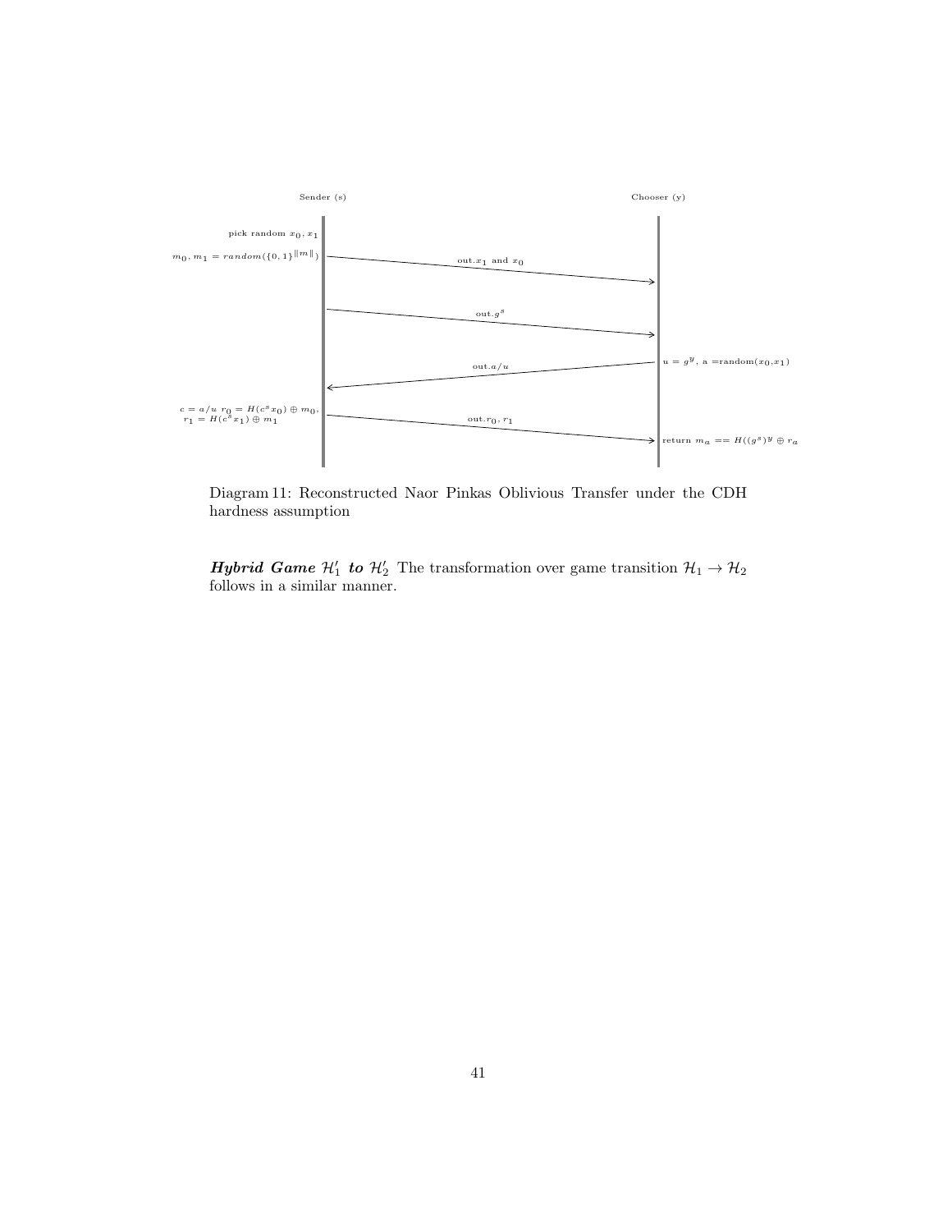Sender (s) Chooser (y)

pick random $x_0, x_1$

$m_0, m_1 = random(\{0,1\}^{\|m\|})$ — out.$x_1$ and $x_0$ →

out.$g^s$ →

← out.$a/u$ — $u = g^y$, a =random($x_0$,$x_1$)

$c = a/u$ $r_0 = H(c^s x_0) \oplus m_0$, $r_1 = H(c^s x_1) \oplus m_1$ — out.$r_0, r_1$ → return $m_a == H((g^s)^y \oplus r_a$

Diagram 11: Reconstructed Naor Pinkas Oblivious Transfer under the CDH hardness assumption

***Hybrid Game*** $\mathcal{H}_1'$ ***to*** $\mathcal{H}_2'$ The transformation over game transition $\mathcal{H}_1 \to \mathcal{H}_2$ follows in a similar manner.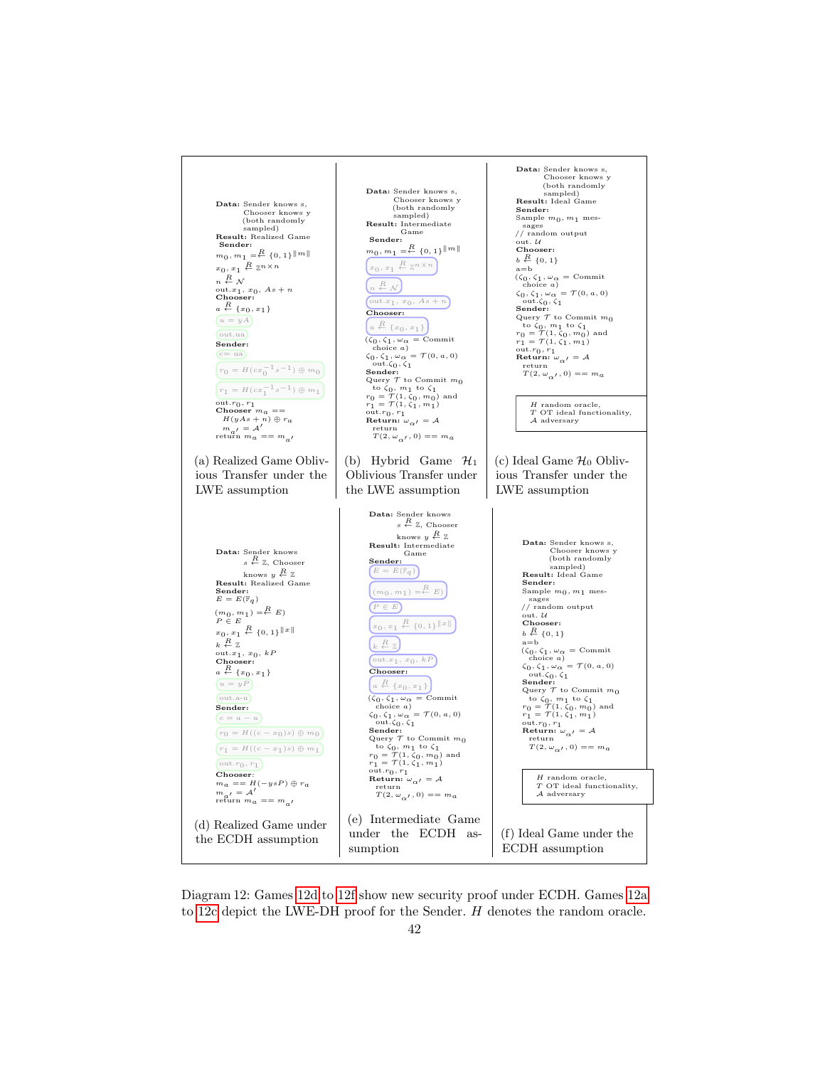**(a) Realized Game Oblivious Transfer under the LWE assumption**

**Data:** Sender knows s, Chooser knows y (both randomly sampled)
**Result:** Realized Game
**Sender:**
$m_0, m_1 \overset{R}{=} \{0,1\}^{\|m\|}$
$x_0, x_1 \overset{R}{\leftarrow} \mathbb{Z}^{n \times n}$
$n \overset{R}{\leftarrow} \mathcal{N}$
out.$x_1$, $x_0$, $As + n$
**Chooser:**
$a \overset{R}{\leftarrow} \{x_0, x_1\}$
$u = yA$
out.ua
**Sender:**
c= ua
$r_0 = H(cx_0^{-1}s^{-1}) \oplus m_0$
$r_1 = H(cx_1^{-1}s^{-1}) \oplus m_1$
out.$r_0$, $r_1$
**Chooser** $m_a ==$ $H(yAs + n) \oplus r_a$
$m_{a'} = \mathcal{A}'$
return $m_a == m_{a'}$

**(b) Hybrid Game $\mathcal{H}_1$ Oblivious Transfer under the LWE assumption**

**Data:** Sender knows s, Chooser knows y (both randomly sampled)
**Result:** Intermediate Game
**Sender:**
$m_0, m_1 \overset{R}{=} \{0,1\}^{\|m\|}$
$x_0, x_1 \overset{R}{\leftarrow} \mathbb{Z}^{n \times n}$
$n \overset{R}{\leftarrow} \mathcal{N}$
out.$x_1$, $x_0$, $As + n$
**Chooser:**
$a \overset{R}{\leftarrow} \{x_0, x_1\}$
$(\zeta_0, \zeta_1, \omega_\alpha$ = Commit choice $a)$
$\zeta_0, \zeta_1, \omega_\alpha = \mathcal{T}(0, a, 0)$
out.$\zeta_0$, $\zeta_1$
**Sender:**
Query $\mathcal{T}$ to Commit $m_0$ to $\zeta_0$, $m_1$ to $\zeta_1$
$r_0 = \mathcal{T}(1, \zeta_0, m_0)$ and
$r_1 = \mathcal{T}(1, \zeta_1, m_1)$
out.$r_0$, $r_1$
**Return:** $\omega_{\alpha'} = \mathcal{A}$
return $\mathcal{T}(2, \omega_{\alpha'}, 0) == m_a$

**(c) Ideal Game $\mathcal{H}_0$ Oblivious Transfer under the LWE assumption**

**Data:** Sender knows s, Chooser knows y (both randomly sampled)
**Result:** Ideal Game
**Sender:**
Sample $m_0$, $m_1$ messages
// random output
out. $\mathcal{U}$
**Chooser:**
$b \overset{R}{\leftarrow} \{0,1\}$
a=b
$(\zeta_0, \zeta_1, \omega_\alpha$ = Commit choice $a)$
$\zeta_0, \zeta_1, \omega_\alpha = \mathcal{T}(0, a, 0)$
out.$\zeta_0$, $\zeta_1$
**Sender:**
Query $\mathcal{T}$ to Commit $m_0$ to $\zeta_0$, $m_1$ to $\zeta_1$
$r_0 = \mathcal{T}(1, \zeta_0, m_0)$ and
$r_1 = \mathcal{T}(1, \zeta_1, m_1)$
out.$r_0$, $r_1$
**Return:** $\omega_{\alpha'} = \mathcal{A}$
return $\mathcal{T}(2, \omega_{\alpha'}, 0) == m_a$

$H$ random oracle, $\mathcal{T}$ OT ideal functionality, $\mathcal{A}$ adversary

**(d) Realized Game under the ECDH assumption**

**Data:** Sender knows $s \overset{R}{\leftarrow} \mathbb{Z}$, Chooser knows $y \overset{R}{\leftarrow} \mathbb{Z}$
**Result:** Realized Game
**Sender:**
$E = E(\mathbb{F}_q)$
$(m_0, m_1) \overset{R}{=} E)$
$P \in E$
$x_0, x_1 \overset{R}{\leftarrow} \{0,1\}^{\|x\|}$
$k \overset{R}{\leftarrow} \mathbb{Z}$
out.$x_1$, $x_0$, $kP$
**Chooser:**
$a \overset{R}{\leftarrow} \{x_0, x_1\}$
$u = yP$
out.a-u
**Sender:**
$c = a - u$
$r_0 = H((c - x_0)s) \oplus m_0$
$r_1 = H((c - x_1)s) \oplus m_1$
out.$r_0$, $r_1$
**Chooser:**
$m_a == H(-ysP) \oplus r_a$
$m_{a'} = \mathcal{A}'$
return $m_a == m_{a'}$

**(e) Intermediate Game under the ECDH assumption**

**Data:** Sender knows $s \overset{R}{\leftarrow} \mathbb{Z}$, Chooser knows $y \overset{R}{\leftarrow} \mathbb{Z}$
**Result:** Intermediate Game
**Sender:**
$E = E(\mathbb{F}_q)$
$(m_0, m_1) \overset{R}{=} E)$
$P \in E$
$x_0, x_1 \overset{R}{\leftarrow} \{0,1\}^{\|x\|}$
$k \overset{R}{\leftarrow} \mathbb{Z}$
out.$x_1$, $x_0$, $kP$
**Chooser:**
$a \overset{R}{\leftarrow} \{x_0, x_1\}$
$(\zeta_0, \zeta_1, \omega_\alpha$ = Commit choice $a)$
$\zeta_0, \zeta_1, \omega_\alpha = \mathcal{T}(0, a, 0)$
out.$\zeta_0$, $\zeta_1$
**Sender:**
Query $\mathcal{T}$ to Commit $m_0$ to $\zeta_0$, $m_1$ to $\zeta_1$
$r_0 = \mathcal{T}(1, \zeta_0, m_0)$ and
$r_1 = \mathcal{T}(1, \zeta_1, m_1)$
out.$r_0$, $r_1$
**Return:** $\omega_{\alpha'} = \mathcal{A}$
return $\mathcal{T}(2, \omega_{\alpha'}, 0) == m_a$

**(f) Ideal Game under the ECDH assumption**

**Data:** Sender knows s, Chooser knows y (both randomly sampled)
**Result:** Ideal Game
**Sender:**
Sample $m_0$, $m_1$ messages
// random output
out. $\mathcal{U}$
**Chooser:**
$b \overset{R}{\leftarrow} \{0,1\}$
a=b
$(\zeta_0, \zeta_1, \omega_\alpha$ = Commit choice $a)$
$\zeta_0, \zeta_1, \omega_\alpha = \mathcal{T}(0, a, 0)$
out.$\zeta_0$, $\zeta_1$
**Sender:**
Query $\mathcal{T}$ to Commit $m_0$ to $\zeta_0$, $m_1$ to $\zeta_1$
$r_0 = \mathcal{T}(1, \zeta_0, m_0)$ and
$r_1 = \mathcal{T}(1, \zeta_1, m_1)$
out.$r_0$, $r_1$
**Return:** $\omega_{\alpha'} = \mathcal{A}$
return $\mathcal{T}(2, \omega_{\alpha'}, 0) == m_a$

$H$ random oracle, $\mathcal{T}$ OT ideal functionality, $\mathcal{A}$ adversary

Diagram 12: Games 12d to 12f show new security proof under ECDH. Games 12a to 12c depict the LWE-DH proof for the Sender. $H$ denotes the random oracle.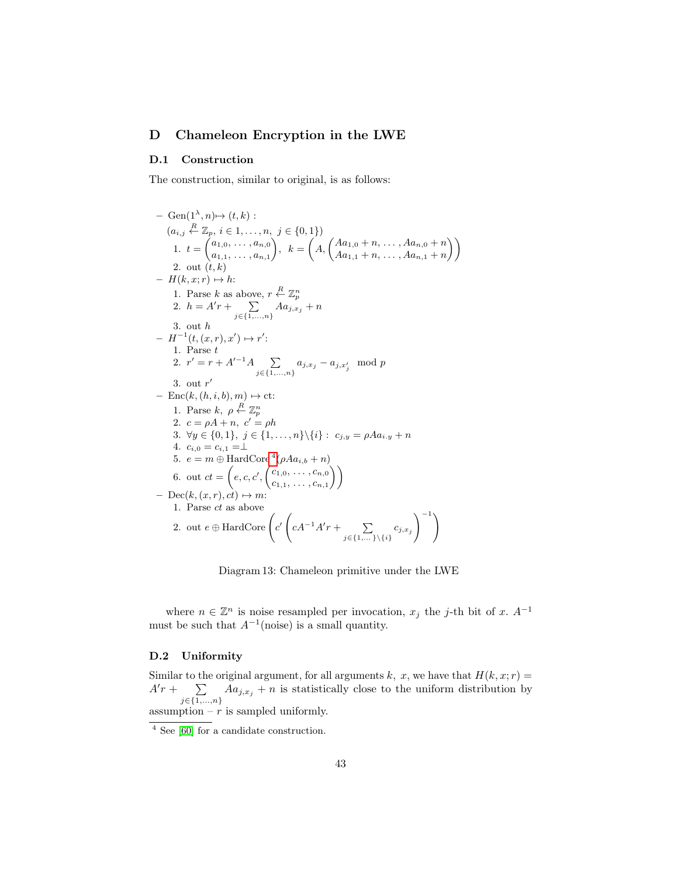# D Chameleon Encryption in the LWE

## D.1 Construction

The construction, similar to original, is as follows:

- $\text{Gen}(1^\lambda, n) \mapsto (t, k)$ :
  $(a_{i,j} \xleftarrow{R} \mathbb{Z}_p,\ i \in 1, \ldots, n,\ j \in \{0, 1\})$
  1. $t = \begin{pmatrix} a_{1,0}, \ldots, a_{n,0} \\ a_{1,1}, \ldots, a_{n,1} \end{pmatrix},\ \ k = \left( A, \begin{pmatrix} Aa_{1,0} + n, \ldots, Aa_{n,0} + n \\ Aa_{1,1} + n, \ldots, Aa_{n,1} + n \end{pmatrix} \right)$
  2. out $(t, k)$
- $H(k, x; r) \mapsto h$:
  1. Parse $k$ as above, $r \xleftarrow{R} \mathbb{Z}_p^n$
  2. $h = A'r + \sum_{j \in \{1,\ldots,n\}} Aa_{j,x_j} + n$
  3. out $h$
- $H^{-1}(t, (x, r), x') \mapsto r'$:
  1. Parse $t$
  2. $r' = r + A'^{-1}A \sum_{j \in \{1,\ldots,n\}} a_{j,x_j} - a_{j,x'_j} \mod p$
  3. out $r'$
- $\text{Enc}(k, (h, i, b), m) \mapsto \text{ct}$:
  1. Parse $k$, $\rho \xleftarrow{R} \mathbb{Z}_p^n$
  2. $c = \rho A + n,\ c' = \rho h$
  3. $\forall y \in \{0, 1\},\ j \in \{1, \ldots, n\} \backslash \{i\}:\ c_{j,y} = \rho A a_{i.y} + n$
  4. $c_{i,0} = c_{i,1} = \perp$
  5. $e = m \oplus \text{HardCore}$[4]$(\rho A a_{i,b} + n)$
  6. out $ct = \left( e, c, c', \begin{pmatrix} c_{1,0}, \ldots, c_{n,0} \\ c_{1,1}, \ldots, c_{n,1} \end{pmatrix} \right)$
- $\text{Dec}(k, (x, r), ct) \mapsto m$:
  1. Parse $ct$ as above
  2. out $e \oplus \text{HardCore} \left( c' \left( cA^{-1}A'r + \sum_{j \in \{1,\ldots\} \backslash \{i\}} c_{j,x_j} \right)^{-1} \right)$

Diagram 13: Chameleon primitive under the LWE

where $n \in \mathbb{Z}^n$ is noise resampled per invocation, $x_j$ the $j$-th bit of $x$. $A^{-1}$ must be such that $A^{-1}(\text{noise})$ is a small quantity.

## D.2 Uniformity

Similar to the original argument, for all arguments $k,\ x$, we have that $H(k, x; r) = A'r + \sum_{j \in \{1,\ldots,n\}} Aa_{j,x_j} + n$ is statistically close to the uniform distribution by assumption – $r$ is sampled uniformly.

[4] See [60] for a candidate construction.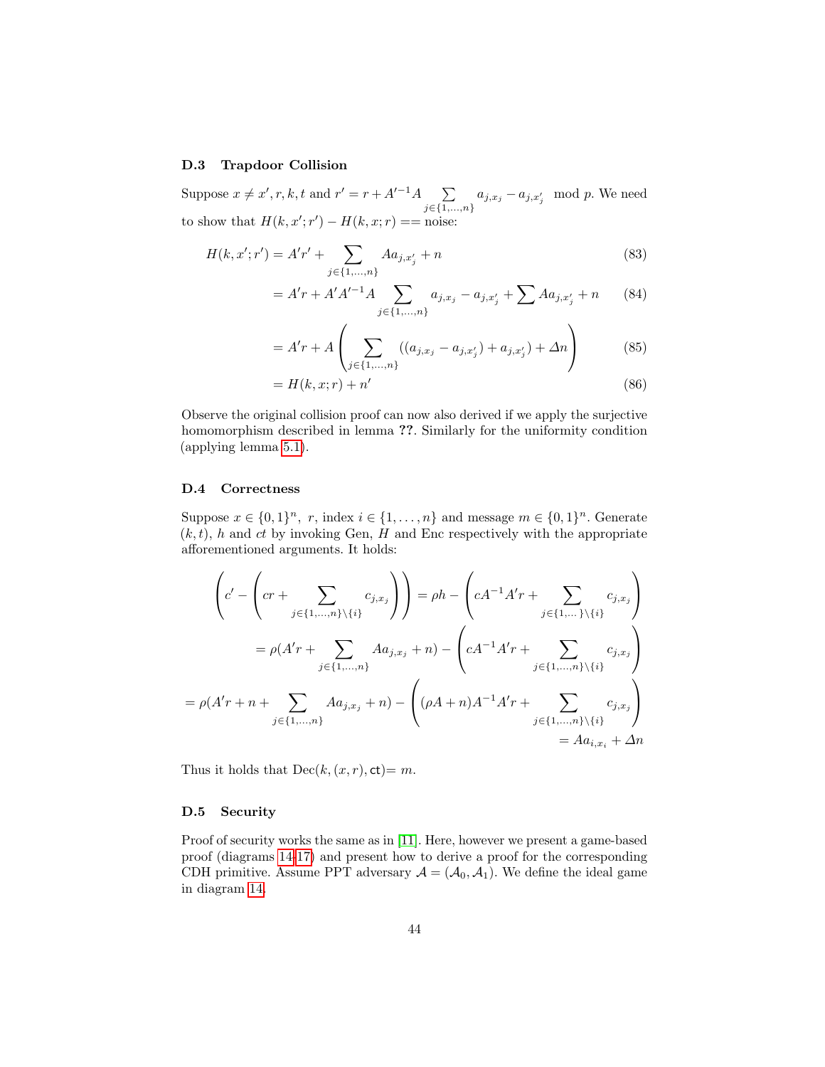### D.3 Trapdoor Collision

Suppose $x \neq x', r, k, t$ and $r' = r + A'^{-1}A \sum_{j \in \{1,\dots,n\}} a_{j,x_j} - a_{j,x'_j} \mod p$. We need to show that $H(k, x'; r') - H(k, x; r) ==$ noise:

$$H(k, x'; r') = A'r' + \sum_{j \in \{1,\dots,n\}} A a_{j,x'_j} + n \tag{83}$$

$$= A'r + A'A'^{-1}A \sum_{j \in \{1,\dots,n\}} a_{j,x_j} - a_{j,x'_j} + \sum A a_{j,x'_j} + n \tag{84}$$

$$= A'r + A\left(\sum_{j \in \{1,\dots,n\}} ((a_{j,x_j} - a_{j,x'_j}) + a_{j,x'_j}) + \Delta n\right) \tag{85}$$

$$= H(k, x; r) + n' \tag{86}$$

Observe the original collision proof can now also derived if we apply the surjective homomorphism described in lemma **??**. Similarly for the uniformity condition (applying lemma 5.1).

### D.4 Correctness

Suppose $x \in \{0,1\}^n$, $r$, index $i \in \{1,\dots,n\}$ and message $m \in \{0,1\}^n$. Generate $(k,t)$, $h$ and $ct$ by invoking Gen, $H$ and Enc respectively with the appropriate afforementioned arguments. It holds:

$$\left(c' - \left(cr + \sum_{j \in \{1,\dots,n\} \setminus \{i\}} c_{j,x_j}\right)\right) = \rho h - \left(cA^{-1}A'r + \sum_{j \in \{1,\dots\} \setminus \{i\}} c_{j,x_j}\right)$$

$$= \rho(A'r + \sum_{j \in \{1,\dots,n\}} A a_{j,x_j} + n) - \left(cA^{-1}A'r + \sum_{j \in \{1,\dots,n\} \setminus \{i\}} c_{j,x_j}\right)$$

$$= \rho(A'r + n + \sum_{j \in \{1,\dots,n\}} A a_{j,x_j} + n) - \left((\rho A + n)A^{-1}A'r + \sum_{j \in \{1,\dots,n\} \setminus \{i\}} c_{j,x_j}\right)$$

$$= A a_{i,x_i} + \Delta n$$

Thus it holds that $\text{Dec}(k, (x, r), \mathsf{ct}) = m$.

### D.5 Security

Proof of security works the same as in [11]. Here, however we present a game-based proof (diagrams 14-17) and present how to derive a proof for the corresponding CDH primitive. Assume PPT adversary $\mathcal{A} = (\mathcal{A}_0, \mathcal{A}_1)$. We define the ideal game in diagram 14.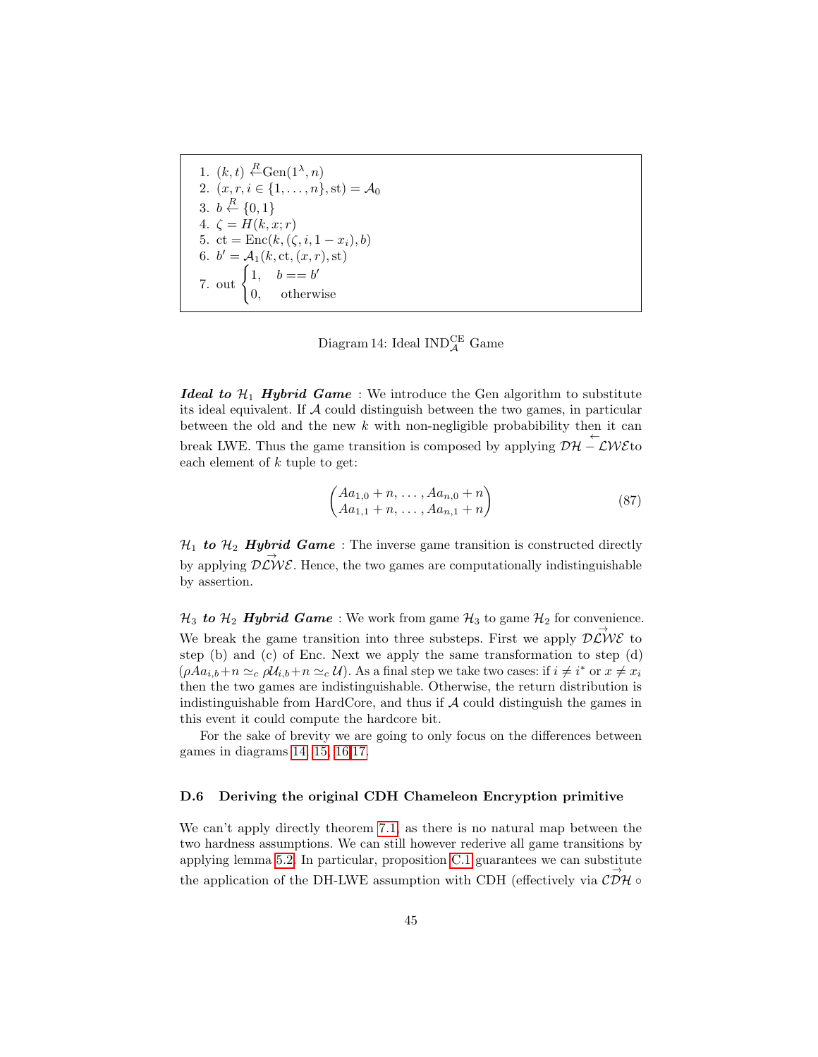1. $(k,t) \xleftarrow{R} \text{Gen}(1^\lambda, n)$
2. $(x, r, i \in \{1, \dots, n\}, \text{st}) = \mathcal{A}_0$
3. $b \xleftarrow{R} \{0,1\}$
4. $\zeta = H(k, x; r)$
5. $\text{ct} = \text{Enc}(k, (\zeta, i, 1 - x_i), b)$
6. $b' = \mathcal{A}_1(k, \text{ct}, (x, r), \text{st})$
7. out $\begin{cases} 1, & b == b' \\ 0, & \text{otherwise} \end{cases}$

Diagram 14: Ideal $\text{IND}_{\mathcal{A}}^{\text{CE}}$ Game

***Ideal to $\mathcal{H}_1$ Hybrid Game*** : We introduce the Gen algorithm to substitute its ideal equivalent. If $\mathcal{A}$ could distinguish between the two games, in particular between the old and the new $k$ with non-negligible probability then it can break LWE. Thus the game transition is composed by applying $\overleftarrow{\mathcal{DH} - \mathcal{LWE}}$to each element of $k$ tuple to get:

$$\begin{pmatrix} Aa_{1,0} + n, \dots, Aa_{n,0} + n \\ Aa_{1,1} + n, \dots, Aa_{n,1} + n \end{pmatrix} \tag{87}$$

***$\mathcal{H}_1$ to $\mathcal{H}_2$ Hybrid Game*** : The inverse game transition is constructed directly by applying $\overrightarrow{\mathcal{DLWE}}$. Hence, the two games are computationally indistinguishable by assertion.

***$\mathcal{H}_3$ to $\mathcal{H}_2$ Hybrid Game*** : We work from game $\mathcal{H}_3$ to game $\mathcal{H}_2$ for convenience. We break the game transition into three substeps. First we apply $\overrightarrow{\mathcal{DLWE}}$ to step (b) and (c) of Enc. Next we apply the same transformation to step (d) ($\rho A a_{i,b} + n \simeq_c \rho \mathcal{U}_{i,b} + n \simeq_c \mathcal{U}$). As a final step we take two cases: if $i \neq i^*$ or $x \neq x_i$ then the two games are indistinguishable. Otherwise, the return distribution is indistinguishable from HardCore, and thus if $\mathcal{A}$ could distinguish the games in this event it could compute the hardcore bit.

For the sake of brevity we are going to only focus on the differences between games in diagrams 14, 15, 16 17.

### D.6 Deriving the original CDH Chameleon Encryption primitive

We can't apply directly theorem 7.1, as there is no natural map between the two hardness assumptions. We can still however rederive all game transitions by applying lemma 5.2. In particular, proposition C.1 guarantees we can substitute the application of the DH-LWE assumption with CDH (effectively via $\overrightarrow{\mathcal{CDH}} \circ$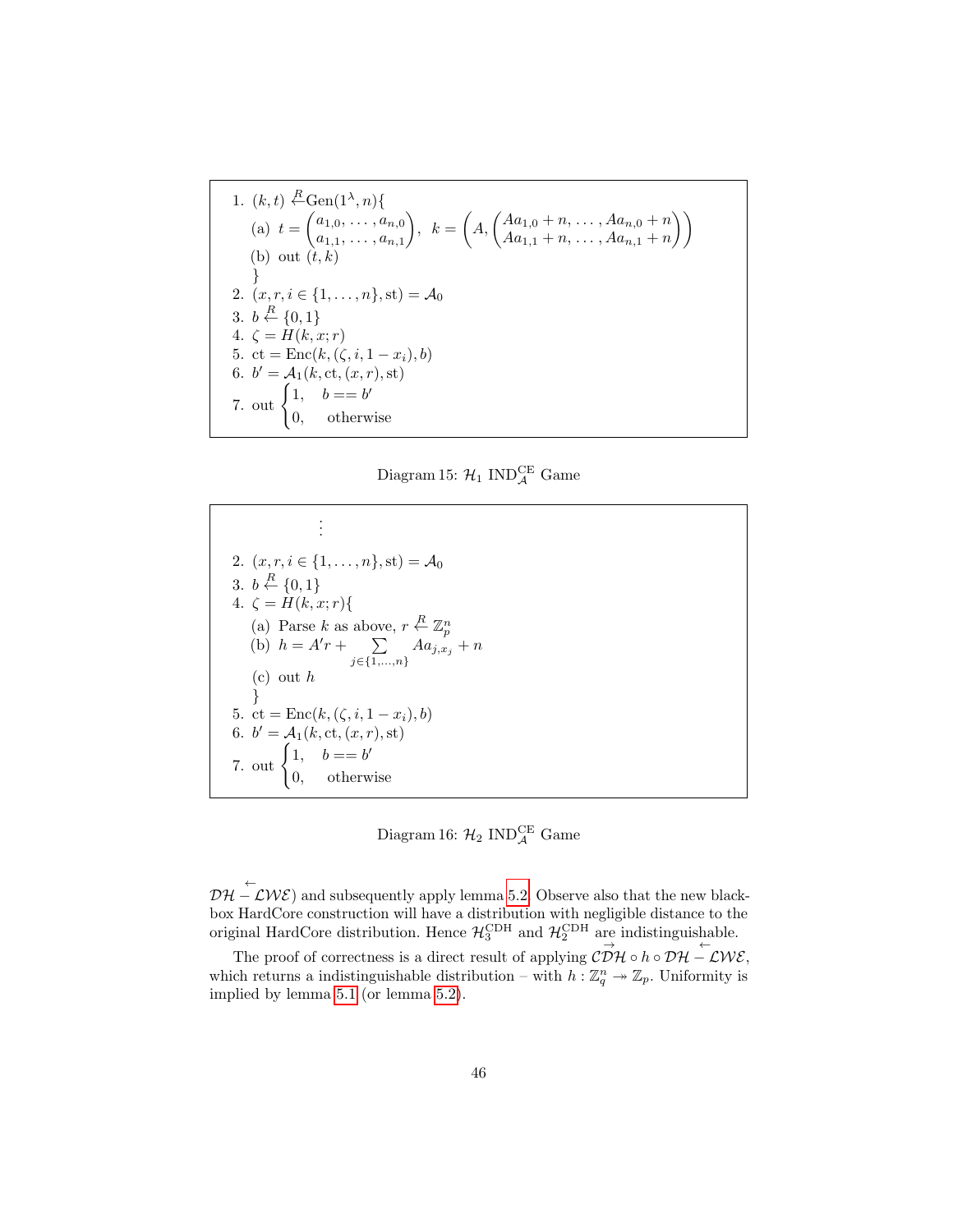1. $(k, t) \overset{R}{\leftarrow} \text{Gen}(1^\lambda, n)\{$
   (a) $t = \begin{pmatrix} a_{1,0}, \ldots, a_{n,0} \\ a_{1,1}, \ldots, a_{n,1} \end{pmatrix}, \;\; k = \left( A, \begin{pmatrix} Aa_{1,0} + n, \ldots, Aa_{n,0} + n \\ Aa_{1,1} + n, \ldots, Aa_{n,1} + n \end{pmatrix} \right)$
   (b) out $(t, k)$
   $\}$
2. $(x, r, i \in \{1, \ldots, n\}, \text{st}) = \mathcal{A}_0$
3. $b \overset{R}{\leftarrow} \{0, 1\}$
4. $\zeta = H(k, x; r)$
5. $\text{ct} = \text{Enc}(k, (\zeta, i, 1 - x_i), b)$
6. $b' = \mathcal{A}_1(k, \text{ct}, (x, r), \text{st})$
7. out $\begin{cases} 1, & b == b' \\ 0, & \text{otherwise} \end{cases}$

Diagram 15: $\mathcal{H}_1$ $\text{IND}^{\text{CE}}_{\mathcal{A}}$ Game

$\vdots$

2. $(x, r, i \in \{1, \ldots, n\}, \text{st}) = \mathcal{A}_0$
3. $b \overset{R}{\leftarrow} \{0, 1\}$
4. $\zeta = H(k, x; r)\{$
   (a) Parse $k$ as above, $r \overset{R}{\leftarrow} \mathbb{Z}_p^n$
   (b) $h = A'r + \sum_{j \in \{1, \ldots, n\}} Aa_{j, x_j} + n$
   (c) out $h$
   $\}$
5. $\text{ct} = \text{Enc}(k, (\zeta, i, 1 - x_i), b)$
6. $b' = \mathcal{A}_1(k, \text{ct}, (x, r), \text{st})$
7. out $\begin{cases} 1, & b == b' \\ 0, & \text{otherwise} \end{cases}$

Diagram 16: $\mathcal{H}_2$ $\text{IND}^{\text{CE}}_{\mathcal{A}}$ Game

$\overleftarrow{\mathcal{DH} - \mathcal{LWE}}$) and subsequently apply lemma 5.2. Observe also that the new black-box HardCore construction will have a distribution with negligible distance to the original HardCore distribution. Hence $\mathcal{H}_3^{\text{CDH}}$ and $\mathcal{H}_2^{\text{CDH}}$ are indistinguishable.

The proof of correctness is a direct result of applying $\overrightarrow{\mathcal{CDH}} \circ h \circ \overleftarrow{\mathcal{DH} - \mathcal{LWE}}$, which returns a indistinguishable distribution – with $h : \mathbb{Z}_q^n \twoheadrightarrow \mathbb{Z}_p$. Uniformity is implied by lemma 5.1 (or lemma 5.2).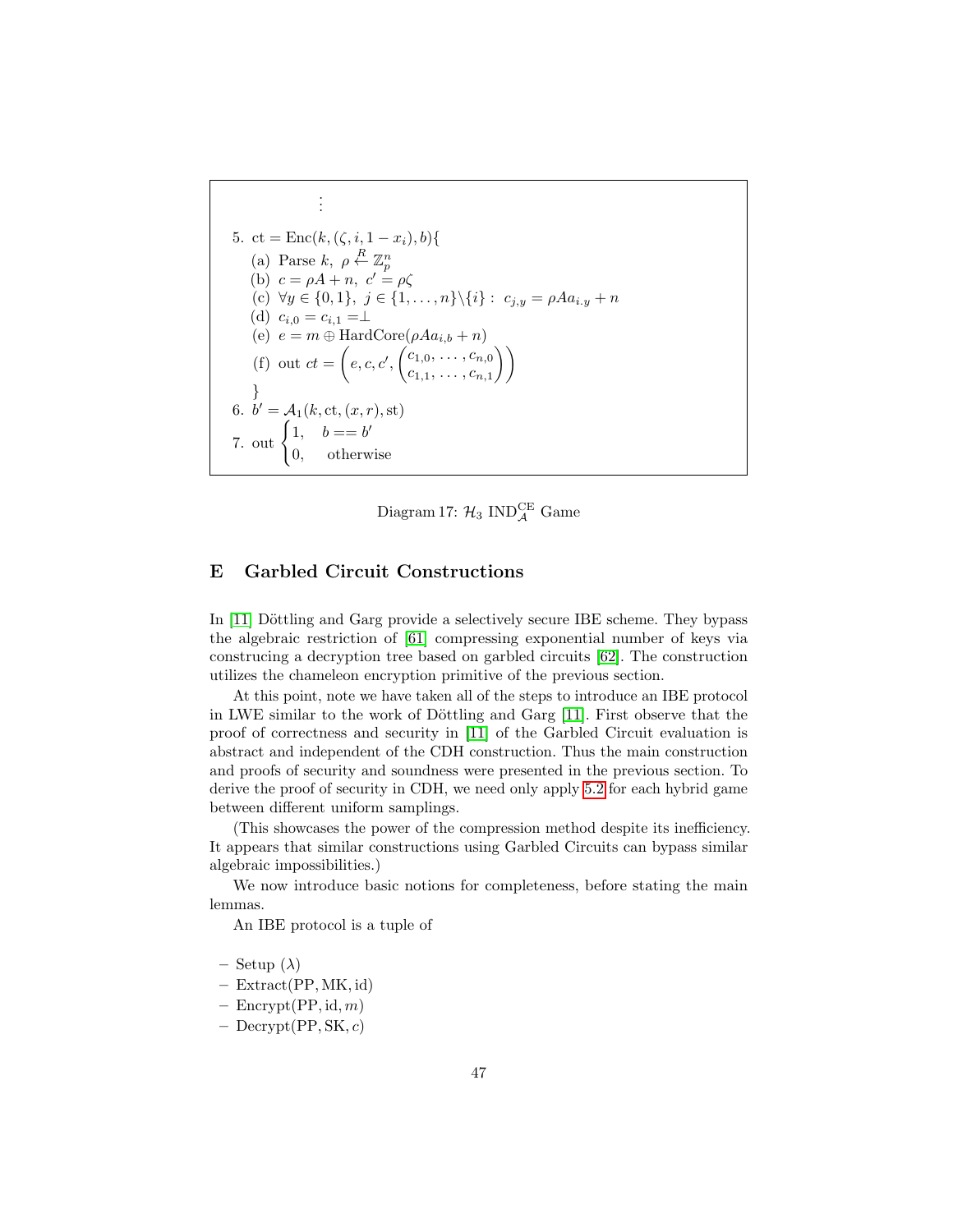⋮

5. $\mathrm{ct} = \mathrm{Enc}(k, (\zeta, i, 1 - x_i), b)\{$
   (a) Parse $k$, $\rho \xleftarrow{R} \mathbb{Z}_p^n$
   (b) $c = \rho A + n$, $c' = \rho\zeta$
   (c) $\forall y \in \{0, 1\}$, $j \in \{1, \ldots, n\} \backslash \{i\}$ : $c_{j,y} = \rho A a_{i.y} + n$
   (d) $c_{i,0} = c_{i,1} = \perp$
   (e) $e = m \oplus \mathrm{HardCore}(\rho A a_{i,b} + n)$
   (f) out $ct = \left(e, c, c', \begin{pmatrix} c_{1,0}, \ldots, c_{n,0} \\ c_{1,1}, \ldots, c_{n,1} \end{pmatrix}\right)$

   $\}$
6. $b' = \mathcal{A}_1(k, \mathrm{ct}, (x, r), \mathrm{st})$
7. out $\begin{cases} 1, & b == b' \\ 0, & \text{otherwise} \end{cases}$

Diagram 17: $\mathcal{H}_3$ $\mathrm{IND}_{\mathcal{A}}^{\mathrm{CE}}$ Game

# E Garbled Circuit Constructions

In [11] Döttling and Garg provide a selectively secure IBE scheme. They bypass the algebraic restriction of [61] compressing exponential number of keys via construcing a decryption tree based on garbled circuits [62]. The construction utilizes the chameleon encryption primitive of the previous section.

At this point, note we have taken all of the steps to introduce an IBE protocol in LWE similar to the work of Döttling and Garg [11]. First observe that the proof of correctness and security in [11] of the Garbled Circuit evaluation is abstract and independent of the CDH construction. Thus the main construction and proofs of security and soundness were presented in the previous section. To derive the proof of security in CDH, we need only apply 5.2 for each hybrid game between different uniform samplings.

(This showcases the power of the compression method despite its inefficiency. It appears that similar constructions using Garbled Circuits can bypass similar algebraic impossibilities.)

We now introduce basic notions for completeness, before stating the main lemmas.

An IBE protocol is a tuple of

– Setup $(\lambda)$
– $\mathrm{Extract}(\mathrm{PP}, \mathrm{MK}, \mathrm{id})$
– $\mathrm{Encrypt}(\mathrm{PP}, \mathrm{id}, m)$
– $\mathrm{Decrypt}(\mathrm{PP}, \mathrm{SK}, c)$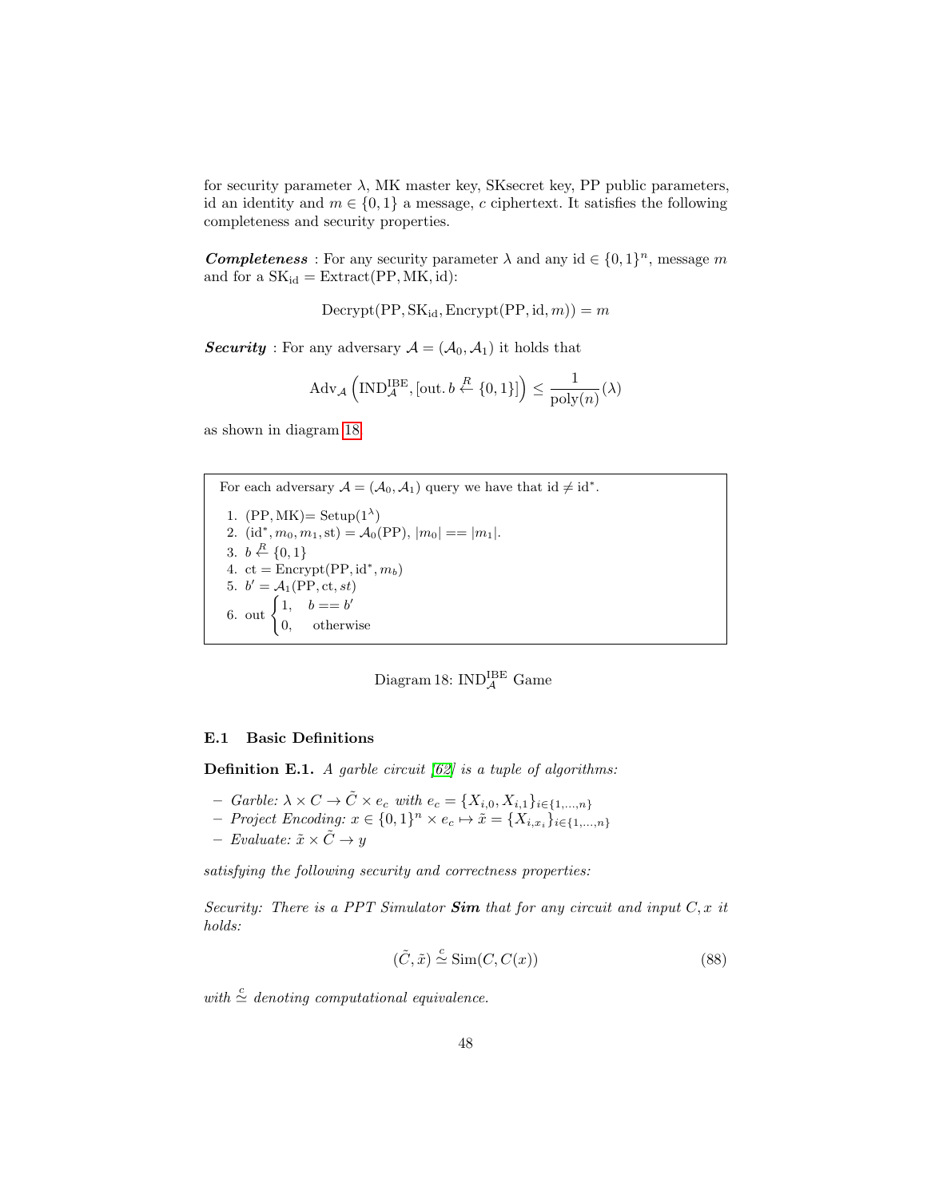for security parameter $\lambda$, MK master key, SKsecret key, PP public parameters, id an identity and $m \in \{0,1\}$ a message, $c$ ciphertext. It satisfies the following completeness and security properties.

***Completeness*** : For any security parameter $\lambda$ and any $\text{id} \in \{0,1\}^n$, message $m$ and for a $\text{SK}_{\text{id}} = \text{Extract}(\text{PP}, \text{MK}, \text{id})$:

$$\text{Decrypt}(\text{PP}, \text{SK}_{\text{id}}, \text{Encrypt}(\text{PP}, \text{id}, m)) = m$$

***Security*** : For any adversary $\mathcal{A} = (\mathcal{A}_0, \mathcal{A}_1)$ it holds that

$$\text{Adv}_{\mathcal{A}}\left(\text{IND}_{\mathcal{A}}^{\text{IBE}}, [\text{out}.\, b \overset{R}{\leftarrow} \{0,1\}]\right) \leq \frac{1}{\text{poly}(n)}(\lambda)$$

as shown in diagram 18.

For each adversary $\mathcal{A} = (\mathcal{A}_0, \mathcal{A}_1)$ query we have that $\text{id} \neq \text{id}^*$.

1. $(\text{PP}, \text{MK}) = \text{Setup}(1^\lambda)$
2. $(\text{id}^*, m_0, m_1, \text{st}) = \mathcal{A}_0(\text{PP})$, $|m_0| == |m_1|$.
3. $b \overset{R}{\leftarrow} \{0,1\}$
4. $\text{ct} = \text{Encrypt}(\text{PP}, \text{id}^*, m_b)$
5. $b' = \mathcal{A}_1(\text{PP}, \text{ct}, st)$
6. out $\begin{cases} 1, & b == b' \\ 0, & \text{otherwise} \end{cases}$

Diagram 18: $\text{IND}_{\mathcal{A}}^{\text{IBE}}$ Game

### E.1 Basic Definitions

**Definition E.1.** *A garble circuit [62] is a tuple of algorithms:*

- *Garble:* $\lambda \times C \to \tilde{C} \times e_c$ *with* $e_c = \{X_{i,0}, X_{i,1}\}_{i \in \{1,\ldots,n\}}$
- *Project Encoding:* $x \in \{0,1\}^n \times e_c \mapsto \tilde{x} = \{X_{i,x_i}\}_{i \in \{1,\ldots,n\}}$
- *Evaluate:* $\tilde{x} \times \tilde{C} \to y$

*satisfying the following security and correctness properties:*

*Security: There is a PPT Simulator* ***Sim*** *that for any circuit and input* $C, x$ *it holds:*

$$(\tilde{C}, \tilde{x}) \overset{c}{\simeq} \text{Sim}(C, C(x)) \tag{88}$$

*with* $\overset{c}{\simeq}$ *denoting computational equivalence.*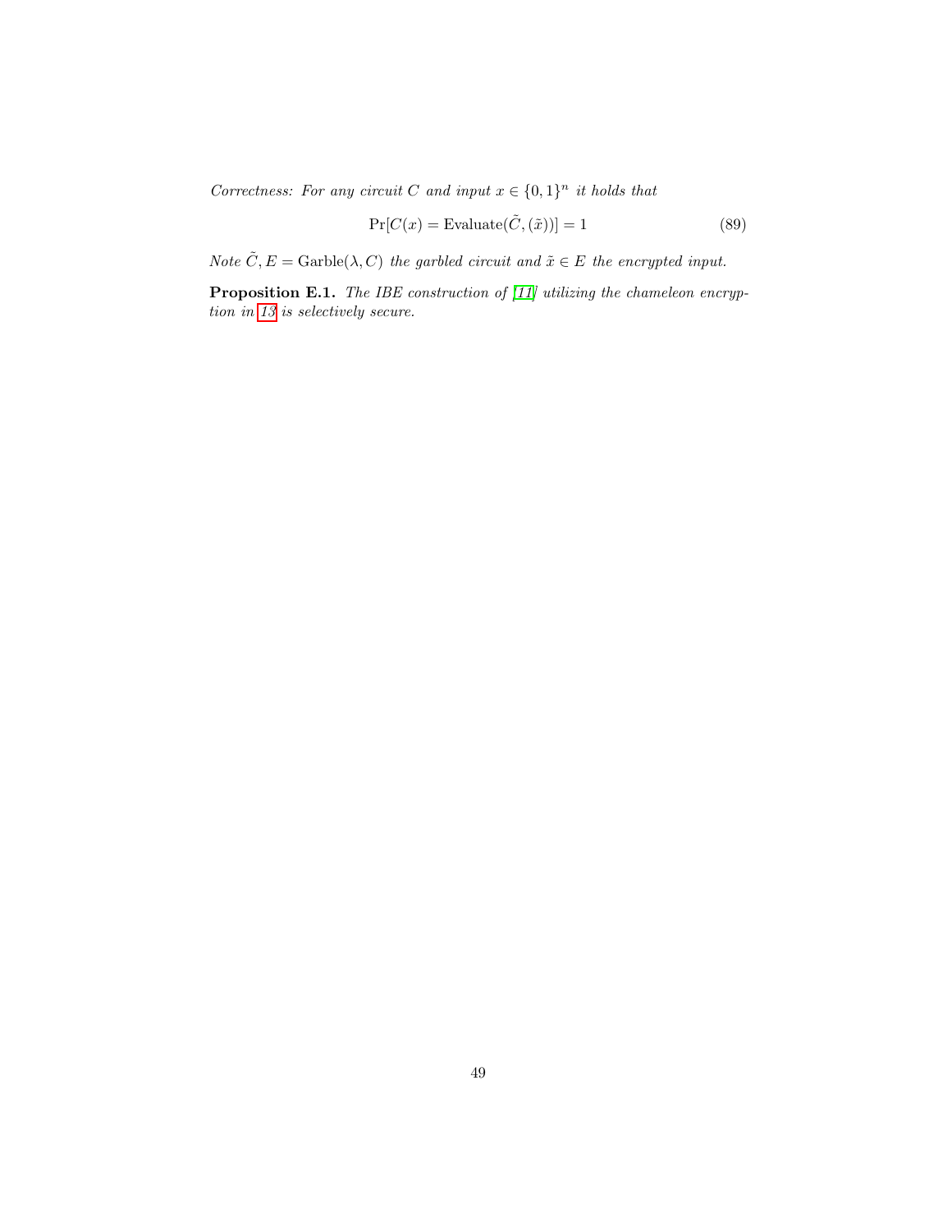*Correctness: For any circuit $C$ and input $x \in \{0,1\}^n$ it holds that*

$$\Pr[C(x) = \text{Evaluate}(\tilde{C}, (\tilde{x}))] = 1 \tag{89}$$

*Note $\tilde{C}, E = \text{Garble}(\lambda, C)$ the garbled circuit and $\tilde{x} \in E$ the encrypted input.*

**Proposition E.1.** *The IBE construction of [11] utilizing the chameleon encryption in 13 is selectively secure.*